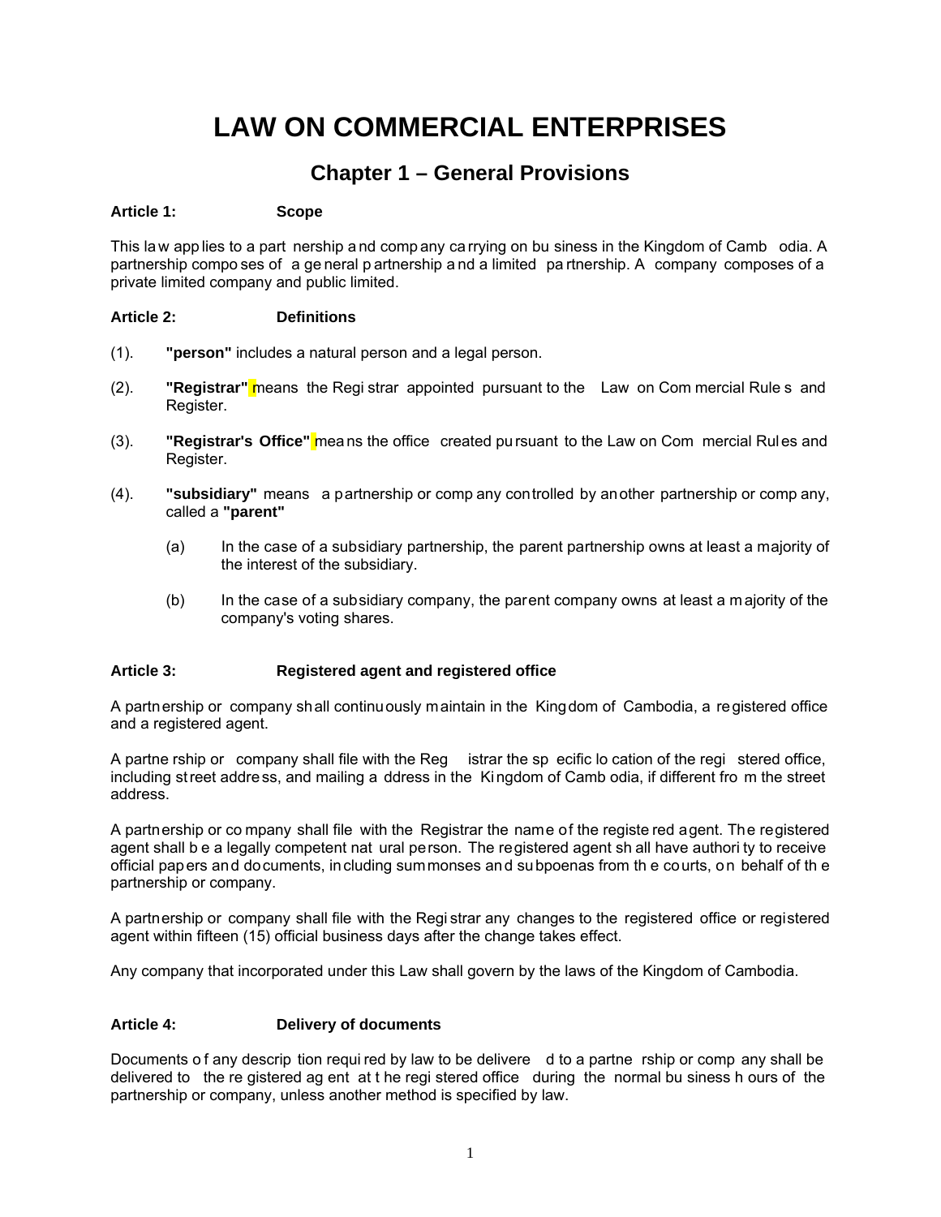# LAW ON COMMERCIAL ENTERPRISES

## Chapter 1 – General Provisions

**Article 1: Scope**

This law applies to a partnership and company carrying on business in the Kingdom of Cambodia. A partnership composes of a general partnership and a limited partnership. A company composes of a private limited company and public limited.

**Article 2: Definitions**

(1). **"person"** includes a natural person and a legal person.

(2). **"Registrar"** means the Registrar appointed pursuant to the Law on Commercial Rules and Register.

(3). **"Registrar's Office"** means the office created pursuant to the Law on Commercial Rules and Register.

(4). **"subsidiary"** means a partnership or company controlled by another partnership or company, called a **"parent"**

- (a) In the case of a subsidiary partnership, the parent partnership owns at least a majority of the interest of the subsidiary.
- (b) In the case of a subsidiary company, the parent company owns at least a majority of the company's voting shares.

**Article 3: Registered agent and registered office**

A partnership or company shall continuously maintain in the Kingdom of Cambodia, a registered office and a registered agent.

A partnership or company shall file with the Registrar the specific location of the registered office, including street address, and mailing address in the Kingdom of Cambodia, if different from the street address.

A partnership or company shall file with the Registrar the name of the registered agent. The registered agent shall be a legally competent natural person. The registered agent shall have authority to receive official papers and documents, including summonses and subpoenas from the courts, on behalf of the partnership or company.

A partnership or company shall file with the Registrar any changes to the registered office or registered agent within fifteen (15) official business days after the change takes effect.

Any company that incorporated under this Law shall govern by the laws of the Kingdom of Cambodia.

**Article 4: Delivery of documents**

Documents of any description required by law to be delivered to a partnership or company shall be delivered to the registered agent at the registered office during the normal business hours of the partnership or company, unless another method is specified by law.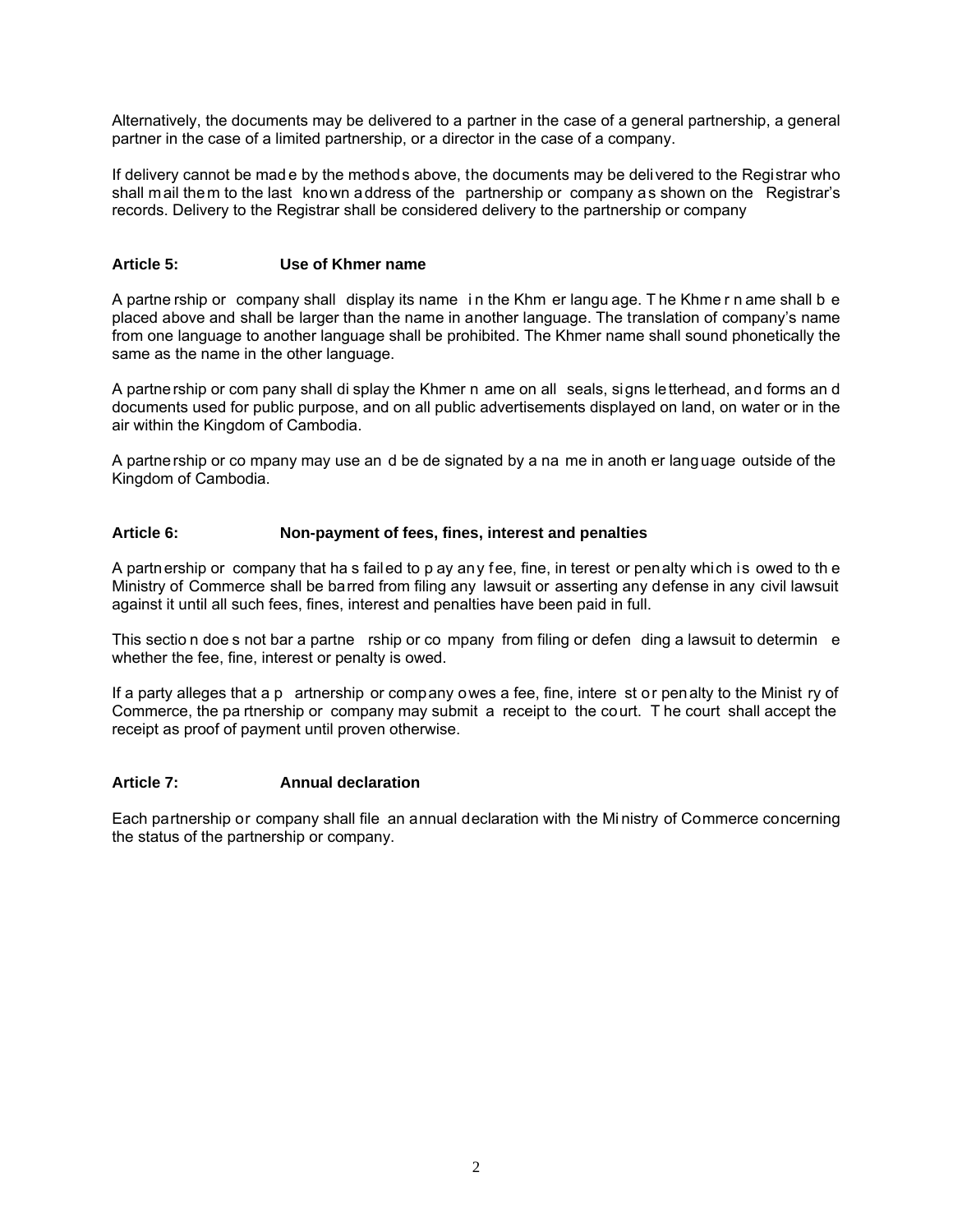Alternatively, the documents may be delivered to a partner in the case of a general partnership, a general partner in the case of a limited partnership, or a director in the case of a company.

If delivery cannot be made by the methods above, the documents may be delivered to the Registrar who shall mail them to the last known address of the partnership or company as shown on the Registrar's records. Delivery to the Registrar shall be considered delivery to the partnership or company

### Article 5: Use of Khmer name

A partnership or company shall display its name in the Khmer language. The Khmer name shall be placed above and shall be larger than the name in another language. The translation of company's name from one language to another language shall be prohibited. The Khmer name shall sound phonetically the same as the name in the other language.

A partnership or company shall display the Khmer name on all seals, signs letterhead, and forms and documents used for public purpose, and on all public advertisements displayed on land, on water or in the air within the Kingdom of Cambodia.

A partnership or company may use and be designated by a name in another language outside of the Kingdom of Cambodia.

### Article 6: Non-payment of fees, fines, interest and penalties

A partnership or company that has failed to pay any fee, fine, interest or penalty which is owed to the Ministry of Commerce shall be barred from filing any lawsuit or asserting any defense in any civil lawsuit against it until all such fees, fines, interest and penalties have been paid in full.

This section does not bar a partnership or company from filing or defending a lawsuit to determine whether the fee, fine, interest or penalty is owed.

If a party alleges that a partnership or company owes a fee, fine, interest or penalty to the Ministry of Commerce, the partnership or company may submit a receipt to the court. The court shall accept the receipt as proof of payment until proven otherwise.

### Article 7: Annual declaration

Each partnership or company shall file an annual declaration with the Ministry of Commerce concerning the status of the partnership or company.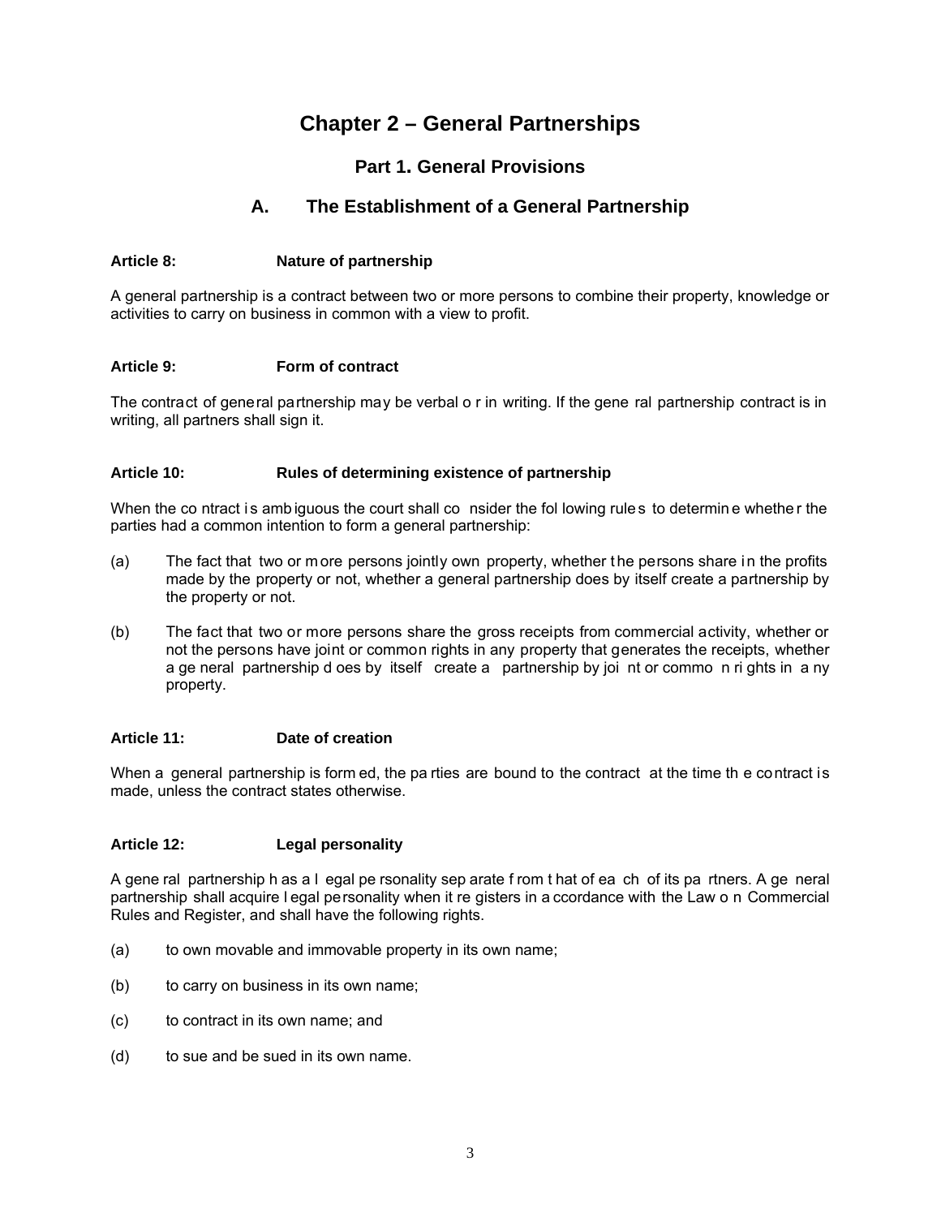# Chapter 2 – General Partnerships

## Part 1. General Provisions

### A. The Establishment of a General Partnership

**Article 8: Nature of partnership**

A general partnership is a contract between two or more persons to combine their property, knowledge or activities to carry on business in common with a view to profit.

**Article 9: Form of contract**

The contract of general partnership may be verbal or in writing. If the general partnership contract is in writing, all partners shall sign it.

**Article 10: Rules of determining existence of partnership**

When the contract is ambiguous the court shall consider the following rules to determine whether the parties had a common intention to form a general partnership:

(a) The fact that two or more persons jointly own property, whether the persons share in the profits made by the property or not, whether a general partnership does by itself create a partnership by the property or not.

(b) The fact that two or more persons share the gross receipts from commercial activity, whether or not the persons have joint or common rights in any property that generates the receipts, whether a general partnership does by itself create a partnership by joint or common rights in any property.

**Article 11: Date of creation**

When a general partnership is formed, the parties are bound to the contract at the time the contract is made, unless the contract states otherwise.

**Article 12: Legal personality**

A general partnership has a legal personality separate from that of each of its partners. A general partnership shall acquire legal personality when it registers in accordance with the Law on Commercial Rules and Register, and shall have the following rights.

(a) to own movable and immovable property in its own name;

(b) to carry on business in its own name;

(c) to contract in its own name; and

(d) to sue and be sued in its own name.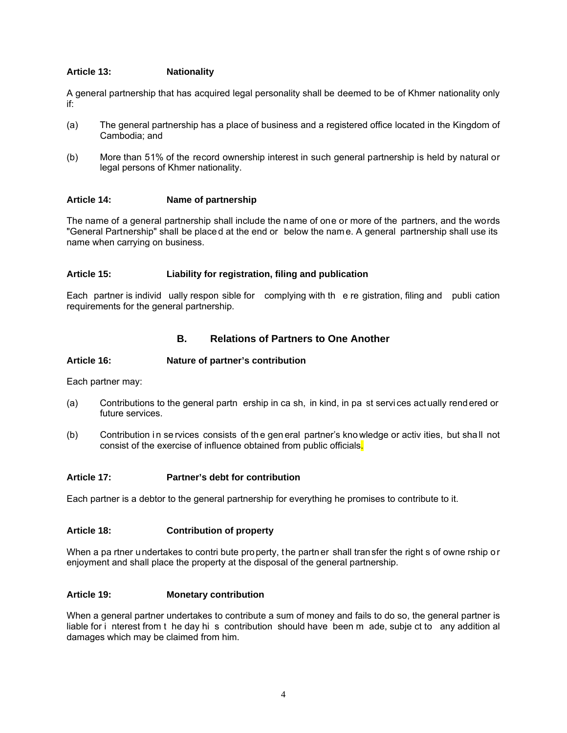**Article 13: Nationality**

A general partnership that has acquired legal personality shall be deemed to be of Khmer nationality only if:

(a) The general partnership has a place of business and a registered office located in the Kingdom of Cambodia; and

(b) More than 51% of the record ownership interest in such general partnership is held by natural or legal persons of Khmer nationality.

**Article 14: Name of partnership**

The name of a general partnership shall include the name of one or more of the partners, and the words "General Partnership" shall be placed at the end or below the name. A general partnership shall use its name when carrying on business.

**Article 15: Liability for registration, filing and publication**

Each partner is individually responsible for complying with the registration, filing and publication requirements for the general partnership.

## B. Relations of Partners to One Another

**Article 16: Nature of partner's contribution**

Each partner may:

(a) Contributions to the general partnership in cash, in kind, in past services actually rendered or future services.

(b) Contribution in services consists of the general partner's knowledge or activities, but shall not consist of the exercise of influence obtained from public officials.

**Article 17: Partner's debt for contribution**

Each partner is a debtor to the general partnership for everything he promises to contribute to it.

**Article 18: Contribution of property**

When a partner undertakes to contribute property, the partner shall transfer the rights of ownership or enjoyment and shall place the property at the disposal of the general partnership.

**Article 19: Monetary contribution**

When a general partner undertakes to contribute a sum of money and fails to do so, the general partner is liable for interest from the day his contribution should have been made, subject to any additional damages which may be claimed from him.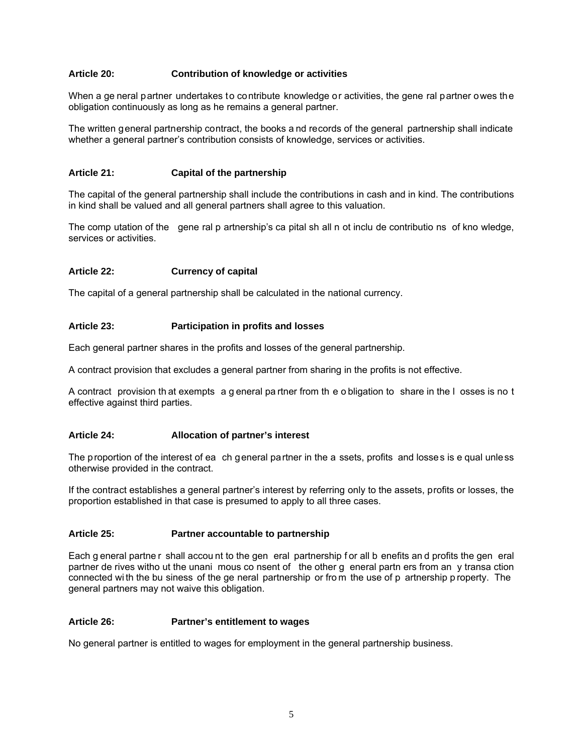**Article 20: Contribution of knowledge or activities**

When a general partner undertakes to contribute knowledge or activities, the general partner owes the obligation continuously as long as he remains a general partner.

The written general partnership contract, the books and records of the general partnership shall indicate whether a general partner's contribution consists of knowledge, services or activities.

**Article 21: Capital of the partnership**

The capital of the general partnership shall include the contributions in cash and in kind. The contributions in kind shall be valued and all general partners shall agree to this valuation.

The computation of the general partnership's capital shall not include contributions of knowledge, services or activities.

**Article 22: Currency of capital**

The capital of a general partnership shall be calculated in the national currency.

**Article 23: Participation in profits and losses**

Each general partner shares in the profits and losses of the general partnership.

A contract provision that excludes a general partner from sharing in the profits is not effective.

A contract provision that exempts a general partner from the obligation to share in the losses is not effective against third parties.

**Article 24: Allocation of partner's interest**

The proportion of the interest of each general partner in the assets, profits and losses is equal unless otherwise provided in the contract.

If the contract establishes a general partner's interest by referring only to the assets, profits or losses, the proportion established in that case is presumed to apply to all three cases.

**Article 25: Partner accountable to partnership**

Each general partner shall account to the general partnership for all benefits and profits the general partner derives without the unanimous consent of the other general partners from any transaction connected with the business of the general partnership or from the use of partnership property. The general partners may not waive this obligation.

**Article 26: Partner's entitlement to wages**

No general partner is entitled to wages for employment in the general partnership business.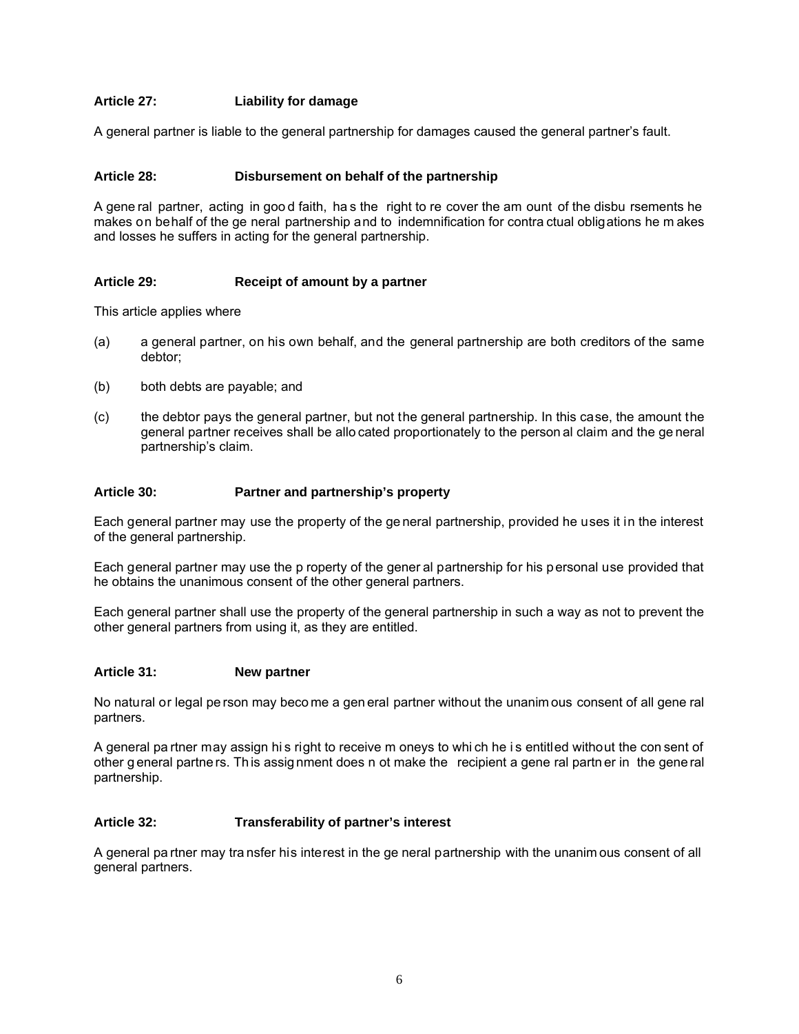### Article 27: Liability for damage

A general partner is liable to the general partnership for damages caused the general partner's fault.

### Article 28: Disbursement on behalf of the partnership

A general partner, acting in good faith, has the right to recover the amount of the disbursements he makes on behalf of the general partnership and to indemnification for contractual obligations he makes and losses he suffers in acting for the general partnership.

### Article 29: Receipt of amount by a partner

This article applies where

(a) a general partner, on his own behalf, and the general partnership are both creditors of the same debtor;

(b) both debts are payable; and

(c) the debtor pays the general partner, but not the general partnership. In this case, the amount the general partner receives shall be allocated proportionately to the personal claim and the general partnership's claim.

### Article 30: Partner and partnership's property

Each general partner may use the property of the general partnership, provided he uses it in the interest of the general partnership.

Each general partner may use the property of the general partnership for his personal use provided that he obtains the unanimous consent of the other general partners.

Each general partner shall use the property of the general partnership in such a way as not to prevent the other general partners from using it, as they are entitled.

### Article 31: New partner

No natural or legal person may become a general partner without the unanimous consent of all general partners.

A general partner may assign his right to receive moneys to which he is entitled without the consent of other general partners. This assignment does not make the recipient a general partner in the general partnership.

### Article 32: Transferability of partner's interest

A general partner may transfer his interest in the general partnership with the unanimous consent of all general partners.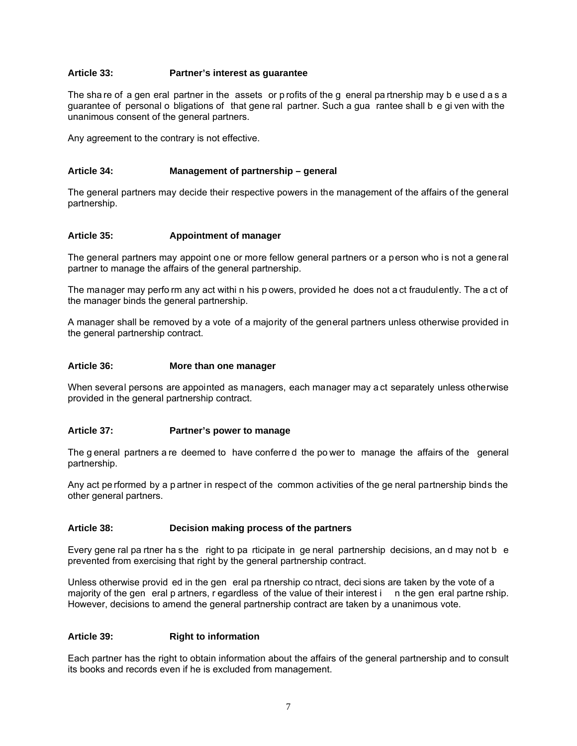### Article 33: Partner's interest as guarantee

The share of a general partner in the assets or profits of the general partnership may be used as a guarantee of personal obligations of that general partner. Such a guarantee shall be given with the unanimous consent of the general partners.

Any agreement to the contrary is not effective.

### Article 34: Management of partnership – general

The general partners may decide their respective powers in the management of the affairs of the general partnership.

### Article 35: Appointment of manager

The general partners may appoint one or more fellow general partners or a person who is not a general partner to manage the affairs of the general partnership.

The manager may perform any act within his powers, provided he does not act fraudulently. The act of the manager binds the general partnership.

A manager shall be removed by a vote of a majority of the general partners unless otherwise provided in the general partnership contract.

### Article 36: More than one manager

When several persons are appointed as managers, each manager may act separately unless otherwise provided in the general partnership contract.

### Article 37: Partner's power to manage

The general partners are deemed to have conferred the power to manage the affairs of the general partnership.

Any act performed by a partner in respect of the common activities of the general partnership binds the other general partners.

### Article 38: Decision making process of the partners

Every general partner has the right to participate in general partnership decisions, and may not be prevented from exercising that right by the general partnership contract.

Unless otherwise provided in the general partnership contract, decisions are taken by the vote of a majority of the general partners, regardless of the value of their interest in the general partnership. However, decisions to amend the general partnership contract are taken by a unanimous vote.

### Article 39: Right to information

Each partner has the right to obtain information about the affairs of the general partnership and to consult its books and records even if he is excluded from management.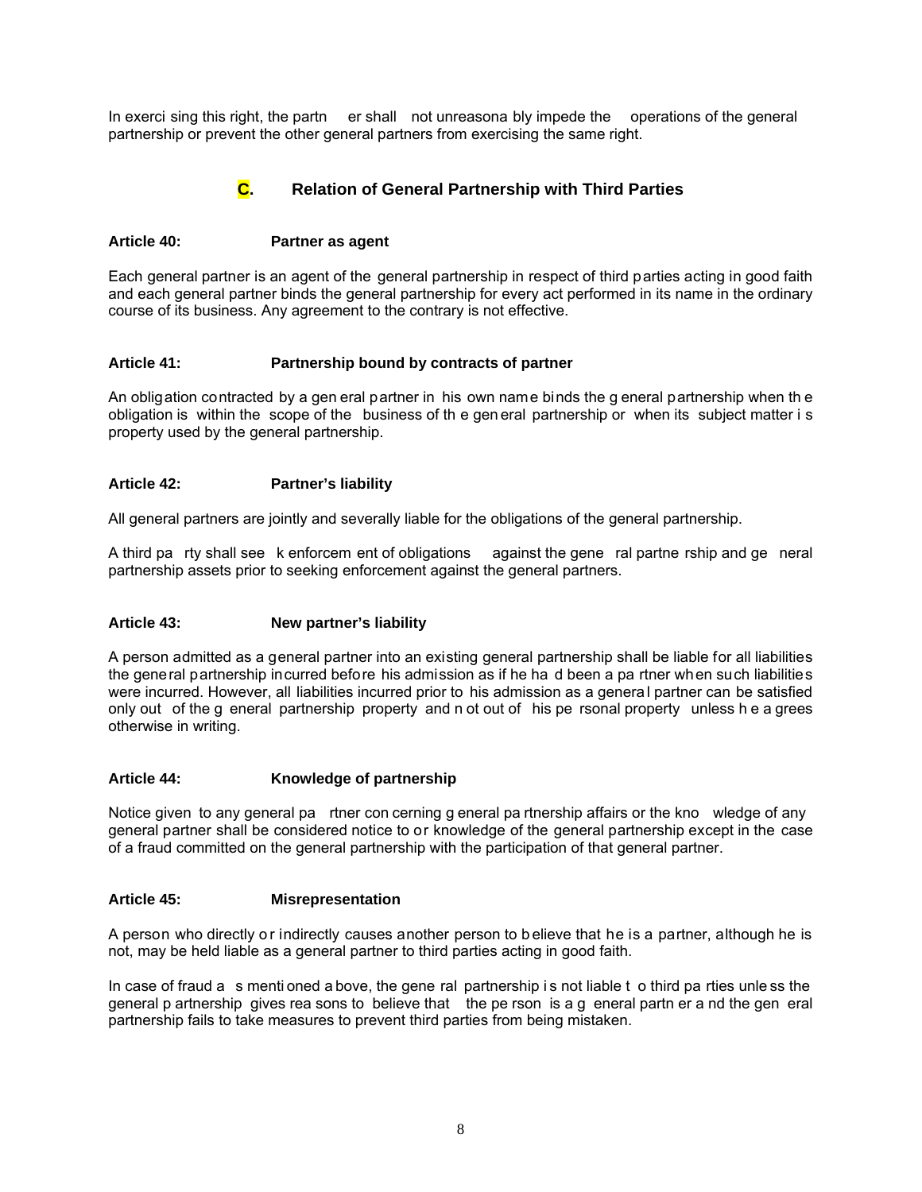In exercising this right, the partner shall not unreasonably impede the operations of the general partnership or prevent the other general partners from exercising the same right.

## C. Relation of General Partnership with Third Parties

### Article 40: Partner as agent

Each general partner is an agent of the general partnership in respect of third parties acting in good faith and each general partner binds the general partnership for every act performed in its name in the ordinary course of its business. Any agreement to the contrary is not effective.

### Article 41: Partnership bound by contracts of partner

An obligation contracted by a general partner in his own name binds the general partnership when the obligation is within the scope of the business of the general partnership or when its subject matter is property used by the general partnership.

### Article 42: Partner's liability

All general partners are jointly and severally liable for the obligations of the general partnership.

A third party shall seek enforcement of obligations against the general partnership and general partnership assets prior to seeking enforcement against the general partners.

### Article 43: New partner's liability

A person admitted as a general partner into an existing general partnership shall be liable for all liabilities the general partnership incurred before his admission as if he had been a partner when such liabilities were incurred. However, all liabilities incurred prior to his admission as a general partner can be satisfied only out of the general partnership property and not out of his personal property unless he agrees otherwise in writing.

### Article 44: Knowledge of partnership

Notice given to any general partner concerning general partnership affairs or the knowledge of any general partner shall be considered notice to or knowledge of the general partnership except in the case of a fraud committed on the general partnership with the participation of that general partner.

### Article 45: Misrepresentation

A person who directly or indirectly causes another person to believe that he is a partner, although he is not, may be held liable as a general partner to third parties acting in good faith.

In case of fraud as mentioned above, the general partnership is not liable to third parties unless the general partnership gives reasons to believe that the person is a general partner and the general partnership fails to take measures to prevent third parties from being mistaken.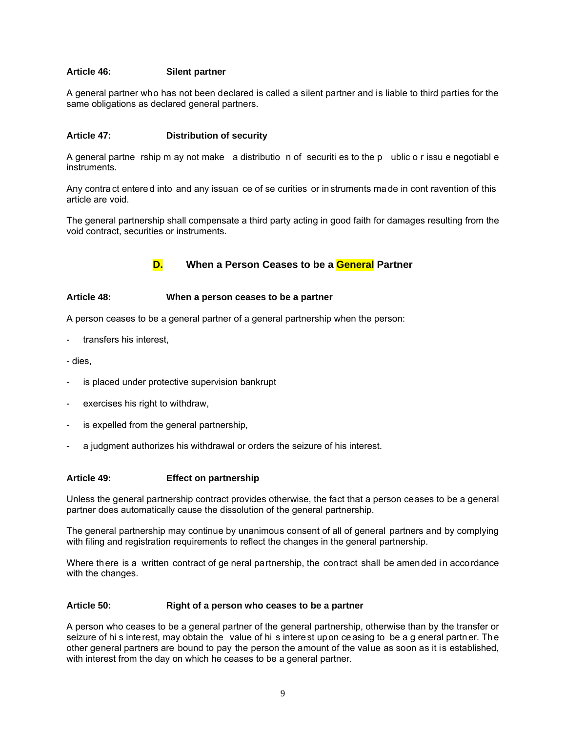#### Article 46: Silent partner

A general partner who has not been declared is called a silent partner and is liable to third parties for the same obligations as declared general partners.

#### Article 47: Distribution of security

A general partnership may not make a distribution of securities to the public or issue negotiable instruments.

Any contract entered into and any issuance of securities or instruments made in contravention of this article are void.

The general partnership shall compensate a third party acting in good faith for damages resulting from the void contract, securities or instruments.

### D. When a Person Ceases to be a General Partner

#### Article 48: When a person ceases to be a partner

A person ceases to be a general partner of a general partnership when the person:

- transfers his interest,
- dies,
- is placed under protective supervision bankrupt
- exercises his right to withdraw,
- is expelled from the general partnership,
- a judgment authorizes his withdrawal or orders the seizure of his interest.

#### Article 49: Effect on partnership

Unless the general partnership contract provides otherwise, the fact that a person ceases to be a general partner does automatically cause the dissolution of the general partnership.

The general partnership may continue by unanimous consent of all of general partners and by complying with filing and registration requirements to reflect the changes in the general partnership.

Where there is a written contract of general partnership, the contract shall be amended in accordance with the changes.

#### Article 50: Right of a person who ceases to be a partner

A person who ceases to be a general partner of the general partnership, otherwise than by the transfer or seizure of his interest, may obtain the value of his interest upon ceasing to be a general partner. The other general partners are bound to pay the person the amount of the value as soon as it is established, with interest from the day on which he ceases to be a general partner.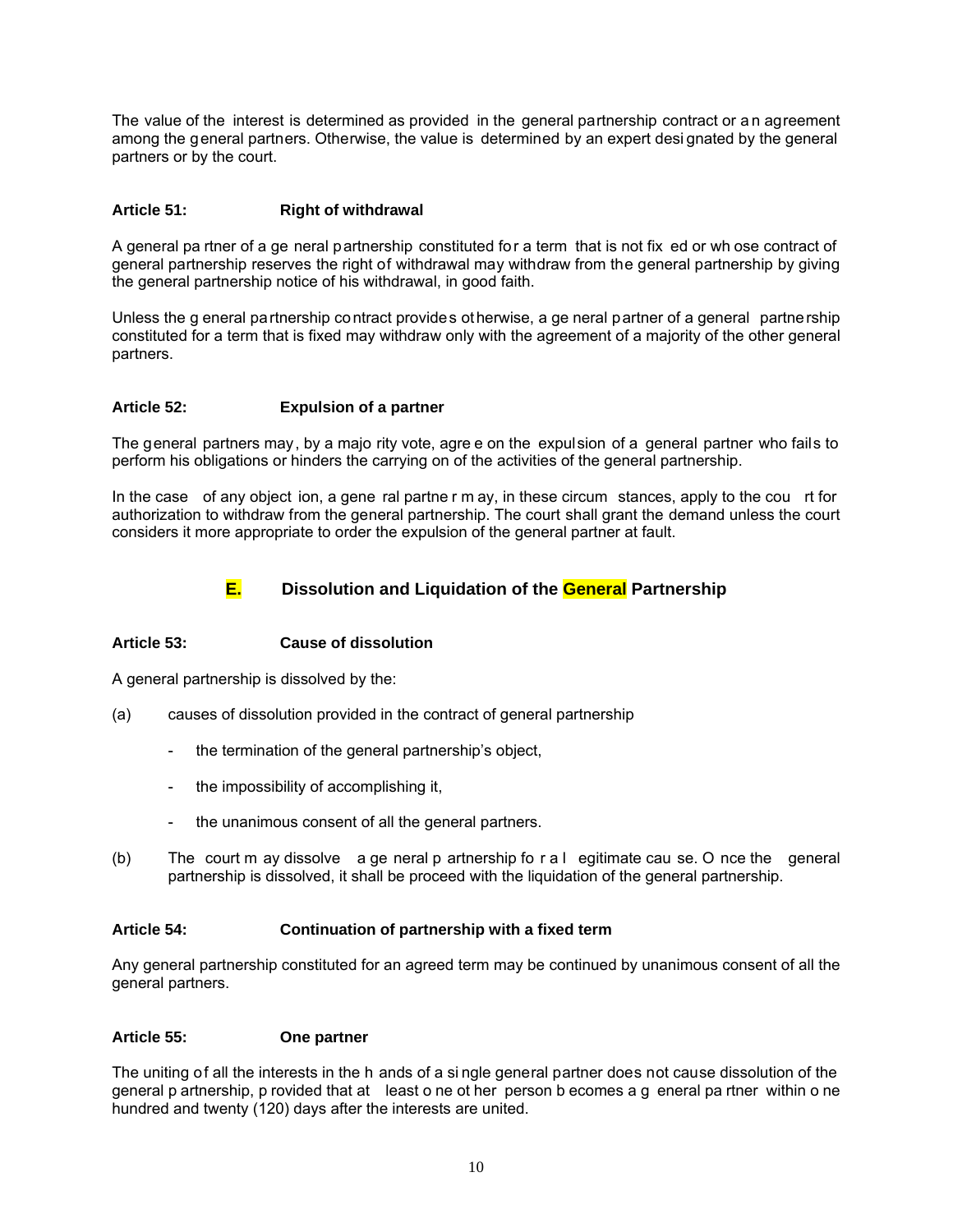The value of the interest is determined as provided in the general partnership contract or an agreement among the general partners. Otherwise, the value is determined by an expert designated by the general partners or by the court.

### Article 51: Right of withdrawal

A general partner of a general partnership constituted for a term that is not fixed or whose contract of general partnership reserves the right of withdrawal may withdraw from the general partnership by giving the general partnership notice of his withdrawal, in good faith.

Unless the general partnership contract provides otherwise, a general partner of a general partnership constituted for a term that is fixed may withdraw only with the agreement of a majority of the other general partners.

### Article 52: Expulsion of a partner

The general partners may, by a majority vote, agree on the expulsion of a general partner who fails to perform his obligations or hinders the carrying on of the activities of the general partnership.

In the case of any objection, a general partner may, in these circumstances, apply to the court for authorization to withdraw from the general partnership. The court shall grant the demand unless the court considers it more appropriate to order the expulsion of the general partner at fault.

## E. Dissolution and Liquidation of the General Partnership

### Article 53: Cause of dissolution

A general partnership is dissolved by the:

(a) causes of dissolution provided in the contract of general partnership

- the termination of the general partnership's object,
- the impossibility of accomplishing it,
- the unanimous consent of all the general partners.

(b) The court may dissolve a general partnership for a legitimate cause. Once the general partnership is dissolved, it shall be proceed with the liquidation of the general partnership.

### Article 54: Continuation of partnership with a fixed term

Any general partnership constituted for an agreed term may be continued by unanimous consent of all the general partners.

### Article 55: One partner

The uniting of all the interests in the hands of a single general partner does not cause dissolution of the general partnership, provided that at least one other person becomes a general partner within one hundred and twenty (120) days after the interests are united.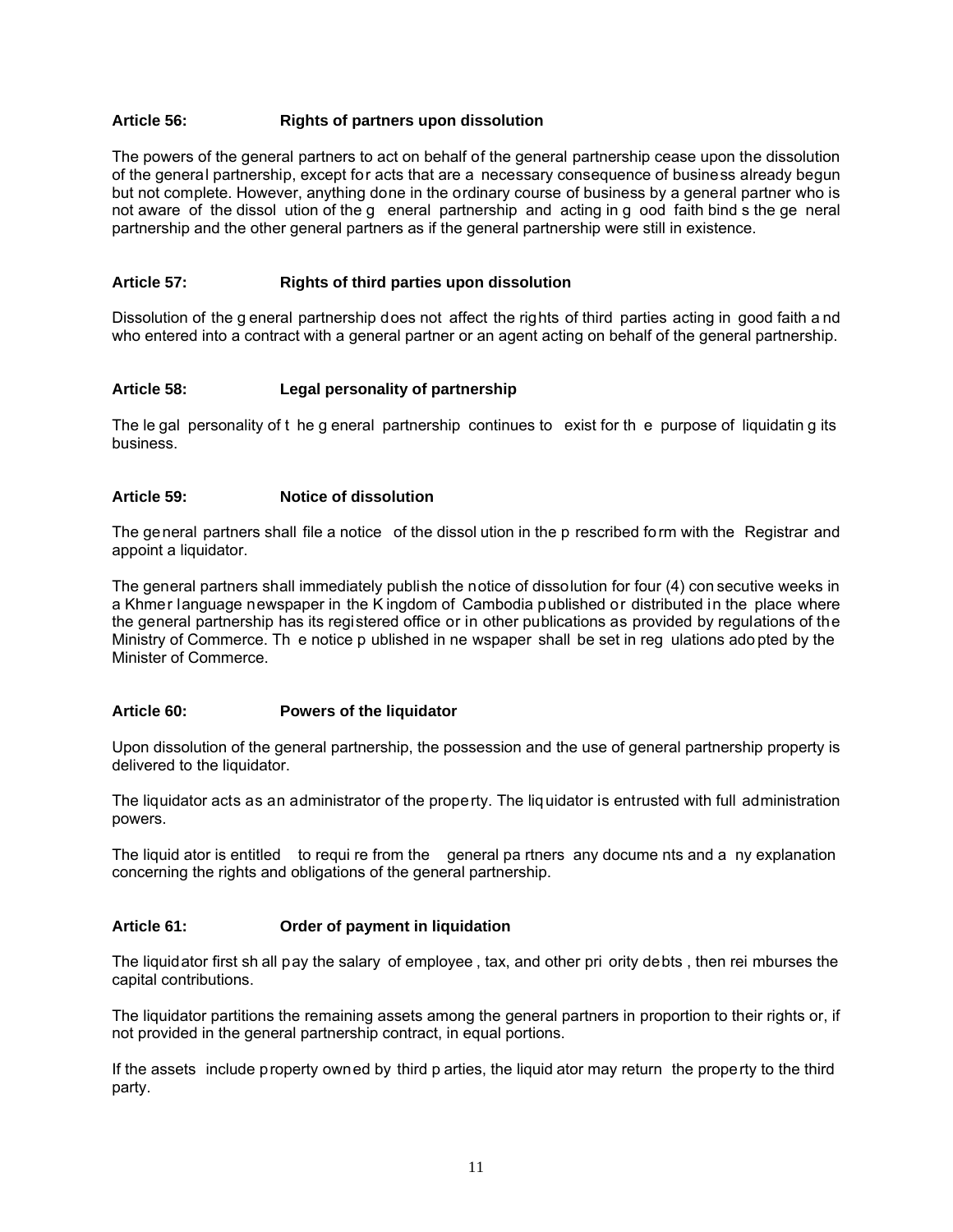### Article 56: Rights of partners upon dissolution

The powers of the general partners to act on behalf of the general partnership cease upon the dissolution of the general partnership, except for acts that are a necessary consequence of business already begun but not complete. However, anything done in the ordinary course of business by a general partner who is not aware of the dissolution of the general partnership and acting in good faith binds the general partnership and the other general partners as if the general partnership were still in existence.

### Article 57: Rights of third parties upon dissolution

Dissolution of the general partnership does not affect the rights of third parties acting in good faith and who entered into a contract with a general partner or an agent acting on behalf of the general partnership.

### Article 58: Legal personality of partnership

The legal personality of the general partnership continues to exist for the purpose of liquidating its business.

### Article 59: Notice of dissolution

The general partners shall file a notice of the dissolution in the prescribed form with the Registrar and appoint a liquidator.

The general partners shall immediately publish the notice of dissolution for four (4) consecutive weeks in a Khmer language newspaper in the Kingdom of Cambodia published or distributed in the place where the general partnership has its registered office or in other publications as provided by regulations of the Ministry of Commerce. The notice published in newspaper shall be set in regulations adopted by the Minister of Commerce.

### Article 60: Powers of the liquidator

Upon dissolution of the general partnership, the possession and the use of general partnership property is delivered to the liquidator.

The liquidator acts as an administrator of the property. The liquidator is entrusted with full administration powers.

The liquidator is entitled to require from the general partners any documents and any explanation concerning the rights and obligations of the general partnership.

### Article 61: Order of payment in liquidation

The liquidator first shall pay the salary of employee, tax, and other priority debts, then reimburses the capital contributions.

The liquidator partitions the remaining assets among the general partners in proportion to their rights or, if not provided in the general partnership contract, in equal portions.

If the assets include property owned by third parties, the liquidator may return the property to the third party.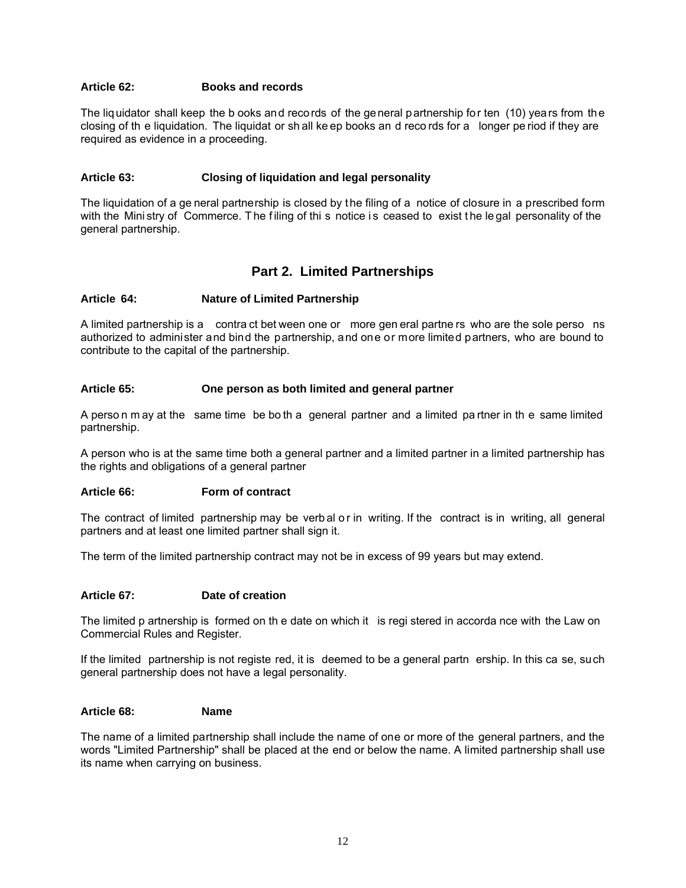### Article 62: Books and records

The liquidator shall keep the books and records of the general partnership for ten (10) years from the closing of the liquidation. The liquidator shall keep books and records for a longer period if they are required as evidence in a proceeding.

### Article 63: Closing of liquidation and legal personality

The liquidation of a general partnership is closed by the filing of a notice of closure in a prescribed form with the Ministry of Commerce. The filing of this notice is ceased to exist the legal personality of the general partnership.

## Part 2. Limited Partnerships

### Article 64: Nature of Limited Partnership

A limited partnership is a contract between one or more general partners who are the sole persons authorized to administer and bind the partnership, and one or more limited partners, who are bound to contribute to the capital of the partnership.

### Article 65: One person as both limited and general partner

A person may at the same time be both a general partner and a limited partner in the same limited partnership.

A person who is at the same time both a general partner and a limited partner in a limited partnership has the rights and obligations of a general partner

### Article 66: Form of contract

The contract of limited partnership may be verbal or in writing. If the contract is in writing, all general partners and at least one limited partner shall sign it.

The term of the limited partnership contract may not be in excess of 99 years but may extend.

### Article 67: Date of creation

The limited partnership is formed on the date on which it is registered in accordance with the Law on Commercial Rules and Register.

If the limited partnership is not registered, it is deemed to be a general partnership. In this case, such general partnership does not have a legal personality.

### Article 68: Name

The name of a limited partnership shall include the name of one or more of the general partners, and the words "Limited Partnership" shall be placed at the end or below the name. A limited partnership shall use its name when carrying on business.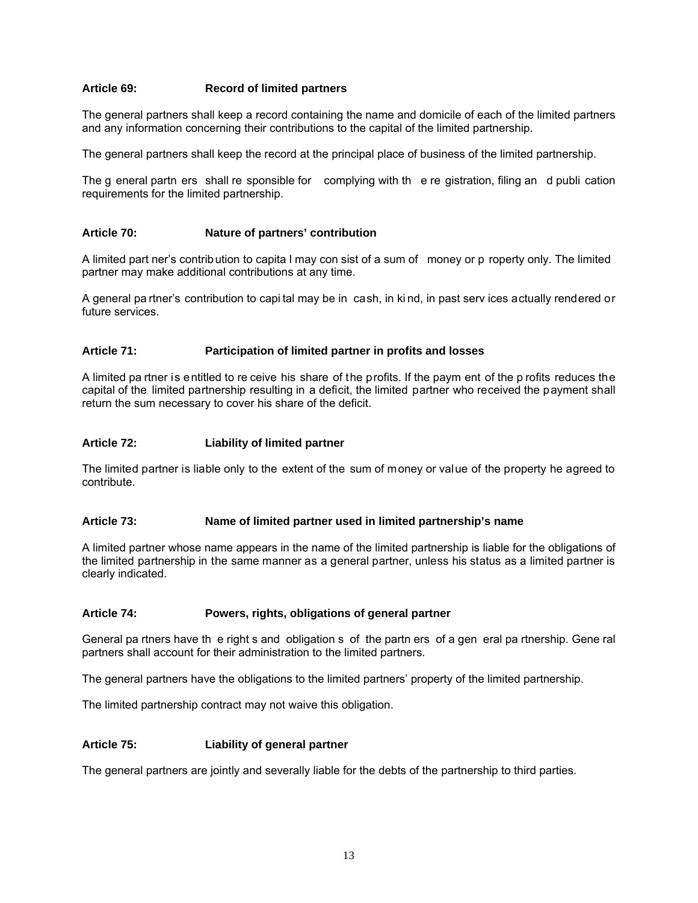### Article 69: Record of limited partners

The general partners shall keep a record containing the name and domicile of each of the limited partners and any information concerning their contributions to the capital of the limited partnership.

The general partners shall keep the record at the principal place of business of the limited partnership.

The general partners shall responsible for complying with the registration, filing and publication requirements for the limited partnership.

### Article 70: Nature of partners' contribution

A limited partner's contribution to capital may consist of a sum of money or property only. The limited partner may make additional contributions at any time.

A general partner's contribution to capital may be in cash, in kind, in past services actually rendered or future services.

### Article 71: Participation of limited partner in profits and losses

A limited partner is entitled to receive his share of the profits. If the payment of the profits reduces the capital of the limited partnership resulting in a deficit, the limited partner who received the payment shall return the sum necessary to cover his share of the deficit.

### Article 72: Liability of limited partner

The limited partner is liable only to the extent of the sum of money or value of the property he agreed to contribute.

### Article 73: Name of limited partner used in limited partnership's name

A limited partner whose name appears in the name of the limited partnership is liable for the obligations of the limited partnership in the same manner as a general partner, unless his status as a limited partner is clearly indicated.

### Article 74: Powers, rights, obligations of general partner

General partners have the rights and obligations of the partners of a general partnership. General partners shall account for their administration to the limited partners.

The general partners have the obligations to the limited partners' property of the limited partnership.

The limited partnership contract may not waive this obligation.

### Article 75: Liability of general partner

The general partners are jointly and severally liable for the debts of the partnership to third parties.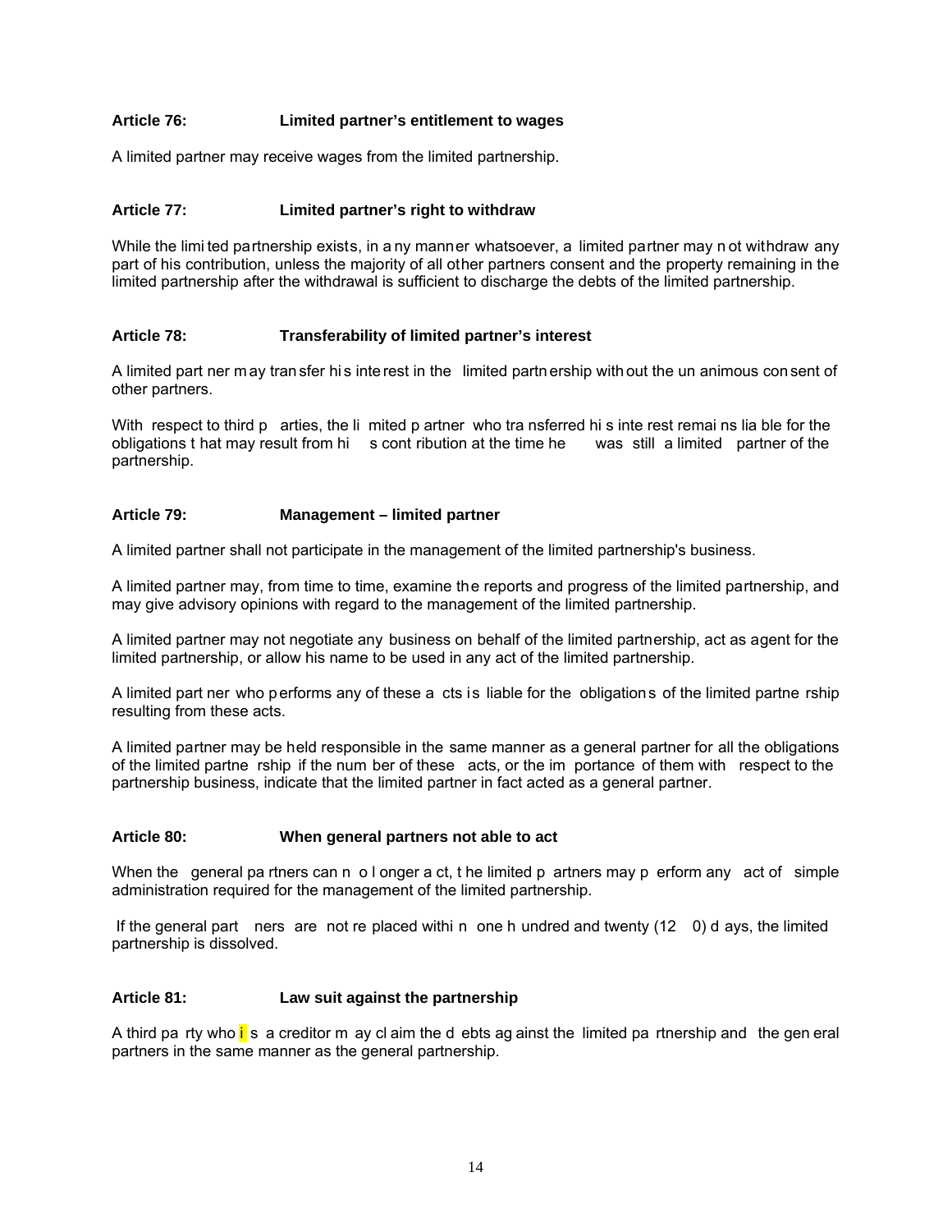**Article 76: Limited partner's entitlement to wages**

A limited partner may receive wages from the limited partnership.

**Article 77: Limited partner's right to withdraw**

While the limited partnership exists, in any manner whatsoever, a limited partner may not withdraw any part of his contribution, unless the majority of all other partners consent and the property remaining in the limited partnership after the withdrawal is sufficient to discharge the debts of the limited partnership.

**Article 78: Transferability of limited partner's interest**

A limited partner may transfer his interest in the limited partnership without the unanimous consent of other partners.

With respect to third parties, the limited partner who transferred his interest remains liable for the obligations that may result from his contribution at the time he was still a limited partner of the partnership.

**Article 79: Management – limited partner**

A limited partner shall not participate in the management of the limited partnership's business.

A limited partner may, from time to time, examine the reports and progress of the limited partnership, and may give advisory opinions with regard to the management of the limited partnership.

A limited partner may not negotiate any business on behalf of the limited partnership, act as agent for the limited partnership, or allow his name to be used in any act of the limited partnership.

A limited partner who performs any of these acts is liable for the obligations of the limited partnership resulting from these acts.

A limited partner may be held responsible in the same manner as a general partner for all the obligations of the limited partnership if the number of these acts, or the importance of them with respect to the partnership business, indicate that the limited partner in fact acted as a general partner.

**Article 80: When general partners not able to act**

When the general partners can no longer act, the limited partners may perform any act of simple administration required for the management of the limited partnership.

If the general partners are not replaced within one hundred and twenty (120) days, the limited partnership is dissolved.

**Article 81: Law suit against the partnership**

A third party who is a creditor may claim the debts against the limited partnership and the general partners in the same manner as the general partnership.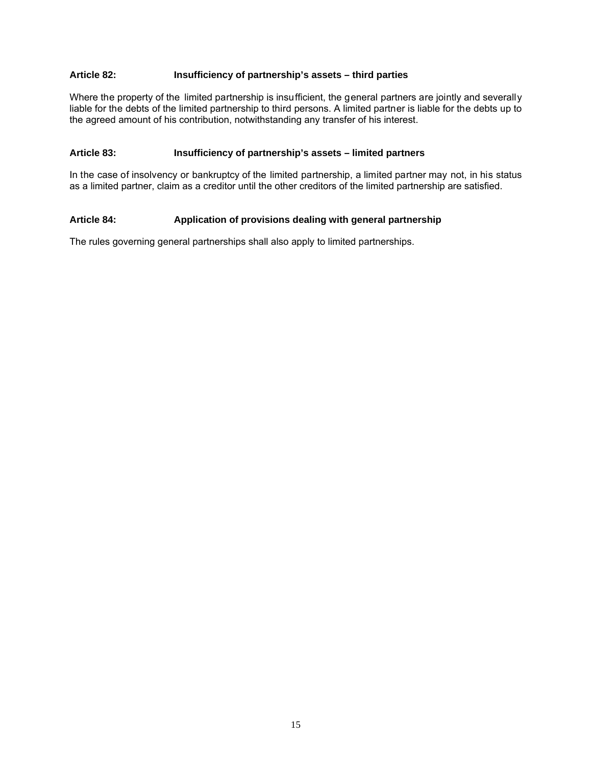### Article 82: Insufficiency of partnership's assets – third parties

Where the property of the limited partnership is insufficient, the general partners are jointly and severally liable for the debts of the limited partnership to third persons. A limited partner is liable for the debts up to the agreed amount of his contribution, notwithstanding any transfer of his interest.

### Article 83: Insufficiency of partnership's assets – limited partners

In the case of insolvency or bankruptcy of the limited partnership, a limited partner may not, in his status as a limited partner, claim as a creditor until the other creditors of the limited partnership are satisfied.

### Article 84: Application of provisions dealing with general partnership

The rules governing general partnerships shall also apply to limited partnerships.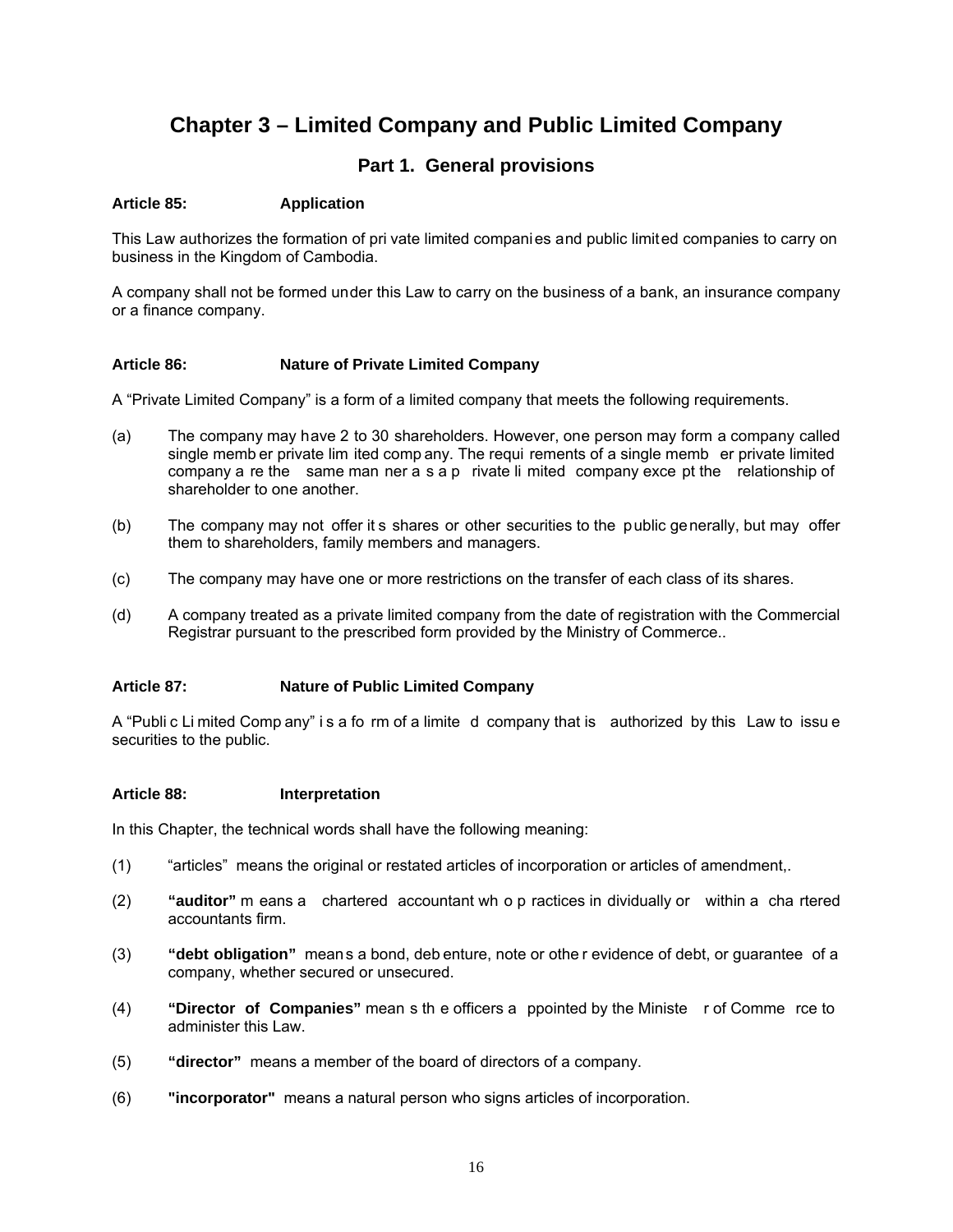# Chapter 3 – Limited Company and Public Limited Company

## Part 1. General provisions

**Article 85: Application**

This Law authorizes the formation of private limited companies and public limited companies to carry on business in the Kingdom of Cambodia.

A company shall not be formed under this Law to carry on the business of a bank, an insurance company or a finance company.

**Article 86: Nature of Private Limited Company**

A "Private Limited Company" is a form of a limited company that meets the following requirements.

(a) The company may have 2 to 30 shareholders. However, one person may form a company called single member private limited company. The requirements of a single member private limited company are the same manner as a private limited company except the relationship of shareholder to one another.

(b) The company may not offer its shares or other securities to the public generally, but may offer them to shareholders, family members and managers.

(c) The company may have one or more restrictions on the transfer of each class of its shares.

(d) A company treated as a private limited company from the date of registration with the Commercial Registrar pursuant to the prescribed form provided by the Ministry of Commerce..

**Article 87: Nature of Public Limited Company**

A "Public Limited Company" is a form of a limited company that is authorized by this Law to issue securities to the public.

**Article 88: Interpretation**

In this Chapter, the technical words shall have the following meaning:

(1) "articles" means the original or restated articles of incorporation or articles of amendment,.

(2) **"auditor"** means a chartered accountant who practices individually or within a chartered accountants firm.

(3) **"debt obligation"** means a bond, debenture, note or other evidence of debt, or guarantee of a company, whether secured or unsecured.

(4) **"Director of Companies"** means the officers appointed by the Minister of Commerce to administer this Law.

(5) **"director"** means a member of the board of directors of a company.

(6) **"incorporator"** means a natural person who signs articles of incorporation.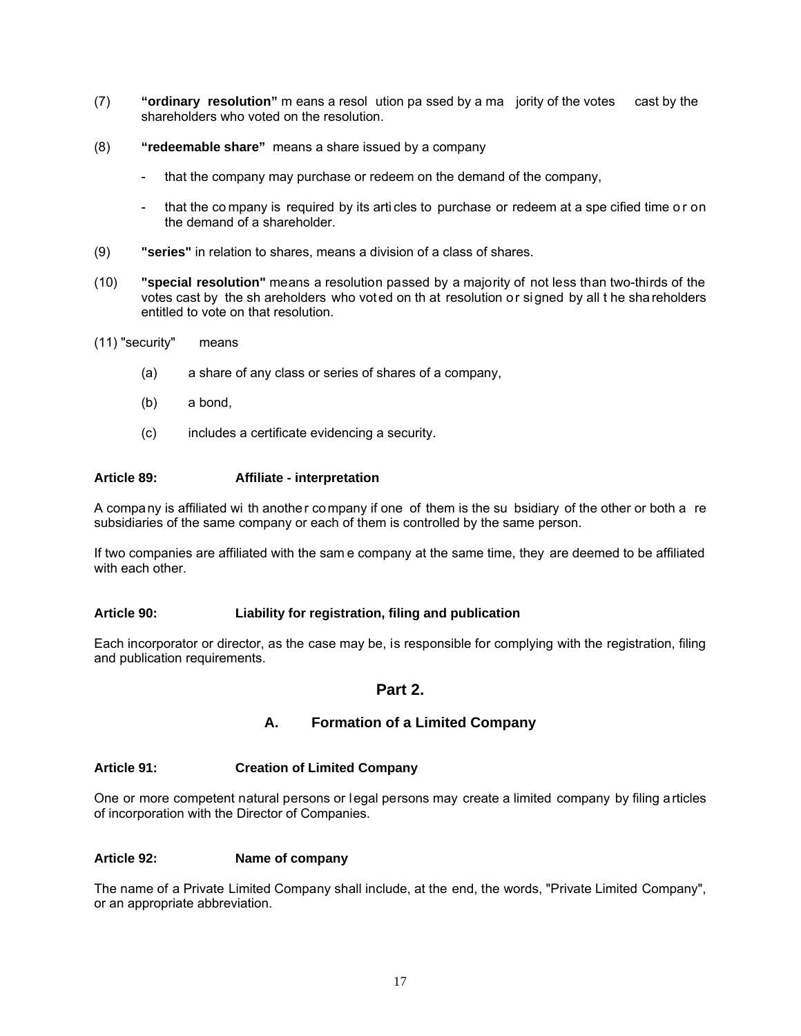(7) **“ordinary resolution”** means a resolution passed by a majority of the votes cast by the shareholders who voted on the resolution.

(8) **“redeemable share”** means a share issued by a company

- that the company may purchase or redeem on the demand of the company,
- that the company is required by its articles to purchase or redeem at a specified time or on the demand of a shareholder.

(9) **"series"** in relation to shares, means a division of a class of shares.

(10) **"special resolution"** means a resolution passed by a majority of not less than two-thirds of the votes cast by the shareholders who voted on that resolution or signed by all the shareholders entitled to vote on that resolution.

(11) "security" means

(a) a share of any class or series of shares of a company,

(b) a bond,

(c) includes a certificate evidencing a security.

**Article 89: Affiliate - interpretation**

A company is affiliated with another company if one of them is the subsidiary of the other or both are subsidiaries of the same company or each of them is controlled by the same person.

If two companies are affiliated with the same company at the same time, they are deemed to be affiliated with each other.

**Article 90: Liability for registration, filing and publication**

Each incorporator or director, as the case may be, is responsible for complying with the registration, filing and publication requirements.

## Part 2.

### A. Formation of a Limited Company

**Article 91: Creation of Limited Company**

One or more competent natural persons or legal persons may create a limited company by filing articles of incorporation with the Director of Companies.

**Article 92: Name of company**

The name of a Private Limited Company shall include, at the end, the words, "Private Limited Company", or an appropriate abbreviation.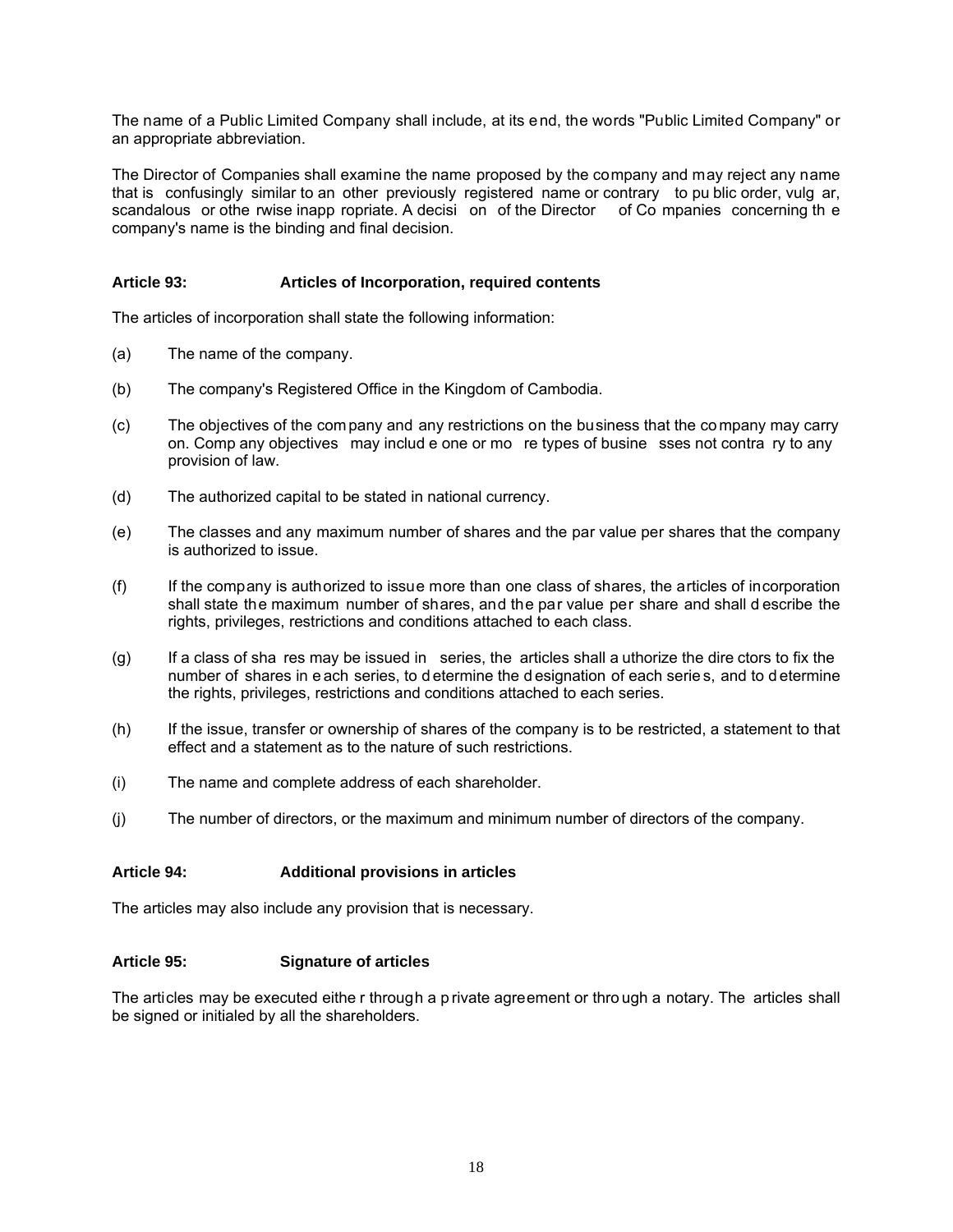The name of a Public Limited Company shall include, at its end, the words "Public Limited Company" or an appropriate abbreviation.

The Director of Companies shall examine the name proposed by the company and may reject any name that is confusingly similar to an other previously registered name or contrary to public order, vulgar, scandalous or otherwise inappropriate. A decision of the Director of Companies concerning the company's name is the binding and final decision.

### Article 93: Articles of Incorporation, required contents

The articles of incorporation shall state the following information:

(a) The name of the company.

(b) The company's Registered Office in the Kingdom of Cambodia.

(c) The objectives of the company and any restrictions on the business that the company may carry on. Company objectives may include one or more types of businesses not contrary to any provision of law.

(d) The authorized capital to be stated in national currency.

(e) The classes and any maximum number of shares and the par value per shares that the company is authorized to issue.

(f) If the company is authorized to issue more than one class of shares, the articles of incorporation shall state the maximum number of shares, and the par value per share and shall describe the rights, privileges, restrictions and conditions attached to each class.

(g) If a class of shares may be issued in series, the articles shall authorize the directors to fix the number of shares in each series, to determine the designation of each series, and to determine the rights, privileges, restrictions and conditions attached to each series.

(h) If the issue, transfer or ownership of shares of the company is to be restricted, a statement to that effect and a statement as to the nature of such restrictions.

(i) The name and complete address of each shareholder.

(j) The number of directors, or the maximum and minimum number of directors of the company.

### Article 94: Additional provisions in articles

The articles may also include any provision that is necessary.

### Article 95: Signature of articles

The articles may be executed either through a private agreement or through a notary. The articles shall be signed or initialed by all the shareholders.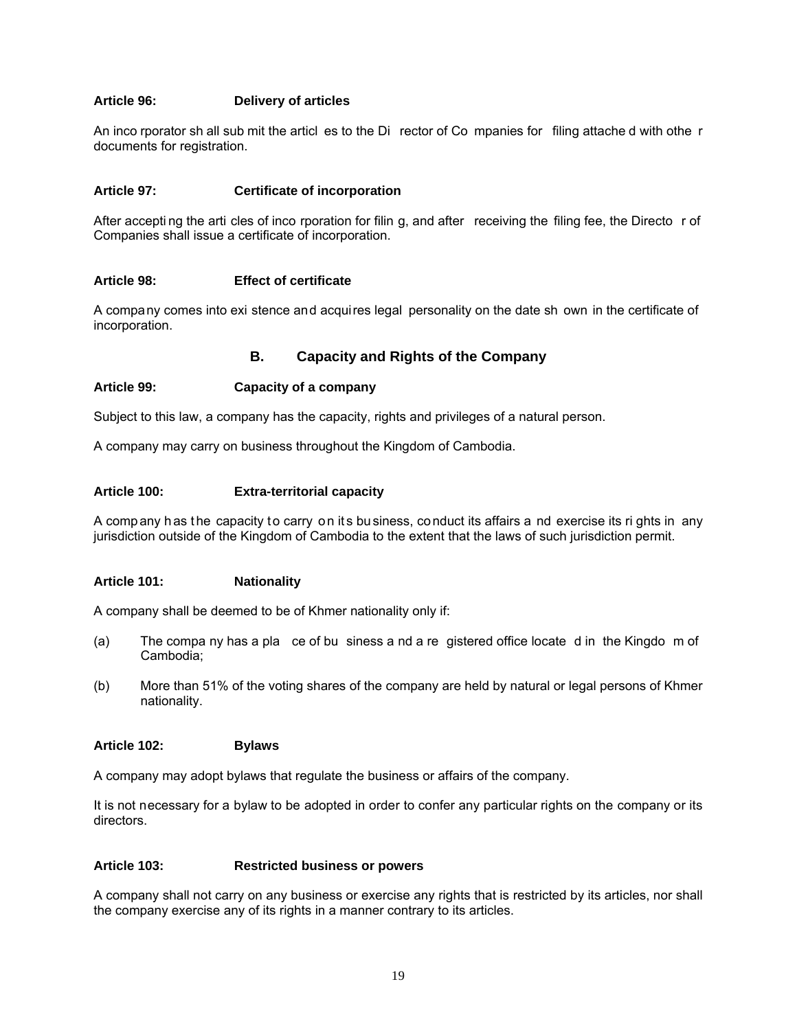**Article 96: Delivery of articles**

An incorporator shall submit the articles to the Director of Companies for filing attached with other documents for registration.

**Article 97: Certificate of incorporation**

After accepting the articles of incorporation for filing, and after receiving the filing fee, the Director of Companies shall issue a certificate of incorporation.

**Article 98: Effect of certificate**

A company comes into existence and acquires legal personality on the date shown in the certificate of incorporation.

## B. Capacity and Rights of the Company

**Article 99: Capacity of a company**

Subject to this law, a company has the capacity, rights and privileges of a natural person.

A company may carry on business throughout the Kingdom of Cambodia.

**Article 100: Extra-territorial capacity**

A company has the capacity to carry on its business, conduct its affairs and exercise its rights in any jurisdiction outside of the Kingdom of Cambodia to the extent that the laws of such jurisdiction permit.

**Article 101: Nationality**

A company shall be deemed to be of Khmer nationality only if:

(a) The company has a place of business and a registered office located in the Kingdom of Cambodia;

(b) More than 51% of the voting shares of the company are held by natural or legal persons of Khmer nationality.

**Article 102: Bylaws**

A company may adopt bylaws that regulate the business or affairs of the company.

It is not necessary for a bylaw to be adopted in order to confer any particular rights on the company or its directors.

**Article 103: Restricted business or powers**

A company shall not carry on any business or exercise any rights that is restricted by its articles, nor shall the company exercise any of its rights in a manner contrary to its articles.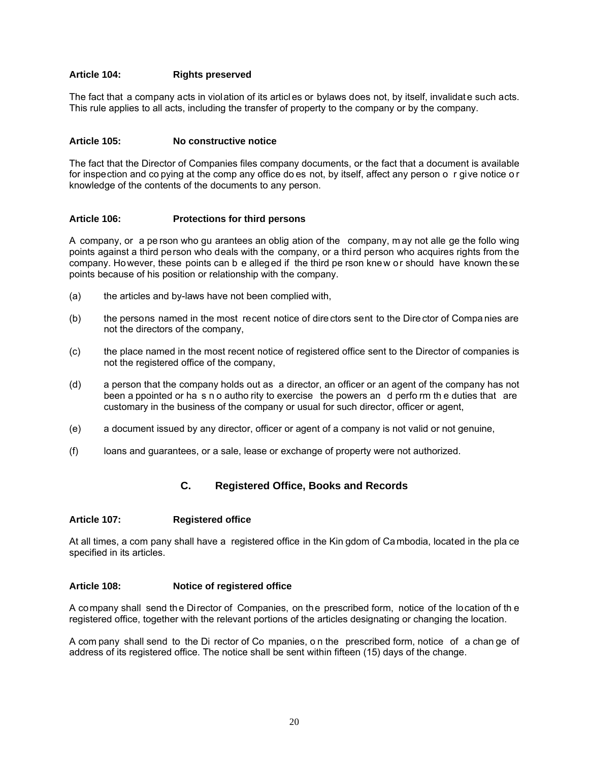**Article 104: Rights preserved**

The fact that a company acts in violation of its articles or bylaws does not, by itself, invalidate such acts. This rule applies to all acts, including the transfer of property to the company or by the company.

**Article 105: No constructive notice**

The fact that the Director of Companies files company documents, or the fact that a document is available for inspection and copying at the company office does not, by itself, affect any person or give notice or knowledge of the contents of the documents to any person.

**Article 106: Protections for third persons**

A company, or a person who guarantees an obligation of the company, may not allege the following points against a third person who deals with the company, or a third person who acquires rights from the company. However, these points can be alleged if the third person knew or should have known these points because of his position or relationship with the company.

(a) the articles and by-laws have not been complied with,

(b) the persons named in the most recent notice of directors sent to the Director of Companies are not the directors of the company,

(c) the place named in the most recent notice of registered office sent to the Director of companies is not the registered office of the company,

(d) a person that the company holds out as a director, an officer or an agent of the company has not been appointed or has no authority to exercise the powers and perform the duties that are customary in the business of the company or usual for such director, officer or agent,

(e) a document issued by any director, officer or agent of a company is not valid or not genuine,

(f) loans and guarantees, or a sale, lease or exchange of property were not authorized.

## C. Registered Office, Books and Records

**Article 107: Registered office**

At all times, a company shall have a registered office in the Kingdom of Cambodia, located in the place specified in its articles.

**Article 108: Notice of registered office**

A company shall send the Director of Companies, on the prescribed form, notice of the location of the registered office, together with the relevant portions of the articles designating or changing the location.

A company shall send to the Director of Companies, on the prescribed form, notice of a change of address of its registered office. The notice shall be sent within fifteen (15) days of the change.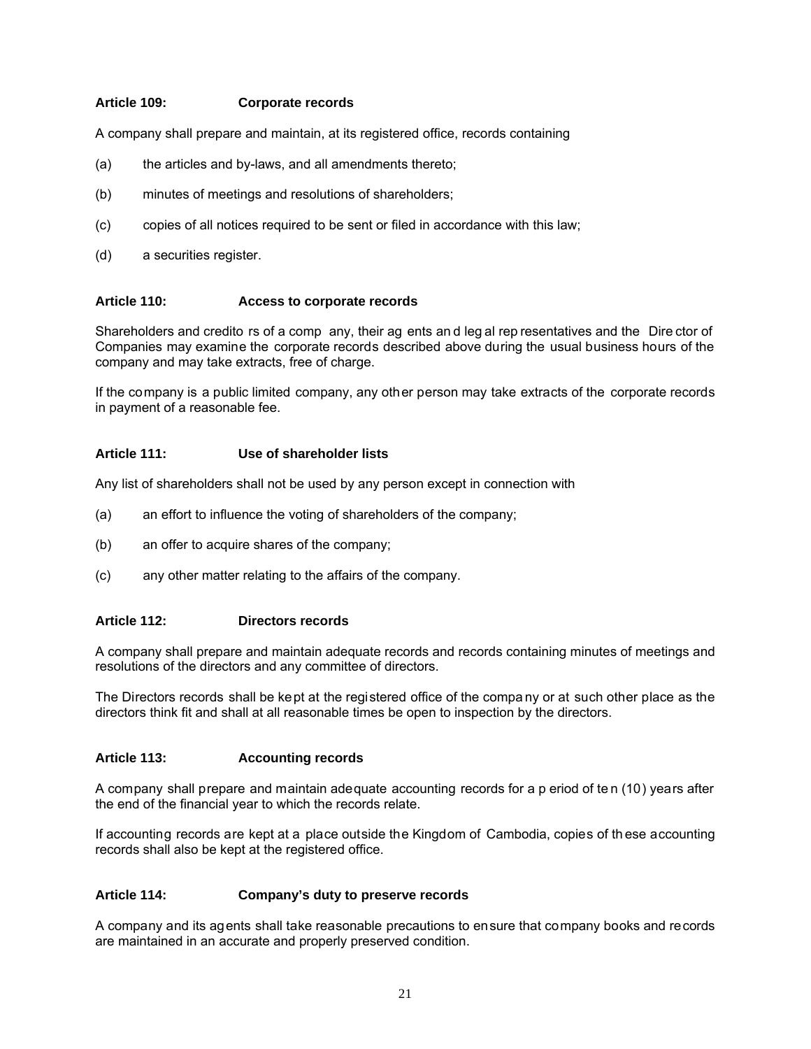### Article 109: Corporate records

A company shall prepare and maintain, at its registered office, records containing

(a) the articles and by-laws, and all amendments thereto;

(b) minutes of meetings and resolutions of shareholders;

(c) copies of all notices required to be sent or filed in accordance with this law;

(d) a securities register.

### Article 110: Access to corporate records

Shareholders and creditors of a company, their agents and legal representatives and the Director of Companies may examine the corporate records described above during the usual business hours of the company and may take extracts, free of charge.

If the company is a public limited company, any other person may take extracts of the corporate records in payment of a reasonable fee.

### Article 111: Use of shareholder lists

Any list of shareholders shall not be used by any person except in connection with

(a) an effort to influence the voting of shareholders of the company;

(b) an offer to acquire shares of the company;

(c) any other matter relating to the affairs of the company.

### Article 112: Directors records

A company shall prepare and maintain adequate records and records containing minutes of meetings and resolutions of the directors and any committee of directors.

The Directors records shall be kept at the registered office of the company or at such other place as the directors think fit and shall at all reasonable times be open to inspection by the directors.

### Article 113: Accounting records

A company shall prepare and maintain adequate accounting records for a period of ten (10) years after the end of the financial year to which the records relate.

If accounting records are kept at a place outside the Kingdom of Cambodia, copies of these accounting records shall also be kept at the registered office.

### Article 114: Company's duty to preserve records

A company and its agents shall take reasonable precautions to ensure that company books and records are maintained in an accurate and properly preserved condition.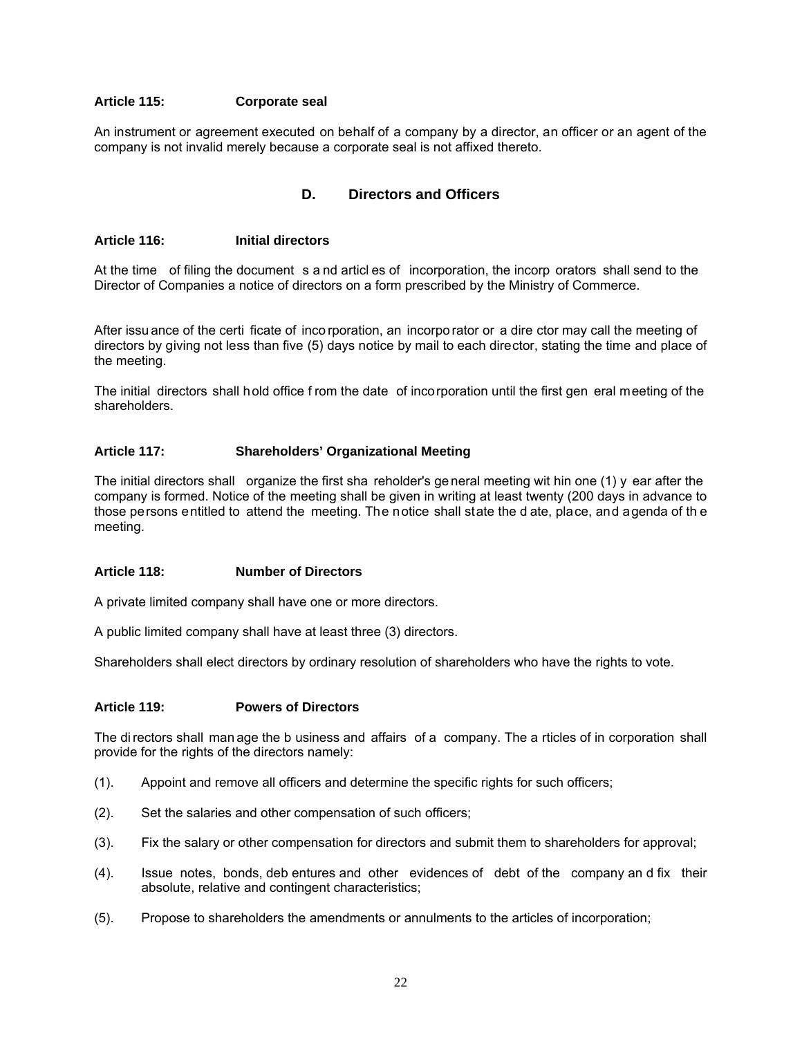### Article 115: Corporate seal

An instrument or agreement executed on behalf of a company by a director, an officer or an agent of the company is not invalid merely because a corporate seal is not affixed thereto.

## D. Directors and Officers

### Article 116: Initial directors

At the time of filing the documents and articles of incorporation, the incorporators shall send to the Director of Companies a notice of directors on a form prescribed by the Ministry of Commerce.

After issuance of the certificate of incorporation, an incorporator or a director may call the meeting of directors by giving not less than five (5) days notice by mail to each director, stating the time and place of the meeting.

The initial directors shall hold office from the date of incorporation until the first general meeting of the shareholders.

### Article 117: Shareholders' Organizational Meeting

The initial directors shall organize the first shareholder's general meeting within one (1) year after the company is formed. Notice of the meeting shall be given in writing at least twenty (200 days in advance to those persons entitled to attend the meeting. The notice shall state the date, place, and agenda of the meeting.

### Article 118: Number of Directors

A private limited company shall have one or more directors.

A public limited company shall have at least three (3) directors.

Shareholders shall elect directors by ordinary resolution of shareholders who have the rights to vote.

### Article 119: Powers of Directors

The directors shall manage the business and affairs of a company. The articles of incorporation shall provide for the rights of the directors namely:

(1). Appoint and remove all officers and determine the specific rights for such officers;

(2). Set the salaries and other compensation of such officers;

(3). Fix the salary or other compensation for directors and submit them to shareholders for approval;

(4). Issue notes, bonds, debentures and other evidences of debt of the company and fix their absolute, relative and contingent characteristics;

(5). Propose to shareholders the amendments or annulments to the articles of incorporation;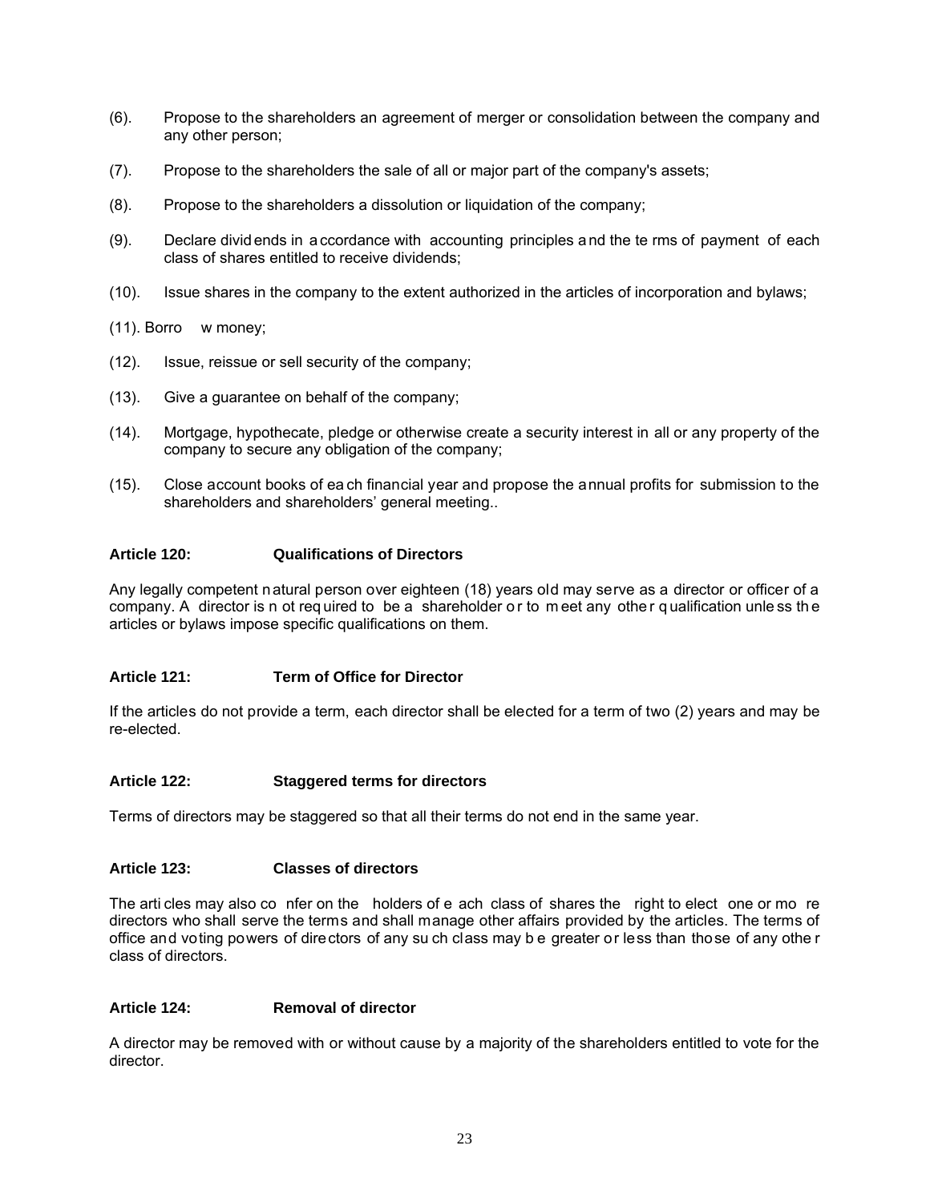(6). Propose to the shareholders an agreement of merger or consolidation between the company and any other person;

(7). Propose to the shareholders the sale of all or major part of the company's assets;

(8). Propose to the shareholders a dissolution or liquidation of the company;

(9). Declare dividends in accordance with accounting principles and the terms of payment of each class of shares entitled to receive dividends;

(10). Issue shares in the company to the extent authorized in the articles of incorporation and bylaws;

(11). Borrow money;

(12). Issue, reissue or sell security of the company;

(13). Give a guarantee on behalf of the company;

(14). Mortgage, hypothecate, pledge or otherwise create a security interest in all or any property of the company to secure any obligation of the company;

(15). Close account books of each financial year and propose the annual profits for submission to the shareholders and shareholders' general meeting..

**Article 120: Qualifications of Directors**

Any legally competent natural person over eighteen (18) years old may serve as a director or officer of a company. A director is not required to be a shareholder or to meet any other qualification unless the articles or bylaws impose specific qualifications on them.

**Article 121: Term of Office for Director**

If the articles do not provide a term, each director shall be elected for a term of two (2) years and may be re-elected.

**Article 122: Staggered terms for directors**

Terms of directors may be staggered so that all their terms do not end in the same year.

**Article 123: Classes of directors**

The articles may also confer on the holders of each class of shares the right to elect one or more directors who shall serve the terms and shall manage other affairs provided by the articles. The terms of office and voting powers of directors of any such class may be greater or less than those of any other class of directors.

**Article 124: Removal of director**

A director may be removed with or without cause by a majority of the shareholders entitled to vote for the director.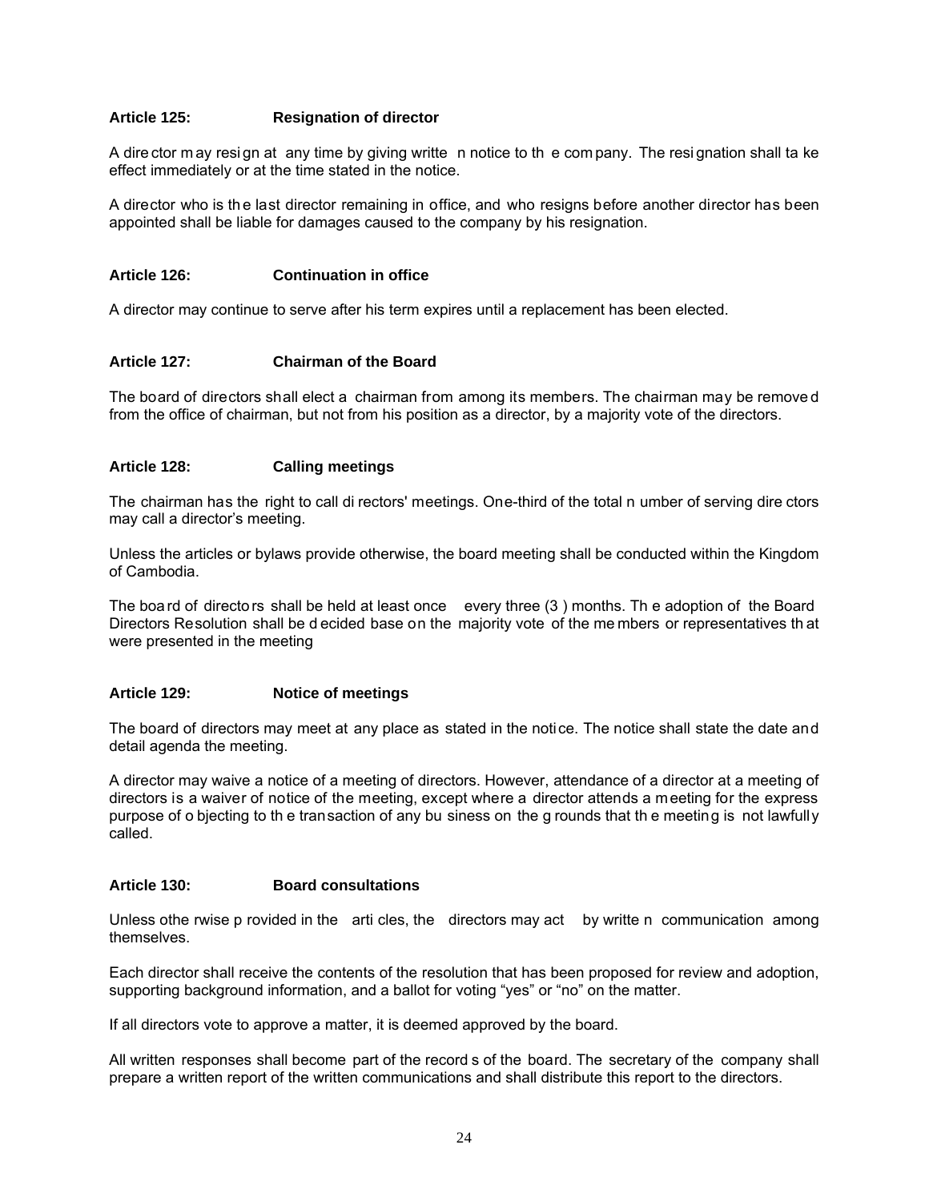### Article 125: Resignation of director

A director may resign at any time by giving written notice to the company. The resignation shall take effect immediately or at the time stated in the notice.

A director who is the last director remaining in office, and who resigns before another director has been appointed shall be liable for damages caused to the company by his resignation.

### Article 126: Continuation in office

A director may continue to serve after his term expires until a replacement has been elected.

### Article 127: Chairman of the Board

The board of directors shall elect a chairman from among its members. The chairman may be removed from the office of chairman, but not from his position as a director, by a majority vote of the directors.

### Article 128: Calling meetings

The chairman has the right to call directors' meetings. One-third of the total number of serving directors may call a director's meeting.

Unless the articles or bylaws provide otherwise, the board meeting shall be conducted within the Kingdom of Cambodia.

The board of directors shall be held at least once every three (3 ) months. The adoption of the Board Directors Resolution shall be decided base on the majority vote of the members or representatives that were presented in the meeting

### Article 129: Notice of meetings

The board of directors may meet at any place as stated in the notice. The notice shall state the date and detail agenda the meeting.

A director may waive a notice of a meeting of directors. However, attendance of a director at a meeting of directors is a waiver of notice of the meeting, except where a director attends a meeting for the express purpose of objecting to the transaction of any business on the grounds that the meeting is not lawfully called.

### Article 130: Board consultations

Unless otherwise provided in the articles, the directors may act by written communication among themselves.

Each director shall receive the contents of the resolution that has been proposed for review and adoption, supporting background information, and a ballot for voting "yes" or "no" on the matter.

If all directors vote to approve a matter, it is deemed approved by the board.

All written responses shall become part of the records of the board. The secretary of the company shall prepare a written report of the written communications and shall distribute this report to the directors.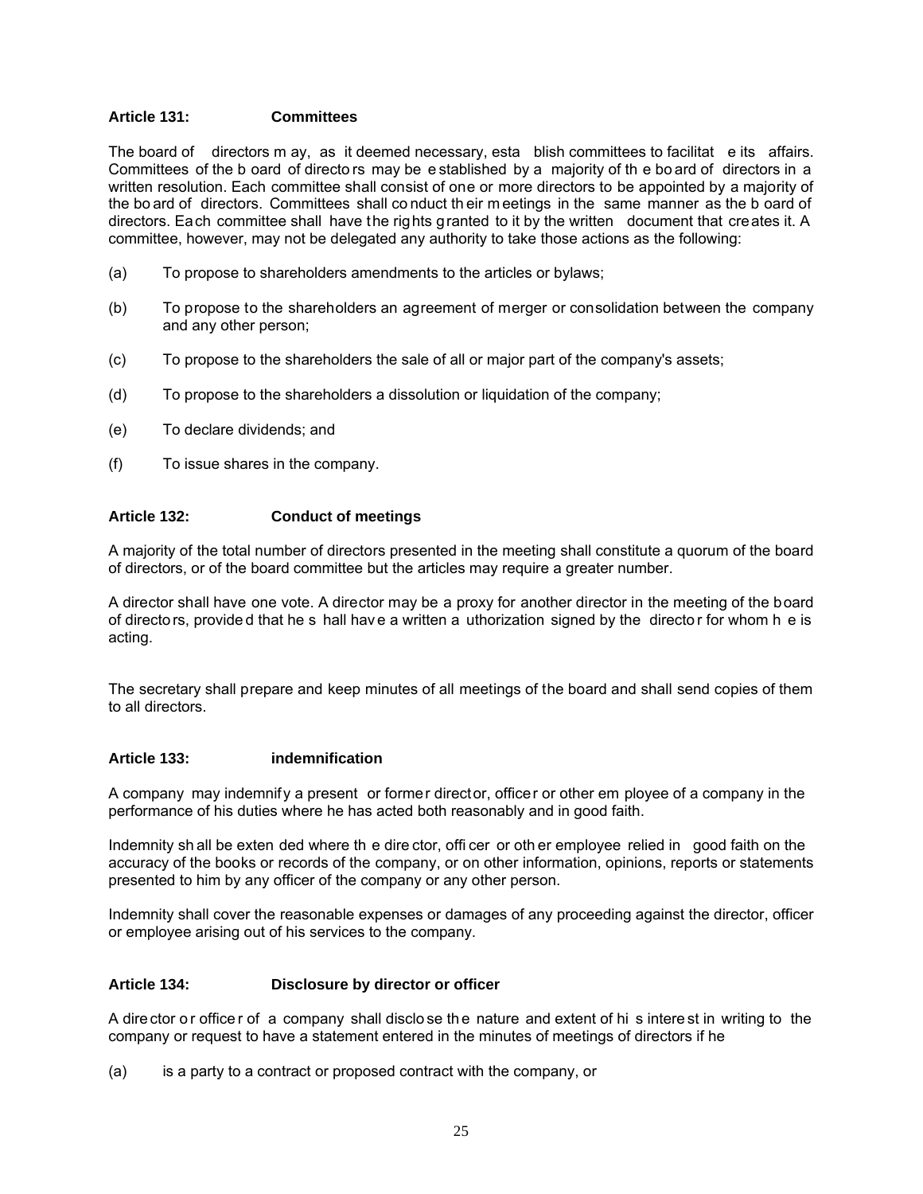#### Article 131: Committees

The board of directors may, as it deemed necessary, establish committees to facilitate its affairs. Committees of the board of directors may be established by a majority of the board of directors in a written resolution. Each committee shall consist of one or more directors to be appointed by a majority of the board of directors. Committees shall conduct their meetings in the same manner as the board of directors. Each committee shall have the rights granted to it by the written document that creates it. A committee, however, may not be delegated any authority to take those actions as the following:

(a) To propose to shareholders amendments to the articles or bylaws;

(b) To propose to the shareholders an agreement of merger or consolidation between the company and any other person;

(c) To propose to the shareholders the sale of all or major part of the company's assets;

(d) To propose to the shareholders a dissolution or liquidation of the company;

(e) To declare dividends; and

(f) To issue shares in the company.

#### Article 132: Conduct of meetings

A majority of the total number of directors presented in the meeting shall constitute a quorum of the board of directors, or of the board committee but the articles may require a greater number.

A director shall have one vote. A director may be a proxy for another director in the meeting of the board of directors, provided that he shall have a written authorization signed by the director for whom he is acting.

The secretary shall prepare and keep minutes of all meetings of the board and shall send copies of them to all directors.

#### Article 133: indemnification

A company may indemnify a present or former director, officer or other employee of a company in the performance of his duties where he has acted both reasonably and in good faith.

Indemnity shall be extended where the director, officer or other employee relied in good faith on the accuracy of the books or records of the company, or on other information, opinions, reports or statements presented to him by any officer of the company or any other person.

Indemnity shall cover the reasonable expenses or damages of any proceeding against the director, officer or employee arising out of his services to the company.

#### Article 134: Disclosure by director or officer

A director or officer of a company shall disclose the nature and extent of his interest in writing to the company or request to have a statement entered in the minutes of meetings of directors if he

(a) is a party to a contract or proposed contract with the company, or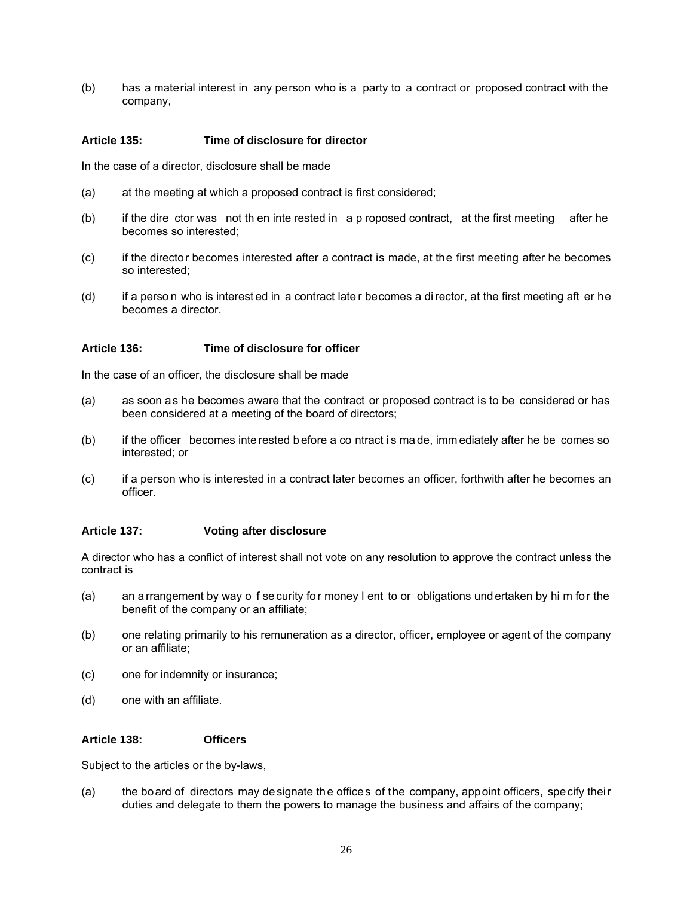(b) has a material interest in any person who is a party to a contract or proposed contract with the company,

**Article 135: Time of disclosure for director**

In the case of a director, disclosure shall be made

(a) at the meeting at which a proposed contract is first considered;

(b) if the director was not then interested in a proposed contract, at the first meeting after he becomes so interested;

(c) if the director becomes interested after a contract is made, at the first meeting after he becomes so interested;

(d) if a person who is interested in a contract later becomes a director, at the first meeting after he becomes a director.

**Article 136: Time of disclosure for officer**

In the case of an officer, the disclosure shall be made

(a) as soon as he becomes aware that the contract or proposed contract is to be considered or has been considered at a meeting of the board of directors;

(b) if the officer becomes interested before a contract is made, immediately after he becomes so interested; or

(c) if a person who is interested in a contract later becomes an officer, forthwith after he becomes an officer.

**Article 137: Voting after disclosure**

A director who has a conflict of interest shall not vote on any resolution to approve the contract unless the contract is

(a) an arrangement by way of security for money lent to or obligations undertaken by him for the benefit of the company or an affiliate;

(b) one relating primarily to his remuneration as a director, officer, employee or agent of the company or an affiliate;

(c) one for indemnity or insurance;

(d) one with an affiliate.

**Article 138: Officers**

Subject to the articles or the by-laws,

(a) the board of directors may designate the offices of the company, appoint officers, specify their duties and delegate to them the powers to manage the business and affairs of the company;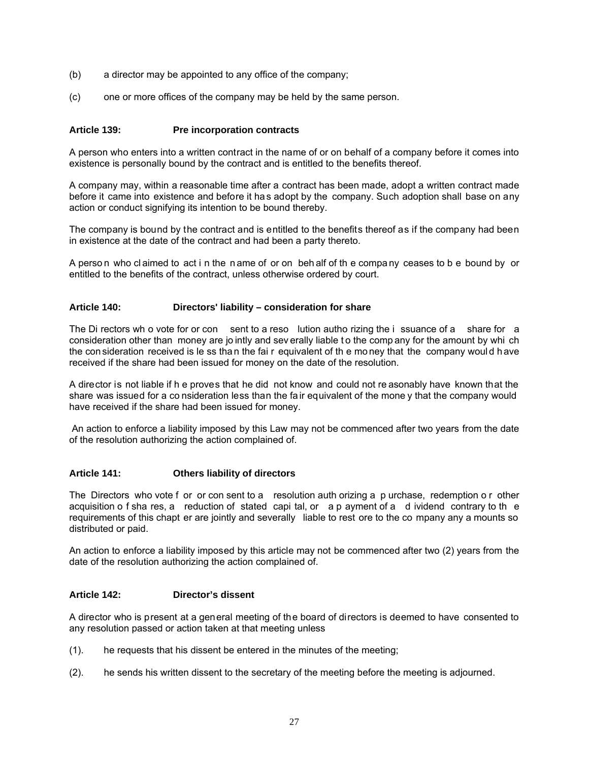(b) a director may be appointed to any office of the company;

(c) one or more offices of the company may be held by the same person.

### Article 139: Pre incorporation contracts

A person who enters into a written contract in the name of or on behalf of a company before it comes into existence is personally bound by the contract and is entitled to the benefits thereof.

A company may, within a reasonable time after a contract has been made, adopt a written contract made before it came into existence and before it has adopt by the company. Such adoption shall base on any action or conduct signifying its intention to be bound thereby.

The company is bound by the contract and is entitled to the benefits thereof as if the company had been in existence at the date of the contract and had been a party thereto.

A person who claimed to act in the name of or on behalf of the company ceases to be bound by or entitled to the benefits of the contract, unless otherwise ordered by court.

### Article 140: Directors' liability – consideration for share

The Directors who vote for or consent to a resolution authorizing the issuance of a share for a consideration other than money are jointly and severally liable to the company for the amount by which the consideration received is less than the fair equivalent of the money that the company would have received if the share had been issued for money on the date of the resolution.

A director is not liable if he proves that he did not know and could not reasonably have known that the share was issued for a consideration less than the fair equivalent of the money that the company would have received if the share had been issued for money.

An action to enforce a liability imposed by this Law may not be commenced after two years from the date of the resolution authorizing the action complained of.

### Article 141: Others liability of directors

The Directors who vote for or consent to a resolution authorizing a purchase, redemption or other acquisition of shares, a reduction of stated capital, or a payment of a dividend contrary to the requirements of this chapter are jointly and severally liable to restore to the company any amounts so distributed or paid.

An action to enforce a liability imposed by this article may not be commenced after two (2) years from the date of the resolution authorizing the action complained of.

### Article 142: Director's dissent

A director who is present at a general meeting of the board of directors is deemed to have consented to any resolution passed or action taken at that meeting unless

(1). he requests that his dissent be entered in the minutes of the meeting;

(2). he sends his written dissent to the secretary of the meeting before the meeting is adjourned.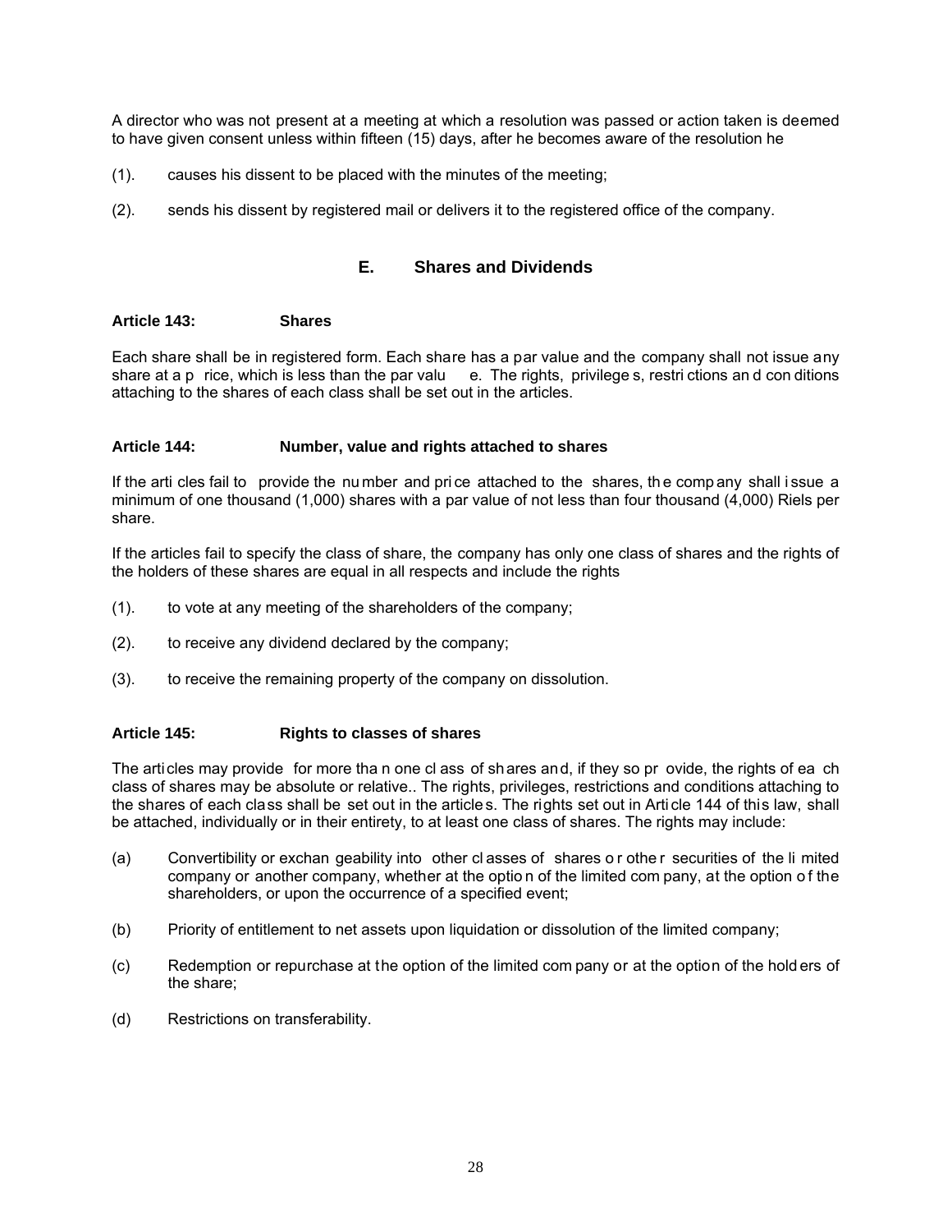A director who was not present at a meeting at which a resolution was passed or action taken is deemed to have given consent unless within fifteen (15) days, after he becomes aware of the resolution he

(1). causes his dissent to be placed with the minutes of the meeting;

(2). sends his dissent by registered mail or delivers it to the registered office of the company.

## E. Shares and Dividends

**Article 143: Shares**

Each share shall be in registered form. Each share has a par value and the company shall not issue any share at a price, which is less than the par value. The rights, privileges, restrictions and conditions attaching to the shares of each class shall be set out in the articles.

**Article 144: Number, value and rights attached to shares**

If the articles fail to provide the number and price attached to the shares, the company shall issue a minimum of one thousand (1,000) shares with a par value of not less than four thousand (4,000) Riels per share.

If the articles fail to specify the class of share, the company has only one class of shares and the rights of the holders of these shares are equal in all respects and include the rights

(1). to vote at any meeting of the shareholders of the company;

(2). to receive any dividend declared by the company;

(3). to receive the remaining property of the company on dissolution.

**Article 145: Rights to classes of shares**

The articles may provide for more than one class of shares and, if they so provide, the rights of each class of shares may be absolute or relative.. The rights, privileges, restrictions and conditions attaching to the shares of each class shall be set out in the articles. The rights set out in Article 144 of this law, shall be attached, individually or in their entirety, to at least one class of shares. The rights may include:

(a) Convertibility or exchangeability into other classes of shares or other securities of the limited company or another company, whether at the option of the limited company, at the option of the shareholders, or upon the occurrence of a specified event;

(b) Priority of entitlement to net assets upon liquidation or dissolution of the limited company;

(c) Redemption or repurchase at the option of the limited company or at the option of the holders of the share;

(d) Restrictions on transferability.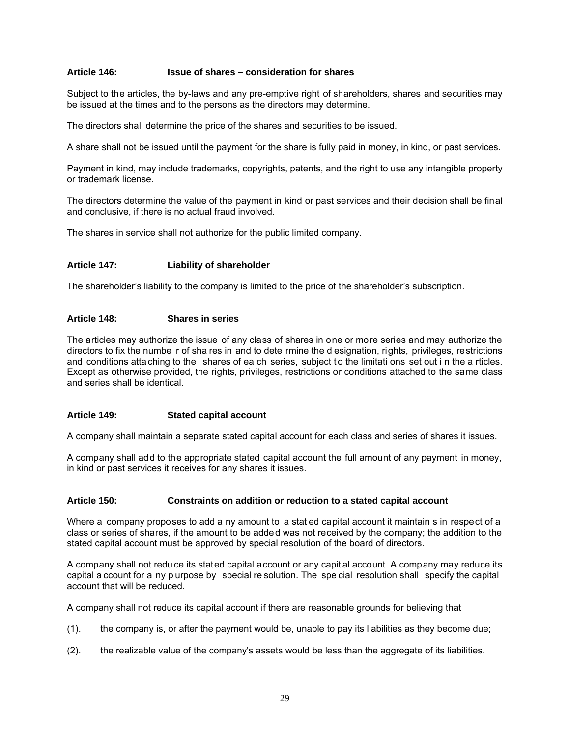### Article 146: Issue of shares – consideration for shares

Subject to the articles, the by-laws and any pre-emptive right of shareholders, shares and securities may be issued at the times and to the persons as the directors may determine.

The directors shall determine the price of the shares and securities to be issued.

A share shall not be issued until the payment for the share is fully paid in money, in kind, or past services.

Payment in kind, may include trademarks, copyrights, patents, and the right to use any intangible property or trademark license.

The directors determine the value of the payment in kind or past services and their decision shall be final and conclusive, if there is no actual fraud involved.

The shares in service shall not authorize for the public limited company.

### Article 147: Liability of shareholder

The shareholder's liability to the company is limited to the price of the shareholder's subscription.

### Article 148: Shares in series

The articles may authorize the issue of any class of shares in one or more series and may authorize the directors to fix the number of shares in and to determine the designation, rights, privileges, restrictions and conditions attaching to the shares of each series, subject to the limitations set out in the articles. Except as otherwise provided, the rights, privileges, restrictions or conditions attached to the same class and series shall be identical.

### Article 149: Stated capital account

A company shall maintain a separate stated capital account for each class and series of shares it issues.

A company shall add to the appropriate stated capital account the full amount of any payment in money, in kind or past services it receives for any shares it issues.

### Article 150: Constraints on addition or reduction to a stated capital account

Where a company proposes to add any amount to a stated capital account it maintains in respect of a class or series of shares, if the amount to be added was not received by the company; the addition to the stated capital account must be approved by special resolution of the board of directors.

A company shall not reduce its stated capital account or any capital account. A company may reduce its capital account for any purpose by special resolution. The special resolution shall specify the capital account that will be reduced.

A company shall not reduce its capital account if there are reasonable grounds for believing that

(1). the company is, or after the payment would be, unable to pay its liabilities as they become due;

(2). the realizable value of the company's assets would be less than the aggregate of its liabilities.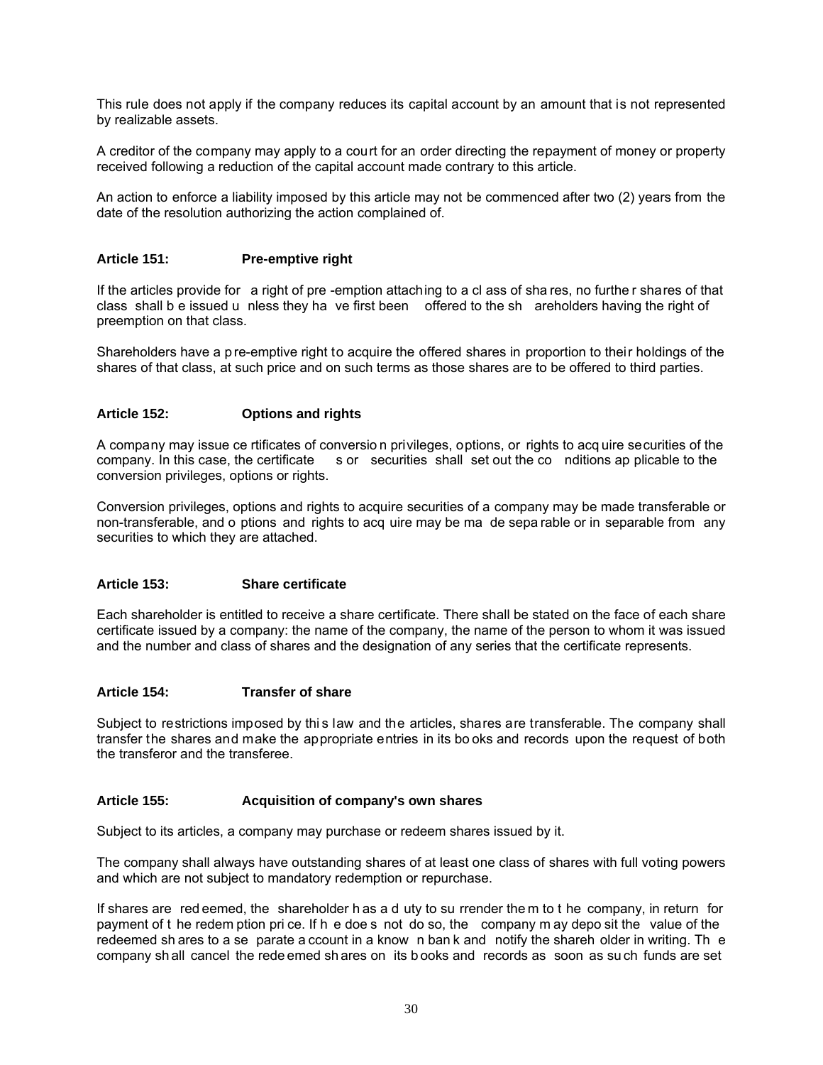This rule does not apply if the company reduces its capital account by an amount that is not represented by realizable assets.

A creditor of the company may apply to a court for an order directing the repayment of money or property received following a reduction of the capital account made contrary to this article.

An action to enforce a liability imposed by this article may not be commenced after two (2) years from the date of the resolution authorizing the action complained of.

### Article 151: Pre-emptive right

If the articles provide for a right of pre-emption attaching to a class of shares, no further shares of that class shall be issued unless they have first been offered to the shareholders having the right of preemption on that class.

Shareholders have a pre-emptive right to acquire the offered shares in proportion to their holdings of the shares of that class, at such price and on such terms as those shares are to be offered to third parties.

### Article 152: Options and rights

A company may issue certificates of conversion privileges, options, or rights to acquire securities of the company. In this case, the certificates or securities shall set out the conditions applicable to the conversion privileges, options or rights.

Conversion privileges, options and rights to acquire securities of a company may be made transferable or non-transferable, and options and rights to acquire may be made separable or inseparable from any securities to which they are attached.

### Article 153: Share certificate

Each shareholder is entitled to receive a share certificate. There shall be stated on the face of each share certificate issued by a company: the name of the company, the name of the person to whom it was issued and the number and class of shares and the designation of any series that the certificate represents.

### Article 154: Transfer of share

Subject to restrictions imposed by this law and the articles, shares are transferable. The company shall transfer the shares and make the appropriate entries in its books and records upon the request of both the transferor and the transferee.

### Article 155: Acquisition of company's own shares

Subject to its articles, a company may purchase or redeem shares issued by it.

The company shall always have outstanding shares of at least one class of shares with full voting powers and which are not subject to mandatory redemption or repurchase.

If shares are redeemed, the shareholder has a duty to surrender them to the company, in return for payment of the redemption price. If he does not do so, the company may deposit the value of the redeemed shares to a separate account in a known bank and notify the shareholder in writing. The company shall cancel the redeemed shares on its books and records as soon as such funds are set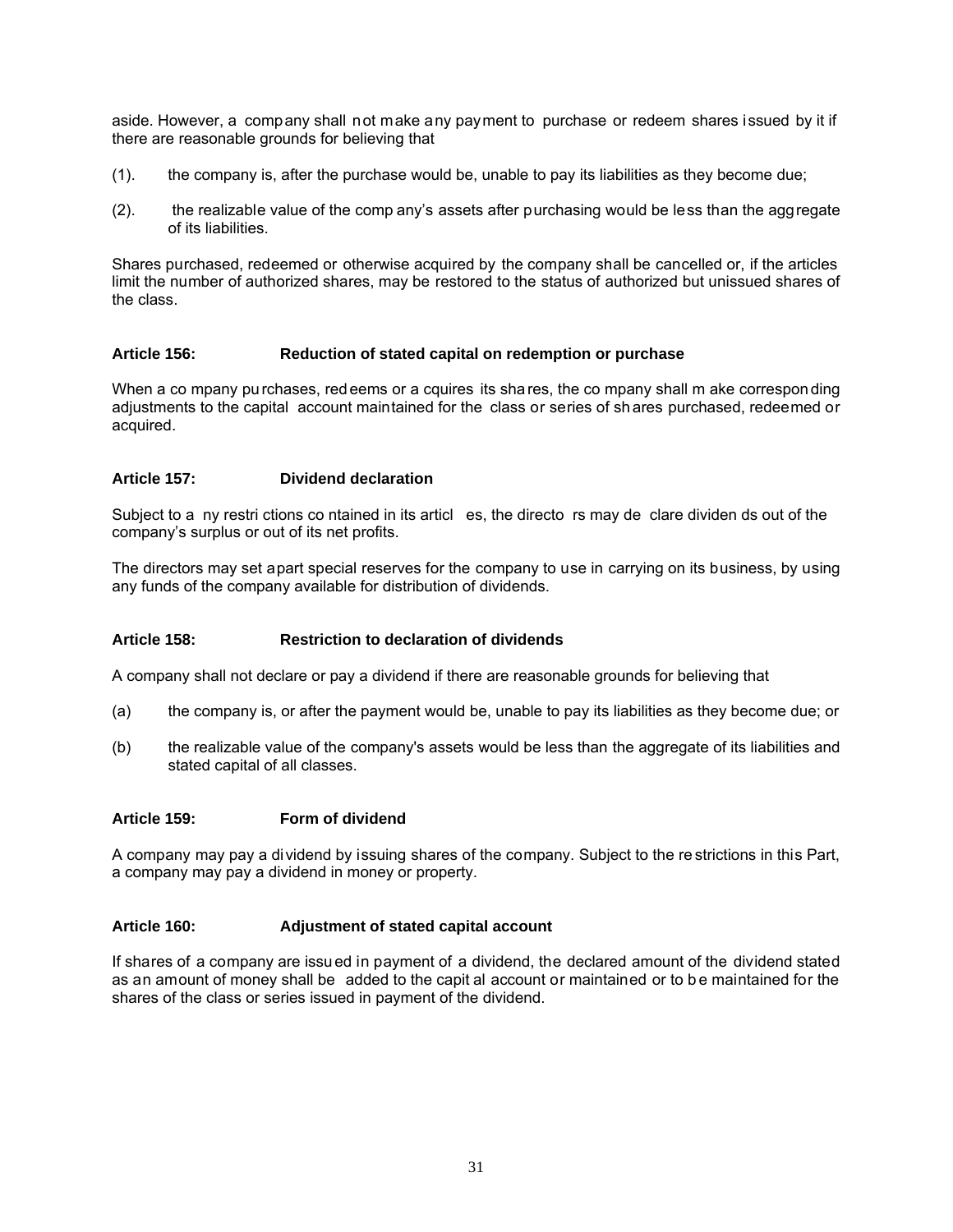aside. However, a company shall not make any payment to purchase or redeem shares issued by it if there are reasonable grounds for believing that

(1). the company is, after the purchase would be, unable to pay its liabilities as they become due;

(2). the realizable value of the company's assets after purchasing would be less than the aggregate of its liabilities.

Shares purchased, redeemed or otherwise acquired by the company shall be cancelled or, if the articles limit the number of authorized shares, may be restored to the status of authorized but unissued shares of the class.

### Article 156: Reduction of stated capital on redemption or purchase

When a company purchases, redeems or acquires its shares, the company shall make corresponding adjustments to the capital account maintained for the class or series of shares purchased, redeemed or acquired.

### Article 157: Dividend declaration

Subject to any restrictions contained in its articles, the directors may declare dividends out of the company's surplus or out of its net profits.

The directors may set apart special reserves for the company to use in carrying on its business, by using any funds of the company available for distribution of dividends.

### Article 158: Restriction to declaration of dividends

A company shall not declare or pay a dividend if there are reasonable grounds for believing that

(a) the company is, or after the payment would be, unable to pay its liabilities as they become due; or

(b) the realizable value of the company's assets would be less than the aggregate of its liabilities and stated capital of all classes.

### Article 159: Form of dividend

A company may pay a dividend by issuing shares of the company. Subject to the restrictions in this Part, a company may pay a dividend in money or property.

### Article 160: Adjustment of stated capital account

If shares of a company are issued in payment of a dividend, the declared amount of the dividend stated as an amount of money shall be added to the capital account or maintained or to be maintained for the shares of the class or series issued in payment of the dividend.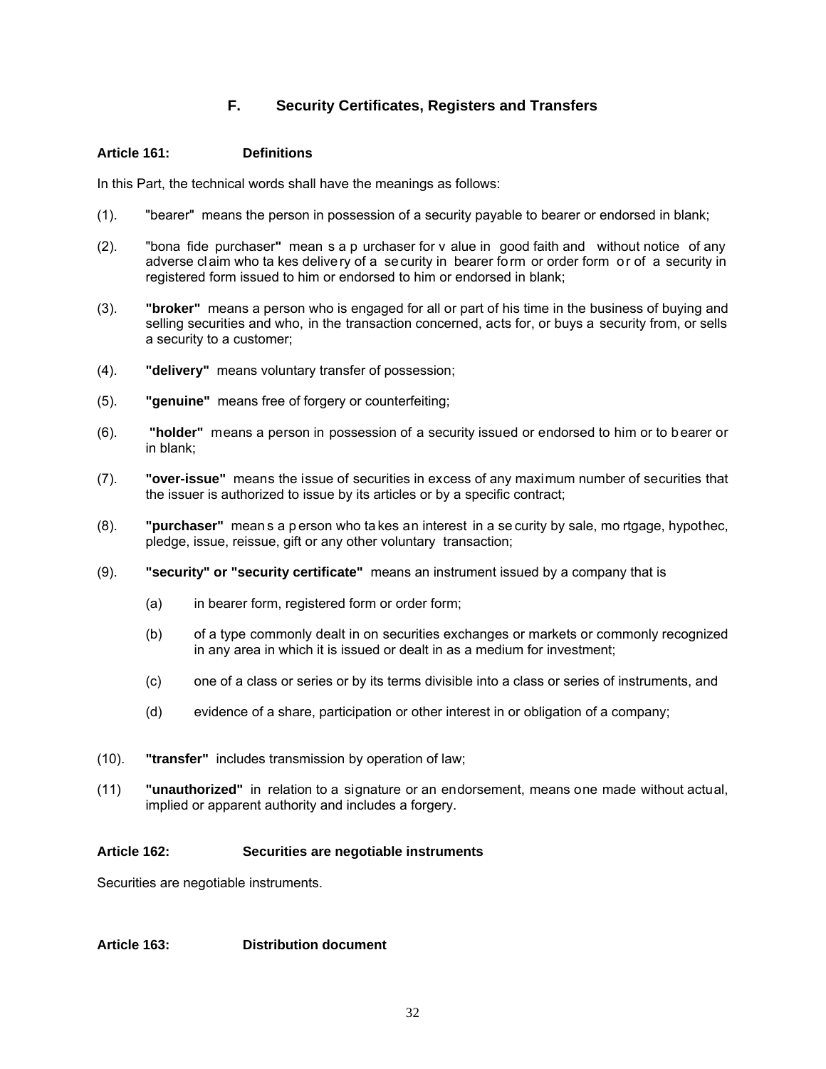## F. Security Certificates, Registers and Transfers

### Article 161: Definitions

In this Part, the technical words shall have the meanings as follows:

(1). "bearer" means the person in possession of a security payable to bearer or endorsed in blank;

(2). "bona fide purchaser" means a purchaser for value in good faith and without notice of any adverse claim who takes delivery of a security in bearer form or order form or of a security in registered form issued to him or endorsed to him or endorsed in blank;

(3). **"broker"** means a person who is engaged for all or part of his time in the business of buying and selling securities and who, in the transaction concerned, acts for, or buys a security from, or sells a security to a customer;

(4). **"delivery"** means voluntary transfer of possession;

(5). **"genuine"** means free of forgery or counterfeiting;

(6). **"holder"** means a person in possession of a security issued or endorsed to him or to bearer or in blank;

(7). **"over-issue"** means the issue of securities in excess of any maximum number of securities that the issuer is authorized to issue by its articles or by a specific contract;

(8). **"purchaser"** means a person who takes an interest in a security by sale, mortgage, hypothec, pledge, issue, reissue, gift or any other voluntary transaction;

(9). **"security" or "security certificate"** means an instrument issued by a company that is

(a) in bearer form, registered form or order form;

(b) of a type commonly dealt in on securities exchanges or markets or commonly recognized in any area in which it is issued or dealt in as a medium for investment;

(c) one of a class or series or by its terms divisible into a class or series of instruments, and

(d) evidence of a share, participation or other interest in or obligation of a company;

(10). **"transfer"** includes transmission by operation of law;

(11) **"unauthorized"** in relation to a signature or an endorsement, means one made without actual, implied or apparent authority and includes a forgery.

### Article 162: Securities are negotiable instruments

Securities are negotiable instruments.

### Article 163: Distribution document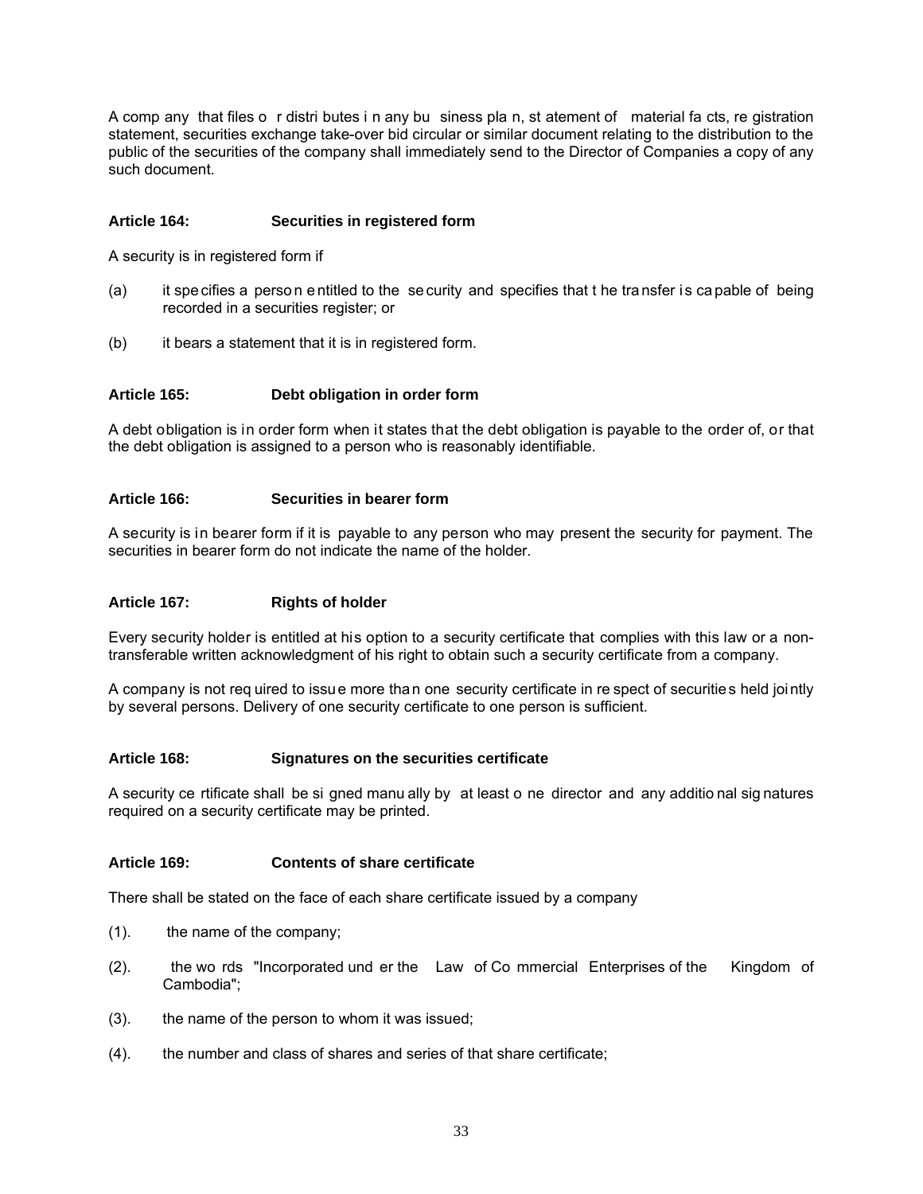A company that files or distributes in any business plan, statement of material facts, registration statement, securities exchange take-over bid circular or similar document relating to the distribution to the public of the securities of the company shall immediately send to the Director of Companies a copy of any such document.

### Article 164: Securities in registered form

A security is in registered form if

(a) it specifies a person entitled to the security and specifies that the transfer is capable of being recorded in a securities register; or

(b) it bears a statement that it is in registered form.

### Article 165: Debt obligation in order form

A debt obligation is in order form when it states that the debt obligation is payable to the order of, or that the debt obligation is assigned to a person who is reasonably identifiable.

### Article 166: Securities in bearer form

A security is in bearer form if it is payable to any person who may present the security for payment. The securities in bearer form do not indicate the name of the holder.

### Article 167: Rights of holder

Every security holder is entitled at his option to a security certificate that complies with this law or a non-transferable written acknowledgment of his right to obtain such a security certificate from a company.

A company is not required to issue more than one security certificate in respect of securities held jointly by several persons. Delivery of one security certificate to one person is sufficient.

### Article 168: Signatures on the securities certificate

A security certificate shall be signed manually by at least one director and any additional signatures required on a security certificate may be printed.

### Article 169: Contents of share certificate

There shall be stated on the face of each share certificate issued by a company

(1). the name of the company;

(2). the words "Incorporated under the Law of Commercial Enterprises of the Kingdom of Cambodia";

(3). the name of the person to whom it was issued;

(4). the number and class of shares and series of that share certificate;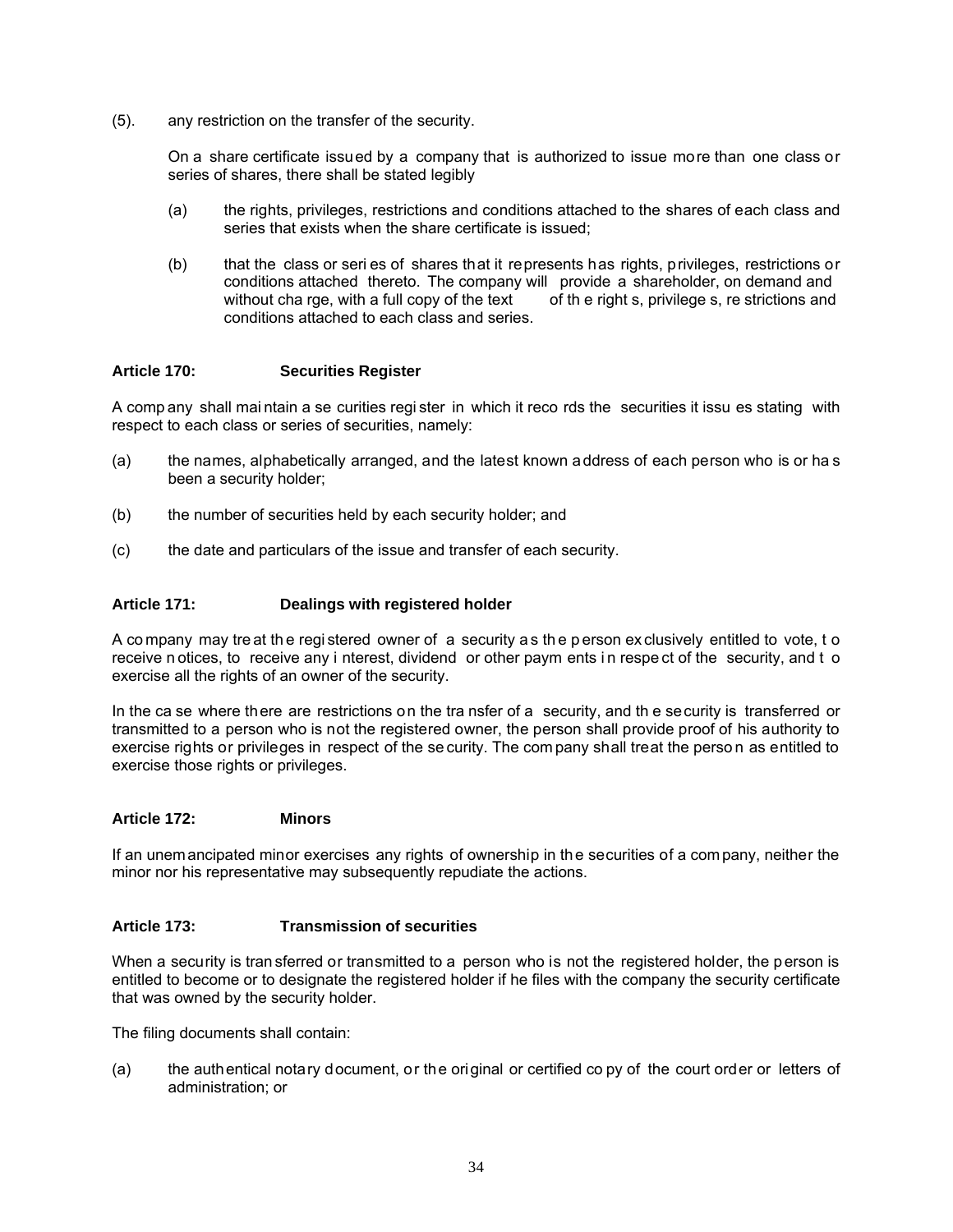(5). any restriction on the transfer of the security.

On a share certificate issued by a company that is authorized to issue more than one class or series of shares, there shall be stated legibly

(a) the rights, privileges, restrictions and conditions attached to the shares of each class and series that exists when the share certificate is issued;

(b) that the class or series of shares that it represents has rights, privileges, restrictions or conditions attached thereto. The company will provide a shareholder, on demand and without charge, with a full copy of the text of the rights, privileges, restrictions and conditions attached to each class and series.

**Article 170: Securities Register**

A company shall maintain a securities register in which it records the securities it issues stating with respect to each class or series of securities, namely:

(a) the names, alphabetically arranged, and the latest known address of each person who is or has been a security holder;

(b) the number of securities held by each security holder; and

(c) the date and particulars of the issue and transfer of each security.

**Article 171: Dealings with registered holder**

A company may treat the registered owner of a security as the person exclusively entitled to vote, to receive notices, to receive any interest, dividend or other payments in respect of the security, and to exercise all the rights of an owner of the security.

In the case where there are restrictions on the transfer of a security, and the security is transferred or transmitted to a person who is not the registered owner, the person shall provide proof of his authority to exercise rights or privileges in respect of the security. The company shall treat the person as entitled to exercise those rights or privileges.

**Article 172: Minors**

If an unemancipated minor exercises any rights of ownership in the securities of a company, neither the minor nor his representative may subsequently repudiate the actions.

**Article 173: Transmission of securities**

When a security is transferred or transmitted to a person who is not the registered holder, the person is entitled to become or to designate the registered holder if he files with the company the security certificate that was owned by the security holder.

The filing documents shall contain:

(a) the authentical notary document, or the original or certified copy of the court order or letters of administration; or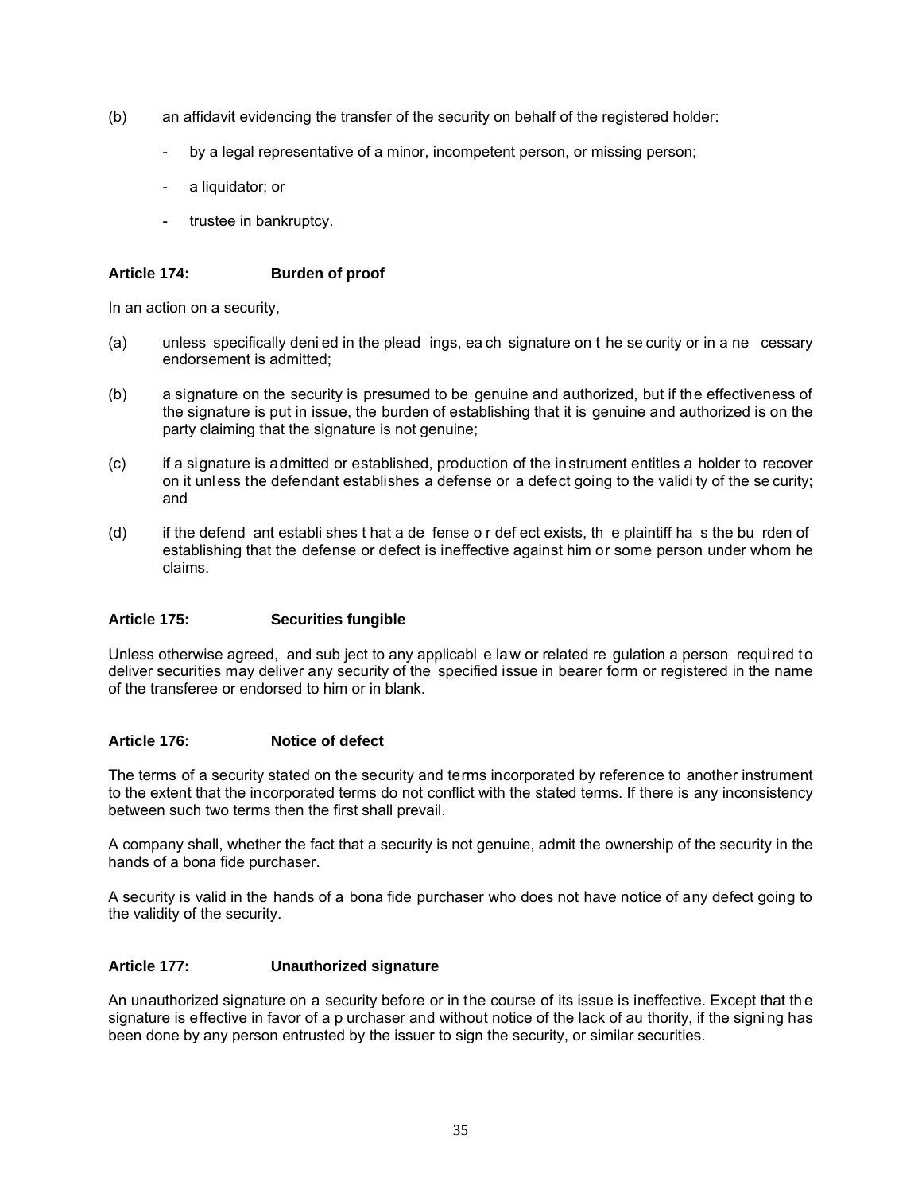(b) an affidavit evidencing the transfer of the security on behalf of the registered holder:

- by a legal representative of a minor, incompetent person, or missing person;
- a liquidator; or
- trustee in bankruptcy.

### Article 174: Burden of proof

In an action on a security,

(a) unless specifically denied in the pleadings, each signature on the security or in a necessary endorsement is admitted;

(b) a signature on the security is presumed to be genuine and authorized, but if the effectiveness of the signature is put in issue, the burden of establishing that it is genuine and authorized is on the party claiming that the signature is not genuine;

(c) if a signature is admitted or established, production of the instrument entitles a holder to recover on it unless the defendant establishes a defense or a defect going to the validity of the security; and

(d) if the defendant establishes that a defense or defect exists, the plaintiff has the burden of establishing that the defense or defect is ineffective against him or some person under whom he claims.

### Article 175: Securities fungible

Unless otherwise agreed, and subject to any applicable law or related regulation a person required to deliver securities may deliver any security of the specified issue in bearer form or registered in the name of the transferee or endorsed to him or in blank.

### Article 176: Notice of defect

The terms of a security stated on the security and terms incorporated by reference to another instrument to the extent that the incorporated terms do not conflict with the stated terms. If there is any inconsistency between such two terms then the first shall prevail.

A company shall, whether the fact that a security is not genuine, admit the ownership of the security in the hands of a bona fide purchaser.

A security is valid in the hands of a bona fide purchaser who does not have notice of any defect going to the validity of the security.

### Article 177: Unauthorized signature

An unauthorized signature on a security before or in the course of its issue is ineffective. Except that the signature is effective in favor of a purchaser and without notice of the lack of authority, if the signing has been done by any person entrusted by the issuer to sign the security, or similar securities.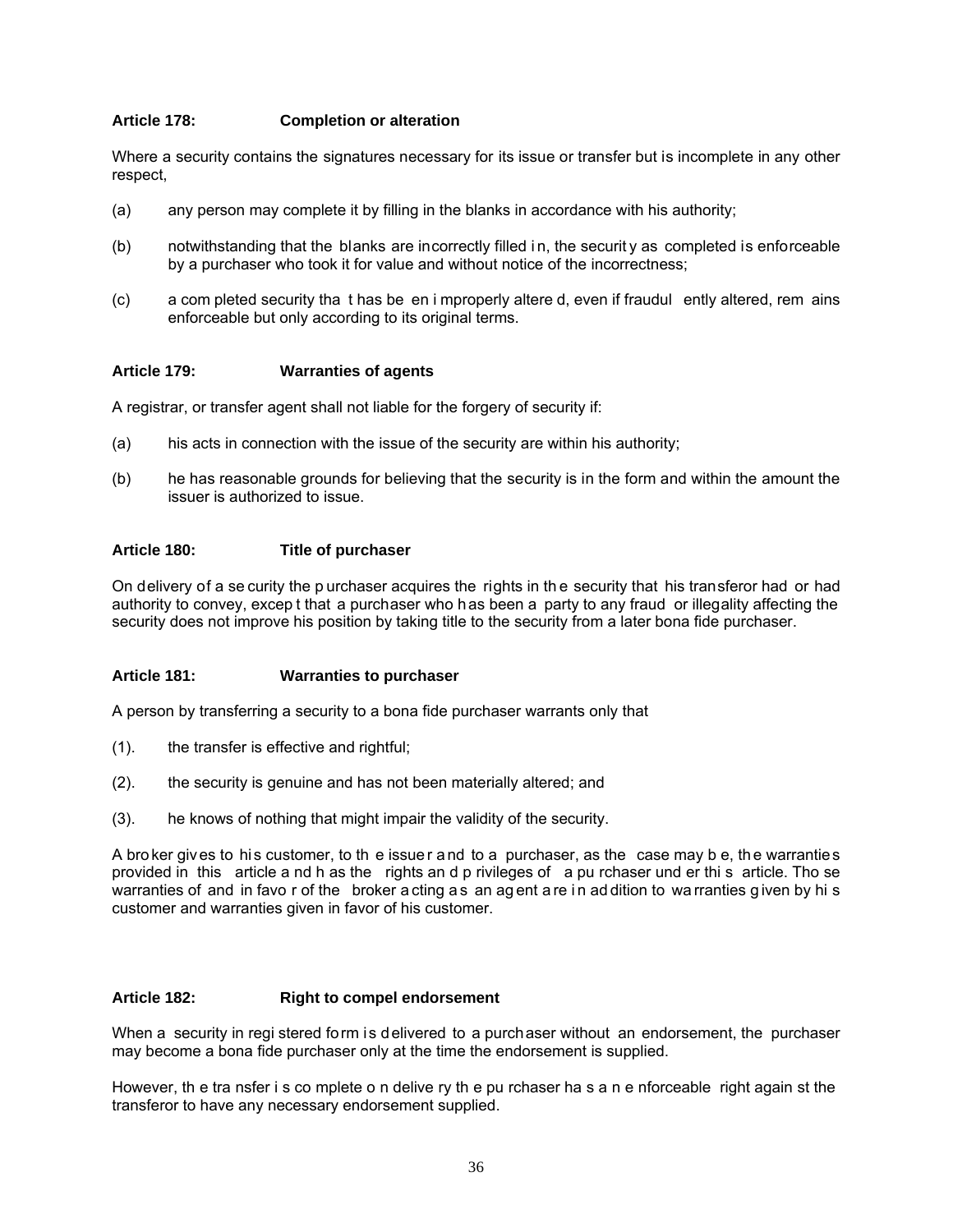### Article 178: Completion or alteration

Where a security contains the signatures necessary for its issue or transfer but is incomplete in any other respect,

(a) any person may complete it by filling in the blanks in accordance with his authority;

(b) notwithstanding that the blanks are incorrectly filled in, the security as completed is enforceable by a purchaser who took it for value and without notice of the incorrectness;

(c) a completed security that has been improperly altered, even if fraudulently altered, remains enforceable but only according to its original terms.

### Article 179: Warranties of agents

A registrar, or transfer agent shall not liable for the forgery of security if:

(a) his acts in connection with the issue of the security are within his authority;

(b) he has reasonable grounds for believing that the security is in the form and within the amount the issuer is authorized to issue.

### Article 180: Title of purchaser

On delivery of a security the purchaser acquires the rights in the security that his transferor had or had authority to convey, except that a purchaser who has been a party to any fraud or illegality affecting the security does not improve his position by taking title to the security from a later bona fide purchaser.

### Article 181: Warranties to purchaser

A person by transferring a security to a bona fide purchaser warrants only that

(1). the transfer is effective and rightful;

(2). the security is genuine and has not been materially altered; and

(3). he knows of nothing that might impair the validity of the security.

A broker gives to his customer, to the issuer and to a purchaser, as the case may be, the warranties provided in this article and has the rights and privileges of a purchaser under this article. Those warranties of and in favor of the broker acting as an agent are in addition to warranties given by his customer and warranties given in favor of his customer.

### Article 182: Right to compel endorsement

When a security in registered form is delivered to a purchaser without an endorsement, the purchaser may become a bona fide purchaser only at the time the endorsement is supplied.

However, the transfer is complete on delivery the purchaser has an enforceable right against the transferor to have any necessary endorsement supplied.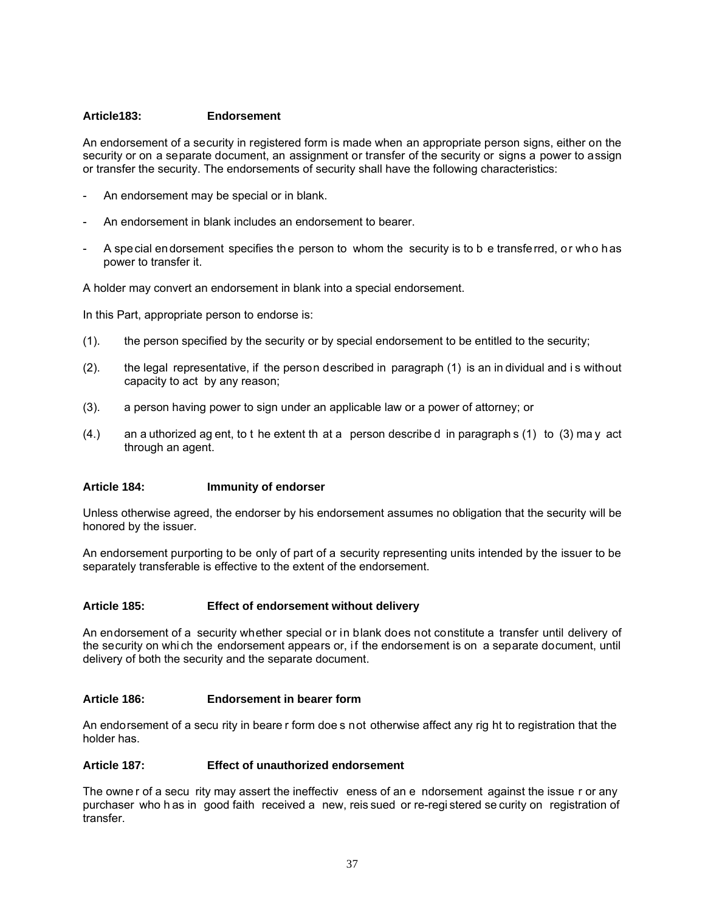**Article183: Endorsement**

An endorsement of a security in registered form is made when an appropriate person signs, either on the security or on a separate document, an assignment or transfer of the security or signs a power to assign or transfer the security. The endorsements of security shall have the following characteristics:

- An endorsement may be special or in blank.
- An endorsement in blank includes an endorsement to bearer.
- A special endorsement specifies the person to whom the security is to be transferred, or who has power to transfer it.

A holder may convert an endorsement in blank into a special endorsement.

In this Part, appropriate person to endorse is:

(1). the person specified by the security or by special endorsement to be entitled to the security;

(2). the legal representative, if the person described in paragraph (1) is an individual and is without capacity to act by any reason;

(3). a person having power to sign under an applicable law or a power of attorney; or

(4.) an authorized agent, to the extent that a person described in paragraphs (1) to (3) may act through an agent.

**Article 184: Immunity of endorser**

Unless otherwise agreed, the endorser by his endorsement assumes no obligation that the security will be honored by the issuer.

An endorsement purporting to be only of part of a security representing units intended by the issuer to be separately transferable is effective to the extent of the endorsement.

**Article 185: Effect of endorsement without delivery**

An endorsement of a security whether special or in blank does not constitute a transfer until delivery of the security on which the endorsement appears or, if the endorsement is on a separate document, until delivery of both the security and the separate document.

**Article 186: Endorsement in bearer form**

An endorsement of a security in bearer form does not otherwise affect any right to registration that the holder has.

**Article 187: Effect of unauthorized endorsement**

The owner of a security may assert the ineffectiveness of an endorsement against the issuer or any purchaser who has in good faith received a new, reissued or re-registered security on registration of transfer.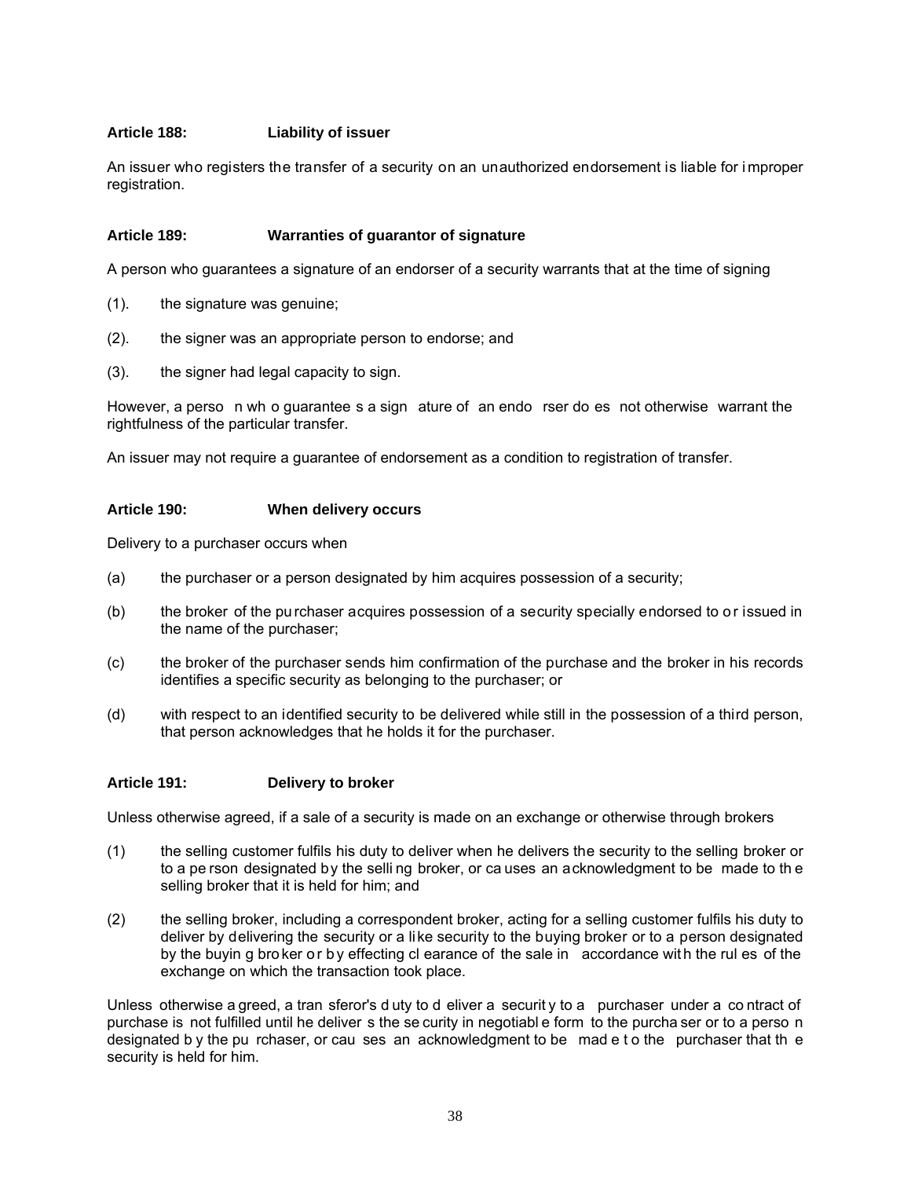**Article 188: Liability of issuer**

An issuer who registers the transfer of a security on an unauthorized endorsement is liable for improper registration.

**Article 189: Warranties of guarantor of signature**

A person who guarantees a signature of an endorser of a security warrants that at the time of signing

(1). the signature was genuine;

(2). the signer was an appropriate person to endorse; and

(3). the signer had legal capacity to sign.

However, a person who guarantees a signature of an endorser does not otherwise warrant the rightfulness of the particular transfer.

An issuer may not require a guarantee of endorsement as a condition to registration of transfer.

**Article 190: When delivery occurs**

Delivery to a purchaser occurs when

(a) the purchaser or a person designated by him acquires possession of a security;

(b) the broker of the purchaser acquires possession of a security specially endorsed to or issued in the name of the purchaser;

(c) the broker of the purchaser sends him confirmation of the purchase and the broker in his records identifies a specific security as belonging to the purchaser; or

(d) with respect to an identified security to be delivered while still in the possession of a third person, that person acknowledges that he holds it for the purchaser.

**Article 191: Delivery to broker**

Unless otherwise agreed, if a sale of a security is made on an exchange or otherwise through brokers

(1) the selling customer fulfils his duty to deliver when he delivers the security to the selling broker or to a person designated by the selling broker, or causes an acknowledgment to be made to the selling broker that it is held for him; and

(2) the selling broker, including a correspondent broker, acting for a selling customer fulfils his duty to deliver by delivering the security or a like security to the buying broker or to a person designated by the buying broker or by effecting clearance of the sale in accordance with the rules of the exchange on which the transaction took place.

Unless otherwise agreed, a transferor's duty to deliver a security to a purchaser under a contract of purchase is not fulfilled until he delivers the security in negotiable form to the purchaser or to a person designated by the purchaser, or causes an acknowledgment to be made to the purchaser that the security is held for him.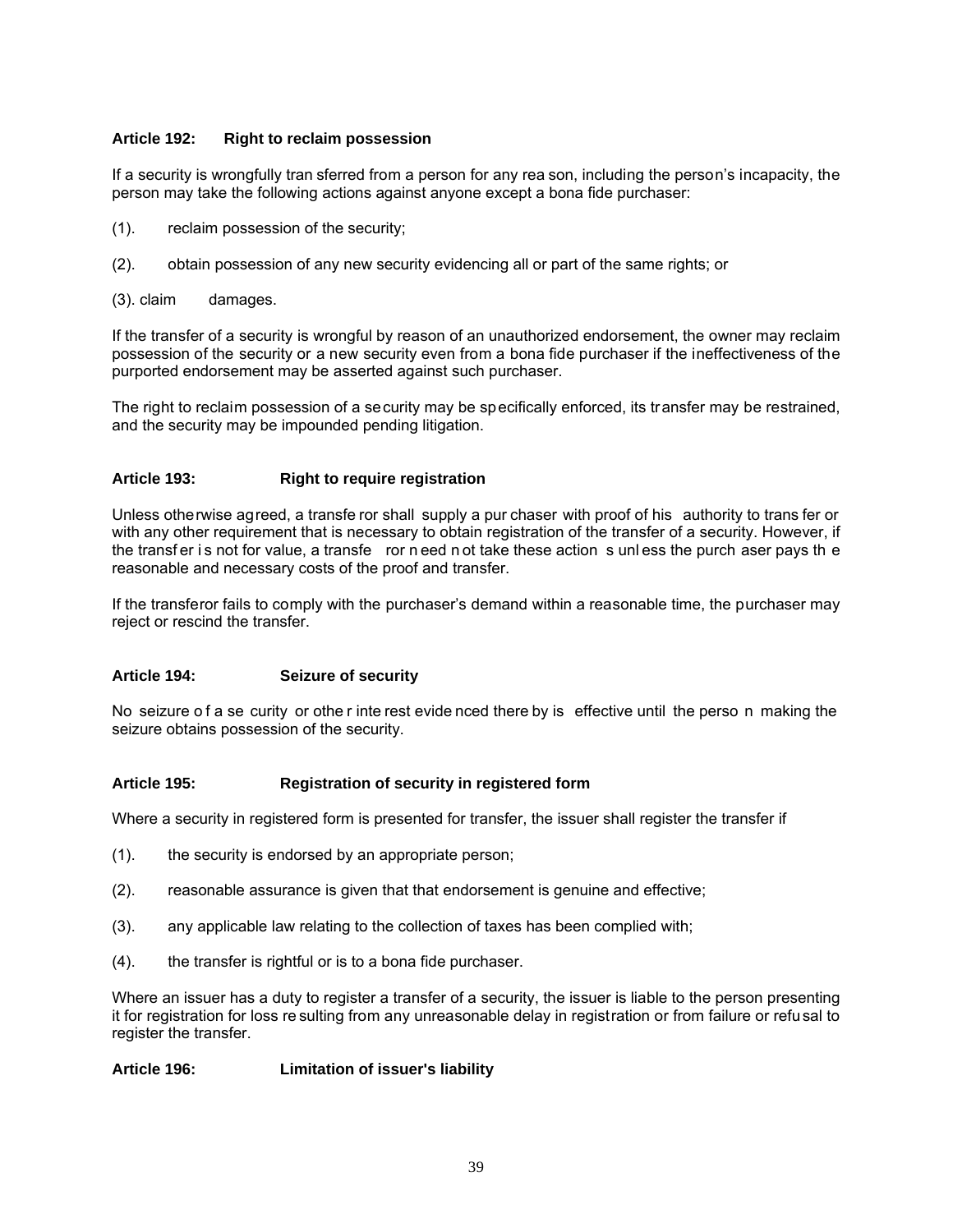### Article 192: Right to reclaim possession

If a security is wrongfully transferred from a person for any reason, including the person's incapacity, the person may take the following actions against anyone except a bona fide purchaser:

(1). reclaim possession of the security;

(2). obtain possession of any new security evidencing all or part of the same rights; or

(3). claim damages.

If the transfer of a security is wrongful by reason of an unauthorized endorsement, the owner may reclaim possession of the security or a new security even from a bona fide purchaser if the ineffectiveness of the purported endorsement may be asserted against such purchaser.

The right to reclaim possession of a security may be specifically enforced, its transfer may be restrained, and the security may be impounded pending litigation.

### Article 193: Right to require registration

Unless otherwise agreed, a transferor shall supply a purchaser with proof of his authority to transfer or with any other requirement that is necessary to obtain registration of the transfer of a security. However, if the transfer is not for value, a transferor need not take these actions unless the purchaser pays the reasonable and necessary costs of the proof and transfer.

If the transferor fails to comply with the purchaser's demand within a reasonable time, the purchaser may reject or rescind the transfer.

### Article 194: Seizure of security

No seizure of a security or other interest evidenced thereby is effective until the person making the seizure obtains possession of the security.

### Article 195: Registration of security in registered form

Where a security in registered form is presented for transfer, the issuer shall register the transfer if

(1). the security is endorsed by an appropriate person;

(2). reasonable assurance is given that that endorsement is genuine and effective;

(3). any applicable law relating to the collection of taxes has been complied with;

(4). the transfer is rightful or is to a bona fide purchaser.

Where an issuer has a duty to register a transfer of a security, the issuer is liable to the person presenting it for registration for loss resulting from any unreasonable delay in registration or from failure or refusal to register the transfer.

### Article 196: Limitation of issuer's liability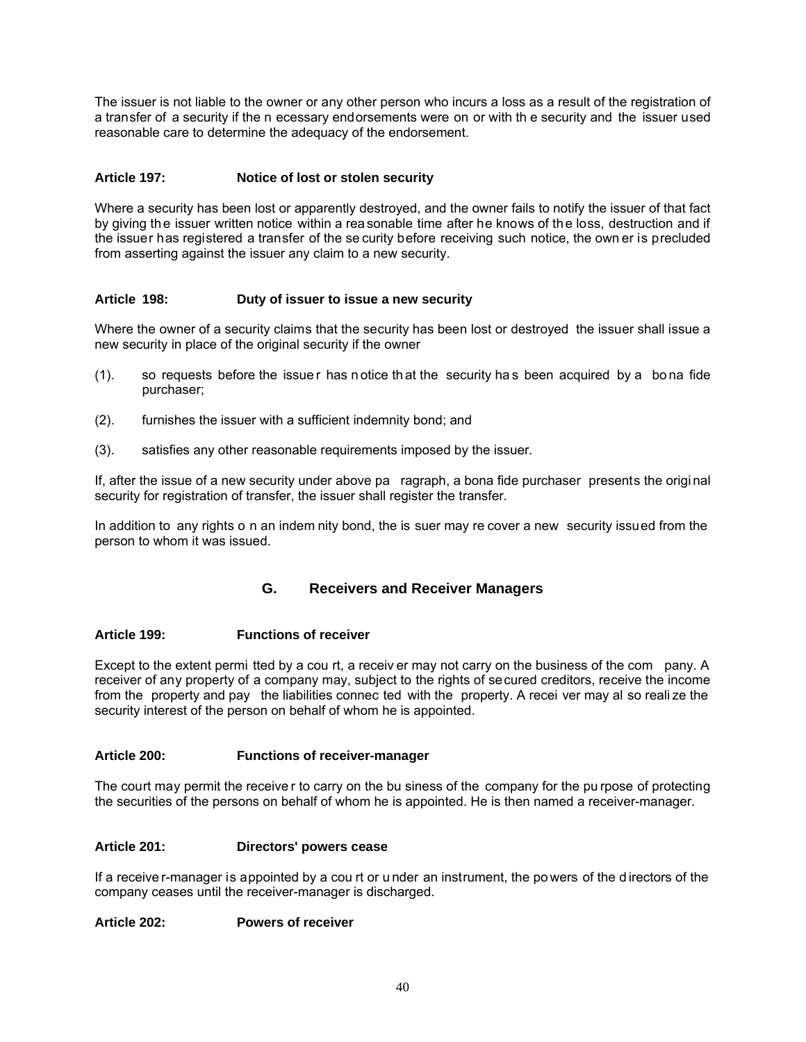The issuer is not liable to the owner or any other person who incurs a loss as a result of the registration of a transfer of a security if the necessary endorsements were on or with the security and the issuer used reasonable care to determine the adequacy of the endorsement.

**Article 197: Notice of lost or stolen security**

Where a security has been lost or apparently destroyed, and the owner fails to notify the issuer of that fact by giving the issuer written notice within a reasonable time after he knows of the loss, destruction and if the issuer has registered a transfer of the security before receiving such notice, the owner is precluded from asserting against the issuer any claim to a new security.

**Article 198: Duty of issuer to issue a new security**

Where the owner of a security claims that the security has been lost or destroyed the issuer shall issue a new security in place of the original security if the owner

(1). so requests before the issuer has notice that the security has been acquired by a bona fide purchaser;

(2). furnishes the issuer with a sufficient indemnity bond; and

(3). satisfies any other reasonable requirements imposed by the issuer.

If, after the issue of a new security under above paragraph, a bona fide purchaser presents the original security for registration of transfer, the issuer shall register the transfer.

In addition to any rights on an indemnity bond, the issuer may recover a new security issued from the person to whom it was issued.

## G. Receivers and Receiver Managers

**Article 199: Functions of receiver**

Except to the extent permitted by a court, a receiver may not carry on the business of the company. A receiver of any property of a company may, subject to the rights of secured creditors, receive the income from the property and pay the liabilities connected with the property. A receiver may also realize the security interest of the person on behalf of whom he is appointed.

**Article 200: Functions of receiver-manager**

The court may permit the receiver to carry on the business of the company for the purpose of protecting the securities of the persons on behalf of whom he is appointed. He is then named a receiver-manager.

**Article 201: Directors' powers cease**

If a receiver-manager is appointed by a court or under an instrument, the powers of the directors of the company ceases until the receiver-manager is discharged.

**Article 202: Powers of receiver**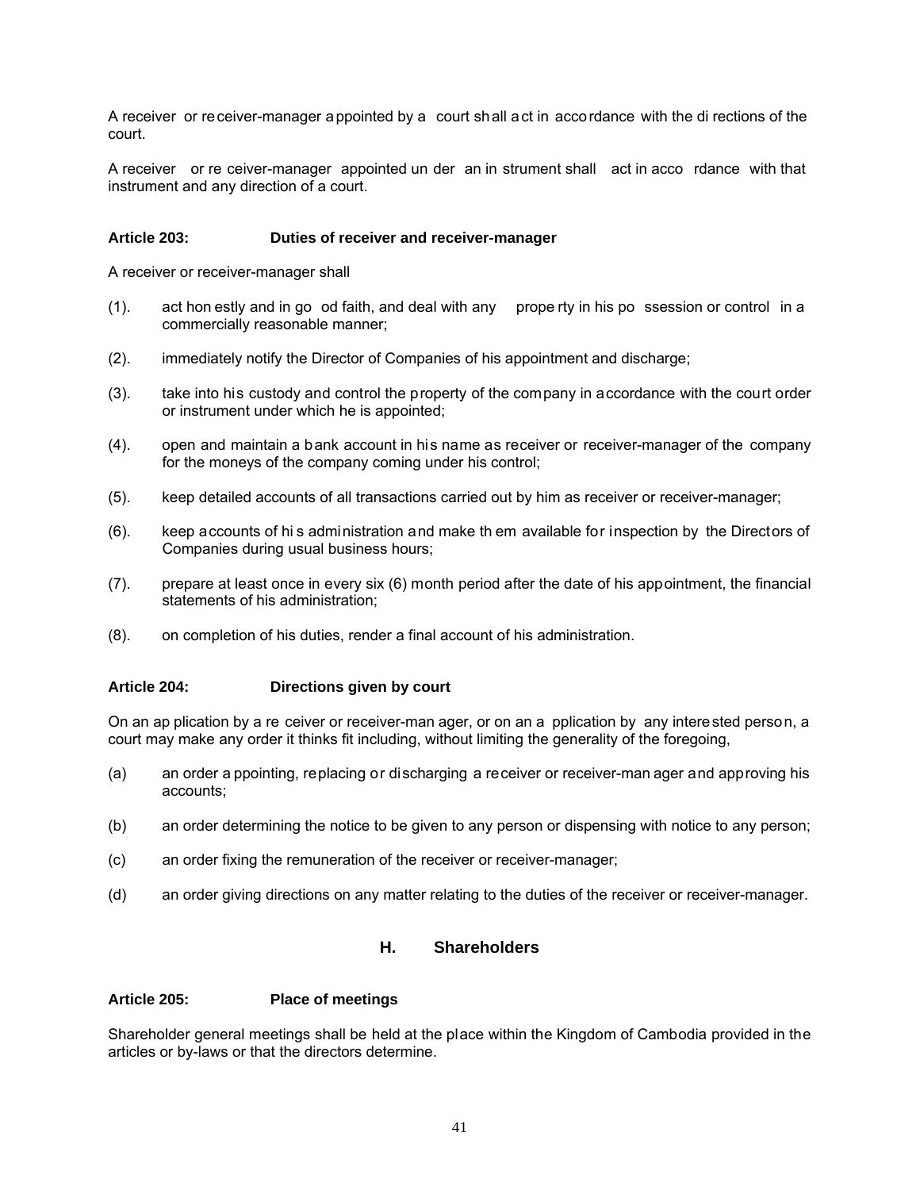A receiver or receiver-manager appointed by a court shall act in accordance with the directions of the court.

A receiver or receiver-manager appointed under an instrument shall act in accordance with that instrument and any direction of a court.

#### Article 203: Duties of receiver and receiver-manager

A receiver or receiver-manager shall

(1). act honestly and in good faith, and deal with any property in his possession or control in a commercially reasonable manner;

(2). immediately notify the Director of Companies of his appointment and discharge;

(3). take into his custody and control the property of the company in accordance with the court order or instrument under which he is appointed;

(4). open and maintain a bank account in his name as receiver or receiver-manager of the company for the moneys of the company coming under his control;

(5). keep detailed accounts of all transactions carried out by him as receiver or receiver-manager;

(6). keep accounts of his administration and make them available for inspection by the Directors of Companies during usual business hours;

(7). prepare at least once in every six (6) month period after the date of his appointment, the financial statements of his administration;

(8). on completion of his duties, render a final account of his administration.

#### Article 204: Directions given by court

On an application by a receiver or receiver-manager, or on an application by any interested person, a court may make any order it thinks fit including, without limiting the generality of the foregoing,

(a) an order appointing, replacing or discharging a receiver or receiver-manager and approving his accounts;

(b) an order determining the notice to be given to any person or dispensing with notice to any person;

(c) an order fixing the remuneration of the receiver or receiver-manager;

(d) an order giving directions on any matter relating to the duties of the receiver or receiver-manager.

### H. Shareholders

#### Article 205: Place of meetings

Shareholder general meetings shall be held at the place within the Kingdom of Cambodia provided in the articles or by-laws or that the directors determine.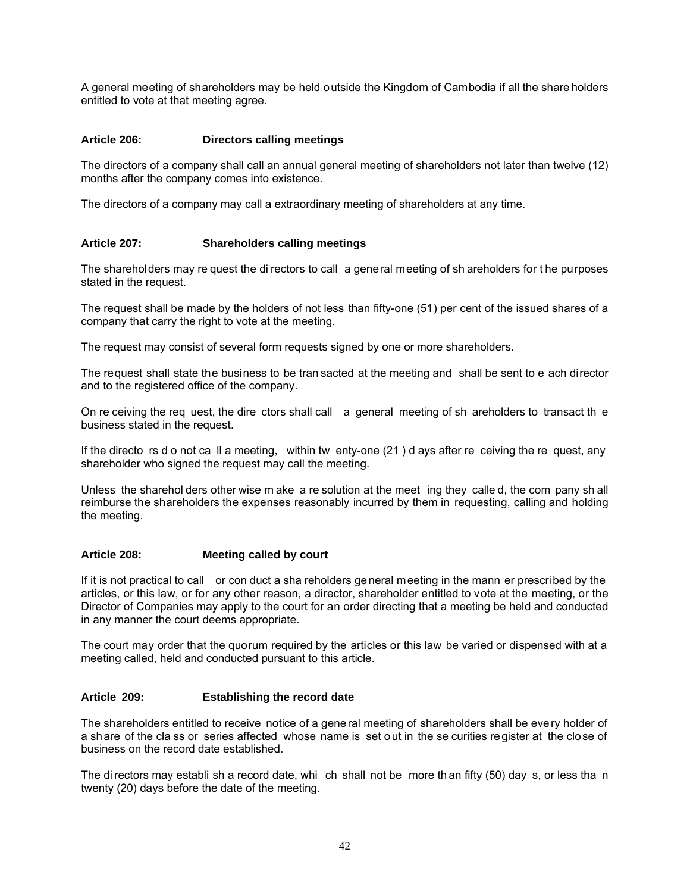A general meeting of shareholders may be held outside the Kingdom of Cambodia if all the shareholders entitled to vote at that meeting agree.

### Article 206: Directors calling meetings

The directors of a company shall call an annual general meeting of shareholders not later than twelve (12) months after the company comes into existence.

The directors of a company may call a extraordinary meeting of shareholders at any time.

### Article 207: Shareholders calling meetings

The shareholders may request the directors to call a general meeting of shareholders for the purposes stated in the request.

The request shall be made by the holders of not less than fifty-one (51) per cent of the issued shares of a company that carry the right to vote at the meeting.

The request may consist of several form requests signed by one or more shareholders.

The request shall state the business to be transacted at the meeting and shall be sent to each director and to the registered office of the company.

On receiving the request, the directors shall call a general meeting of shareholders to transact the business stated in the request.

If the directors do not call a meeting, within twenty-one (21) days after receiving the request, any shareholder who signed the request may call the meeting.

Unless the shareholders otherwise make a resolution at the meeting they called, the company shall reimburse the shareholders the expenses reasonably incurred by them in requesting, calling and holding the meeting.

### Article 208: Meeting called by court

If it is not practical to call or conduct a shareholders general meeting in the manner prescribed by the articles, or this law, or for any other reason, a director, shareholder entitled to vote at the meeting, or the Director of Companies may apply to the court for an order directing that a meeting be held and conducted in any manner the court deems appropriate.

The court may order that the quorum required by the articles or this law be varied or dispensed with at a meeting called, held and conducted pursuant to this article.

### Article 209: Establishing the record date

The shareholders entitled to receive notice of a general meeting of shareholders shall be every holder of a share of the class or series affected whose name is set out in the securities register at the close of business on the record date established.

The directors may establish a record date, which shall not be more than fifty (50) days, or less than twenty (20) days before the date of the meeting.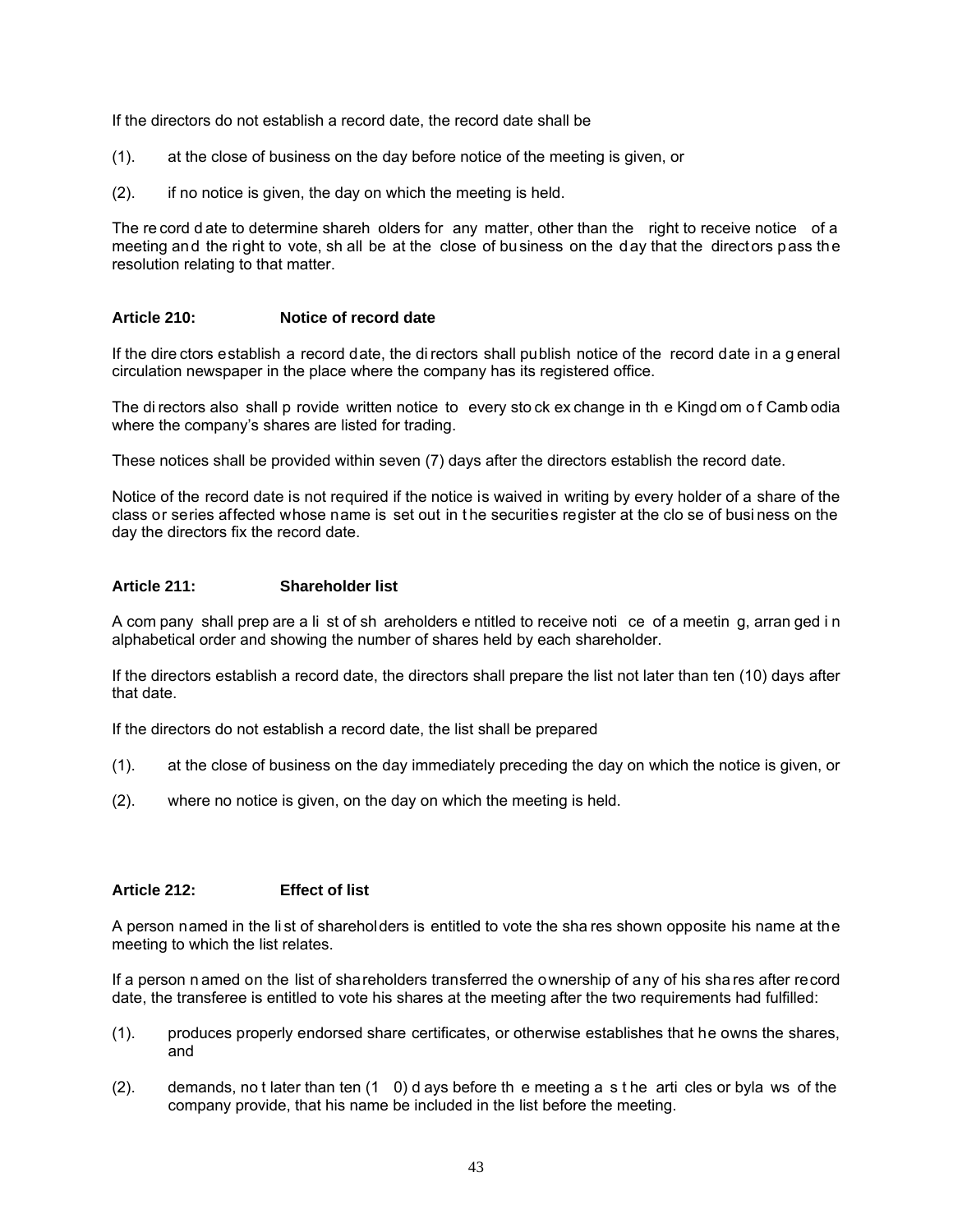If the directors do not establish a record date, the record date shall be

(1). at the close of business on the day before notice of the meeting is given, or

(2). if no notice is given, the day on which the meeting is held.

The record date to determine shareholders for any matter, other than the right to receive notice of a meeting and the right to vote, shall be at the close of business on the day that the directors pass the resolution relating to that matter.

### Article 210: Notice of record date

If the directors establish a record date, the directors shall publish notice of the record date in a general circulation newspaper in the place where the company has its registered office.

The directors also shall provide written notice to every stock exchange in the Kingdom of Cambodia where the company's shares are listed for trading.

These notices shall be provided within seven (7) days after the directors establish the record date.

Notice of the record date is not required if the notice is waived in writing by every holder of a share of the class or series affected whose name is set out in the securities register at the close of business on the day the directors fix the record date.

### Article 211: Shareholder list

A company shall prepare a list of shareholders entitled to receive notice of a meeting, arranged in alphabetical order and showing the number of shares held by each shareholder.

If the directors establish a record date, the directors shall prepare the list not later than ten (10) days after that date.

If the directors do not establish a record date, the list shall be prepared

(1). at the close of business on the day immediately preceding the day on which the notice is given, or

(2). where no notice is given, on the day on which the meeting is held.

### Article 212: Effect of list

A person named in the list of shareholders is entitled to vote the shares shown opposite his name at the meeting to which the list relates.

If a person named on the list of shareholders transferred the ownership of any of his shares after record date, the transferee is entitled to vote his shares at the meeting after the two requirements had fulfilled:

(1). produces properly endorsed share certificates, or otherwise establishes that he owns the shares, and

(2). demands, not later than ten (10) days before the meeting as the articles or bylaws of the company provide, that his name be included in the list before the meeting.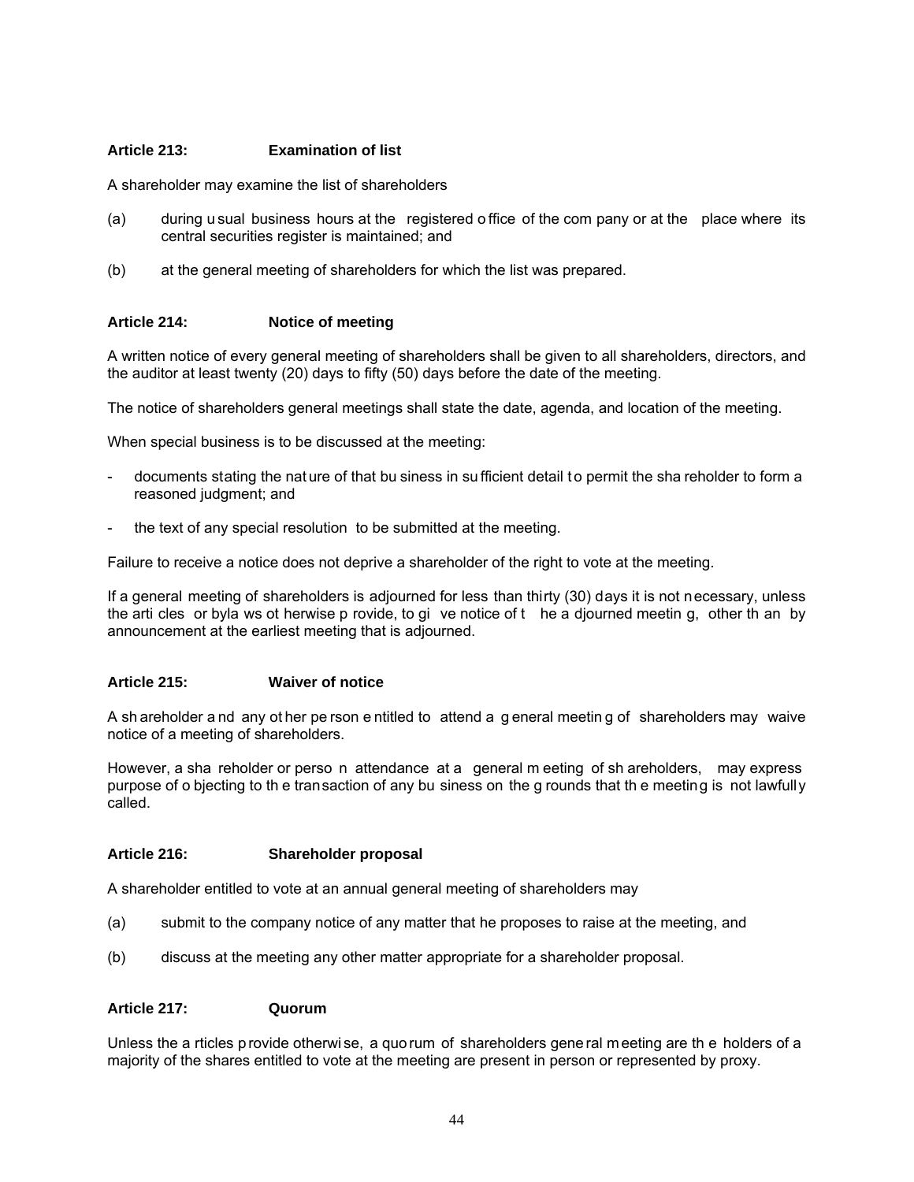### Article 213: Examination of list

A shareholder may examine the list of shareholders

(a) during usual business hours at the registered office of the company or at the place where its central securities register is maintained; and

(b) at the general meeting of shareholders for which the list was prepared.

### Article 214: Notice of meeting

A written notice of every general meeting of shareholders shall be given to all shareholders, directors, and the auditor at least twenty (20) days to fifty (50) days before the date of the meeting.

The notice of shareholders general meetings shall state the date, agenda, and location of the meeting.

When special business is to be discussed at the meeting:

- documents stating the nature of that business in sufficient detail to permit the shareholder to form a reasoned judgment; and
- the text of any special resolution to be submitted at the meeting.

Failure to receive a notice does not deprive a shareholder of the right to vote at the meeting.

If a general meeting of shareholders is adjourned for less than thirty (30) days it is not necessary, unless the articles or bylaws otherwise provide, to give notice of the adjourned meeting, other than by announcement at the earliest meeting that is adjourned.

### Article 215: Waiver of notice

A shareholder and any other person entitled to attend a general meeting of shareholders may waive notice of a meeting of shareholders.

However, a shareholder or person in attendance at a general meeting of shareholders, may express purpose of objecting to the transaction of any business on the grounds that the meeting is not lawfully called.

### Article 216: Shareholder proposal

A shareholder entitled to vote at an annual general meeting of shareholders may

(a) submit to the company notice of any matter that he proposes to raise at the meeting, and

(b) discuss at the meeting any other matter appropriate for a shareholder proposal.

### Article 217: Quorum

Unless the articles provide otherwise, a quorum of shareholders general meeting are the holders of a majority of the shares entitled to vote at the meeting are present in person or represented by proxy.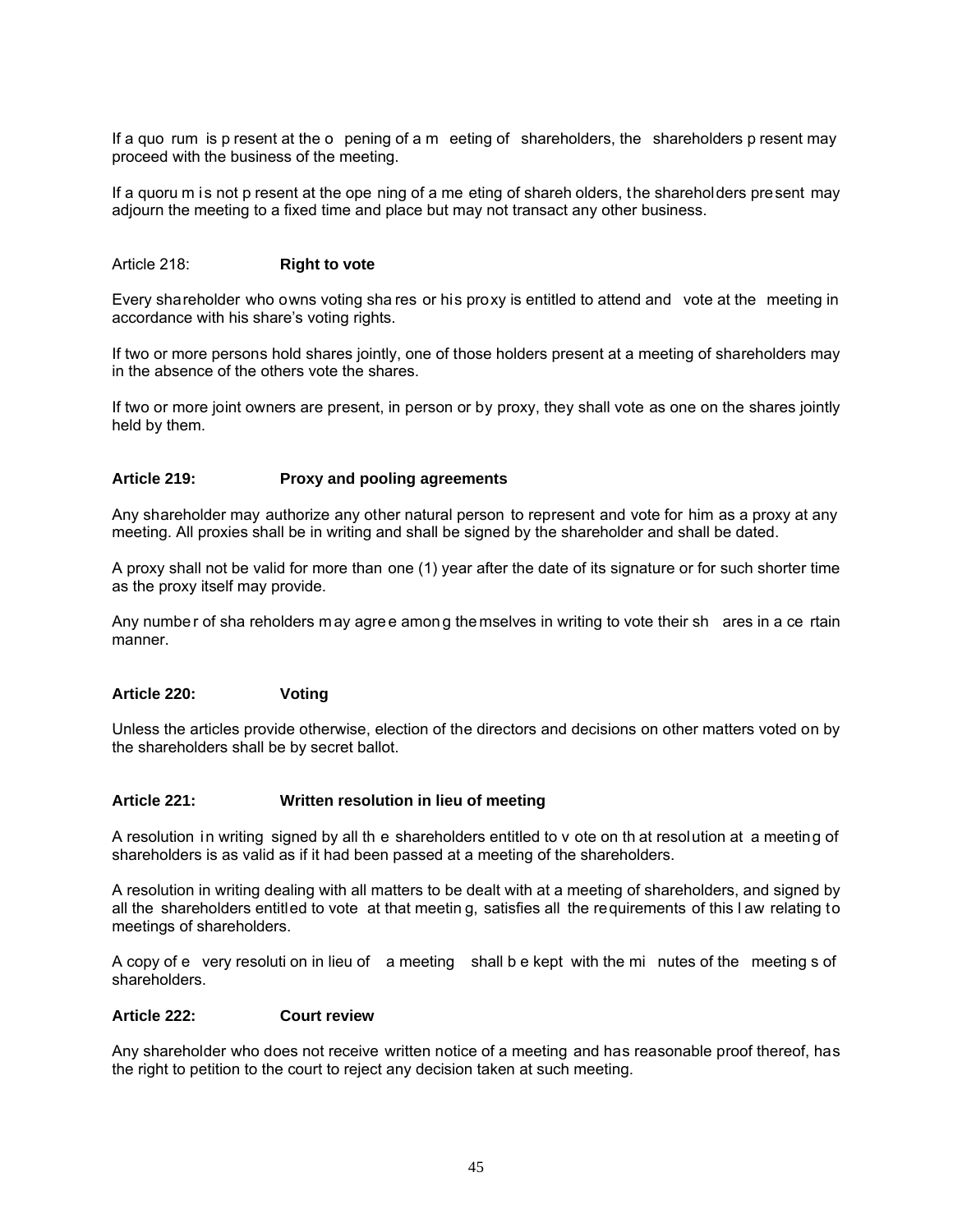If a quorum is present at the opening of a meeting of shareholders, the shareholders present may proceed with the business of the meeting.

If a quorum is not present at the opening of a meeting of shareholders, the shareholders present may adjourn the meeting to a fixed time and place but may not transact any other business.

### Article 218: **Right to vote**

Every shareholder who owns voting shares or his proxy is entitled to attend and vote at the meeting in accordance with his share's voting rights.

If two or more persons hold shares jointly, one of those holders present at a meeting of shareholders may in the absence of the others vote the shares.

If two or more joint owners are present, in person or by proxy, they shall vote as one on the shares jointly held by them.

### **Article 219: Proxy and pooling agreements**

Any shareholder may authorize any other natural person to represent and vote for him as a proxy at any meeting. All proxies shall be in writing and shall be signed by the shareholder and shall be dated.

A proxy shall not be valid for more than one (1) year after the date of its signature or for such shorter time as the proxy itself may provide.

Any number of shareholders may agree among themselves in writing to vote their shares in a certain manner.

### **Article 220: Voting**

Unless the articles provide otherwise, election of the directors and decisions on other matters voted on by the shareholders shall be by secret ballot.

### **Article 221: Written resolution in lieu of meeting**

A resolution in writing signed by all the shareholders entitled to vote on that resolution at a meeting of shareholders is as valid as if it had been passed at a meeting of the shareholders.

A resolution in writing dealing with all matters to be dealt with at a meeting of shareholders, and signed by all the shareholders entitled to vote at that meeting, satisfies all the requirements of this law relating to meetings of shareholders.

A copy of every resolution in lieu of a meeting shall be kept with the minutes of the meetings of shareholders.

### **Article 222: Court review**

Any shareholder who does not receive written notice of a meeting and has reasonable proof thereof, has the right to petition to the court to reject any decision taken at such meeting.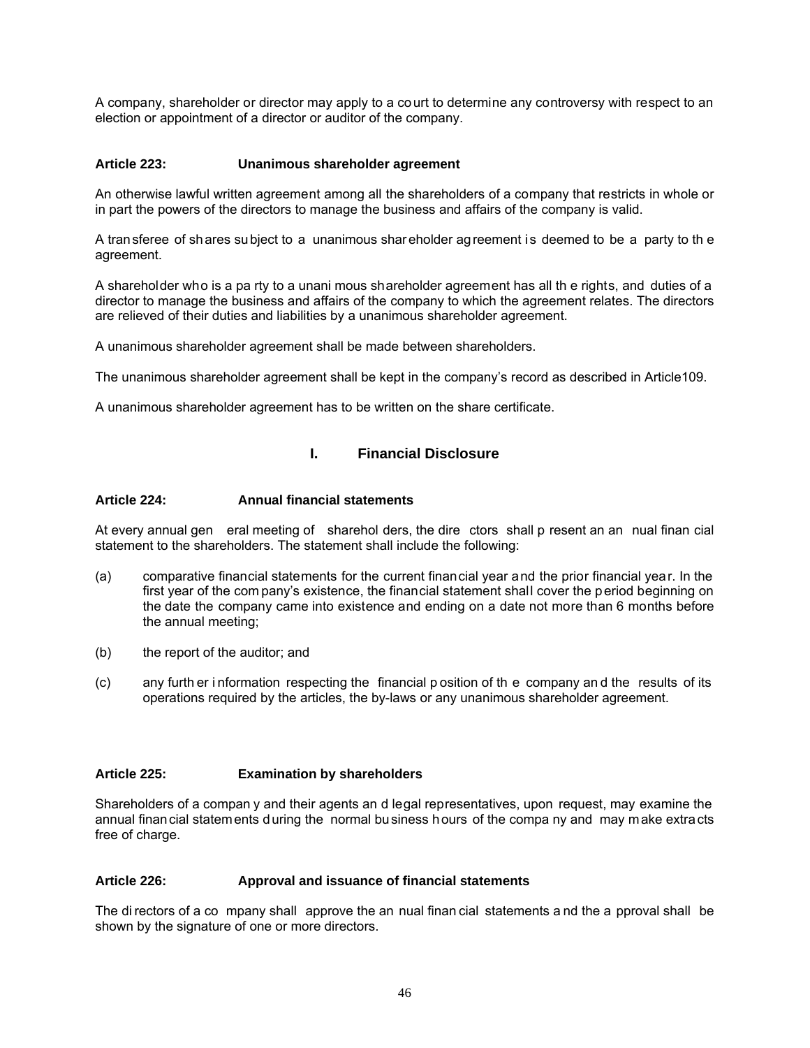A company, shareholder or director may apply to a court to determine any controversy with respect to an election or appointment of a director or auditor of the company.

**Article 223: Unanimous shareholder agreement**

An otherwise lawful written agreement among all the shareholders of a company that restricts in whole or in part the powers of the directors to manage the business and affairs of the company is valid.

A transferee of shares subject to a unanimous shareholder agreement is deemed to be a party to the agreement.

A shareholder who is a party to a unanimous shareholder agreement has all the rights, and duties of a director to manage the business and affairs of the company to which the agreement relates. The directors are relieved of their duties and liabilities by a unanimous shareholder agreement.

A unanimous shareholder agreement shall be made between shareholders.

The unanimous shareholder agreement shall be kept in the company's record as described in Article109.

A unanimous shareholder agreement has to be written on the share certificate.

## I. Financial Disclosure

**Article 224: Annual financial statements**

At every annual general meeting of shareholders, the directors shall present an annual financial statement to the shareholders. The statement shall include the following:

(a) comparative financial statements for the current financial year and the prior financial year. In the first year of the company's existence, the financial statement shall cover the period beginning on the date the company came into existence and ending on a date not more than 6 months before the annual meeting;

(b) the report of the auditor; and

(c) any further information respecting the financial position of the company and the results of its operations required by the articles, the by-laws or any unanimous shareholder agreement.

**Article 225: Examination by shareholders**

Shareholders of a company and their agents and legal representatives, upon request, may examine the annual financial statements during the normal business hours of the company and may make extracts free of charge.

**Article 226: Approval and issuance of financial statements**

The directors of a company shall approve the annual financial statements and the approval shall be shown by the signature of one or more directors.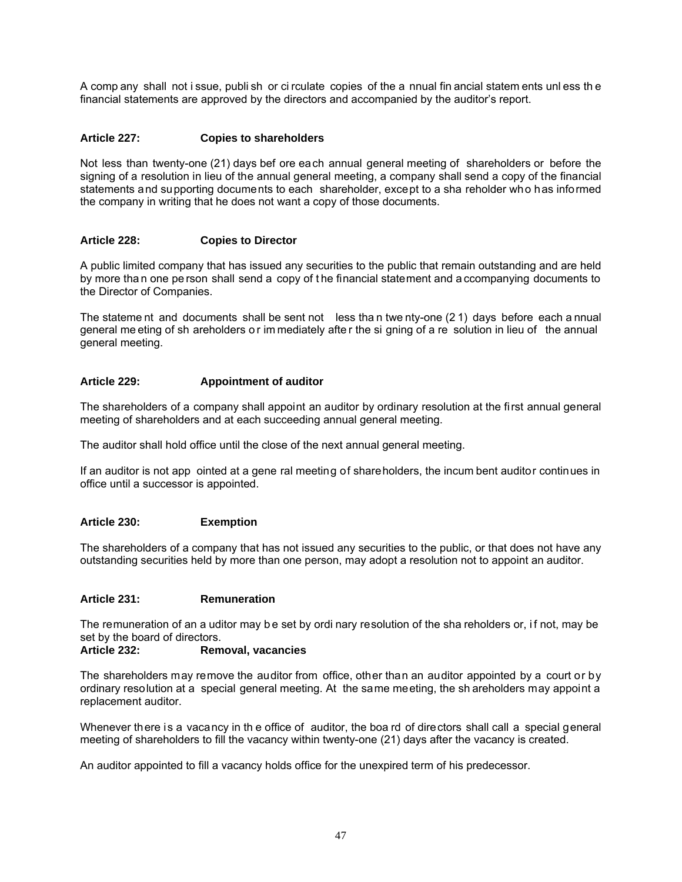A company shall not issue, publish or circulate copies of the annual financial statements unless the financial statements are approved by the directors and accompanied by the auditor's report.

**Article 227: Copies to shareholders**

Not less than twenty-one (21) days before each annual general meeting of shareholders or before the signing of a resolution in lieu of the annual general meeting, a company shall send a copy of the financial statements and supporting documents to each shareholder, except to a shareholder who has informed the company in writing that he does not want a copy of those documents.

**Article 228: Copies to Director**

A public limited company that has issued any securities to the public that remain outstanding and are held by more than one person shall send a copy of the financial statement and accompanying documents to the Director of Companies.

The statement and documents shall be sent not less than twenty-one (21) days before each annual general meeting of shareholders or immediately after the signing of a resolution in lieu of the annual general meeting.

**Article 229: Appointment of auditor**

The shareholders of a company shall appoint an auditor by ordinary resolution at the first annual general meeting of shareholders and at each succeeding annual general meeting.

The auditor shall hold office until the close of the next annual general meeting.

If an auditor is not appointed at a general meeting of shareholders, the incumbent auditor continues in office until a successor is appointed.

**Article 230: Exemption**

The shareholders of a company that has not issued any securities to the public, or that does not have any outstanding securities held by more than one person, may adopt a resolution not to appoint an auditor.

**Article 231: Remuneration**

The remuneration of an auditor may be set by ordinary resolution of the shareholders or, if not, may be set by the board of directors.

**Article 232: Removal, vacancies**

The shareholders may remove the auditor from office, other than an auditor appointed by a court or by ordinary resolution at a special general meeting. At the same meeting, the shareholders may appoint a replacement auditor.

Whenever there is a vacancy in the office of auditor, the board of directors shall call a special general meeting of shareholders to fill the vacancy within twenty-one (21) days after the vacancy is created.

An auditor appointed to fill a vacancy holds office for the unexpired term of his predecessor.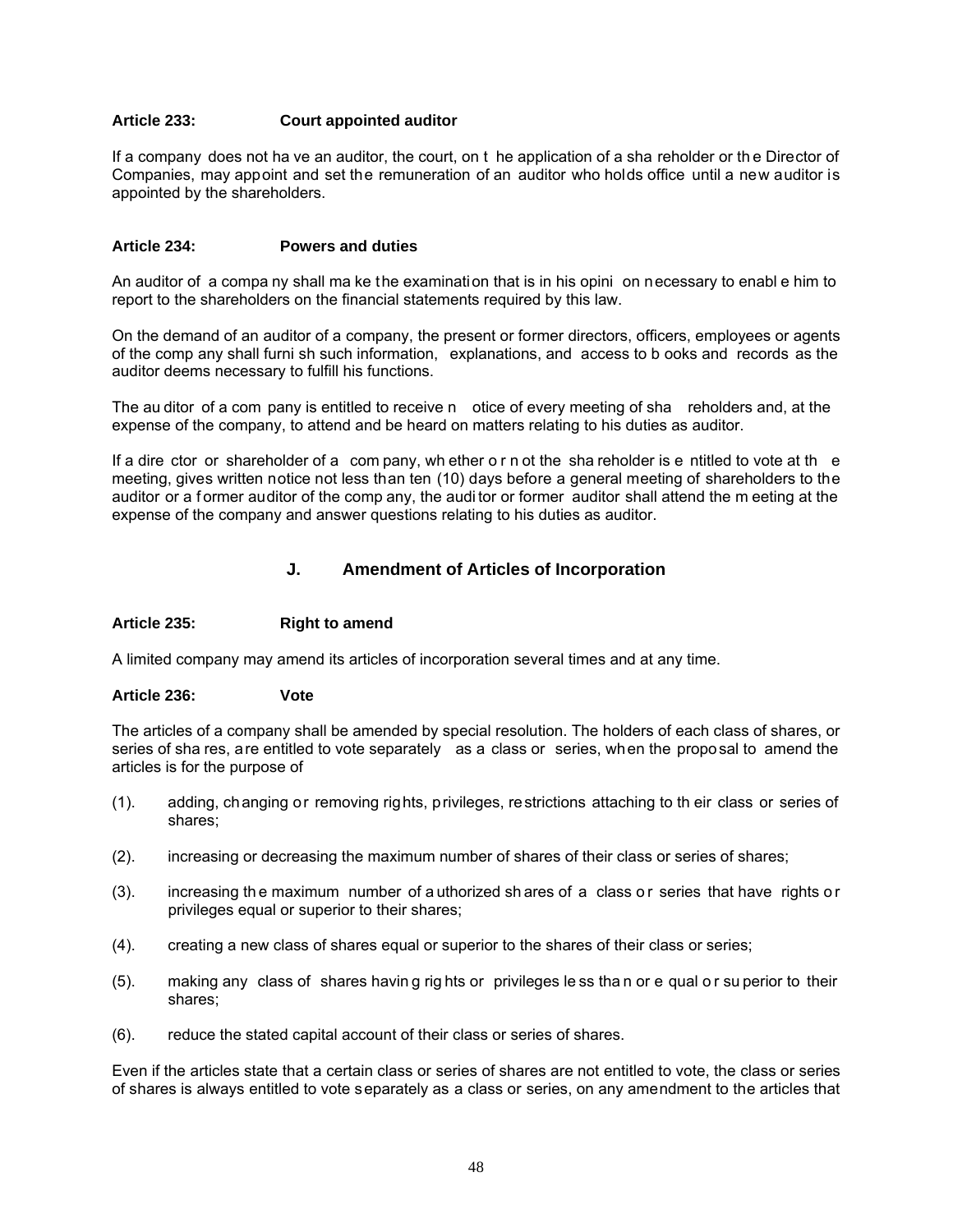**Article 233: Court appointed auditor**

If a company does not have an auditor, the court, on the application of a shareholder or the Director of Companies, may appoint and set the remuneration of an auditor who holds office until a new auditor is appointed by the shareholders.

**Article 234: Powers and duties**

An auditor of a company shall make the examination that is in his opinion necessary to enable him to report to the shareholders on the financial statements required by this law.

On the demand of an auditor of a company, the present or former directors, officers, employees or agents of the company shall furnish such information, explanations, and access to books and records as the auditor deems necessary to fulfill his functions.

The auditor of a company is entitled to receive notice of every meeting of shareholders and, at the expense of the company, to attend and be heard on matters relating to his duties as auditor.

If a director or shareholder of a company, whether or not the shareholder is entitled to vote at the meeting, gives written notice not less than ten (10) days before a general meeting of shareholders to the auditor or a former auditor of the company, the auditor or former auditor shall attend the meeting at the expense of the company and answer questions relating to his duties as auditor.

## J. Amendment of Articles of Incorporation

**Article 235: Right to amend**

A limited company may amend its articles of incorporation several times and at any time.

**Article 236: Vote**

The articles of a company shall be amended by special resolution. The holders of each class of shares, or series of shares, are entitled to vote separately as a class or series, when the proposal to amend the articles is for the purpose of

(1). adding, changing or removing rights, privileges, restrictions attaching to their class or series of shares;

(2). increasing or decreasing the maximum number of shares of their class or series of shares;

(3). increasing the maximum number of authorized shares of a class or series that have rights or privileges equal or superior to their shares;

(4). creating a new class of shares equal or superior to the shares of their class or series;

(5). making any class of shares having rights or privileges less than or equal or superior to their shares;

(6). reduce the stated capital account of their class or series of shares.

Even if the articles state that a certain class or series of shares are not entitled to vote, the class or series of shares is always entitled to vote separately as a class or series, on any amendment to the articles that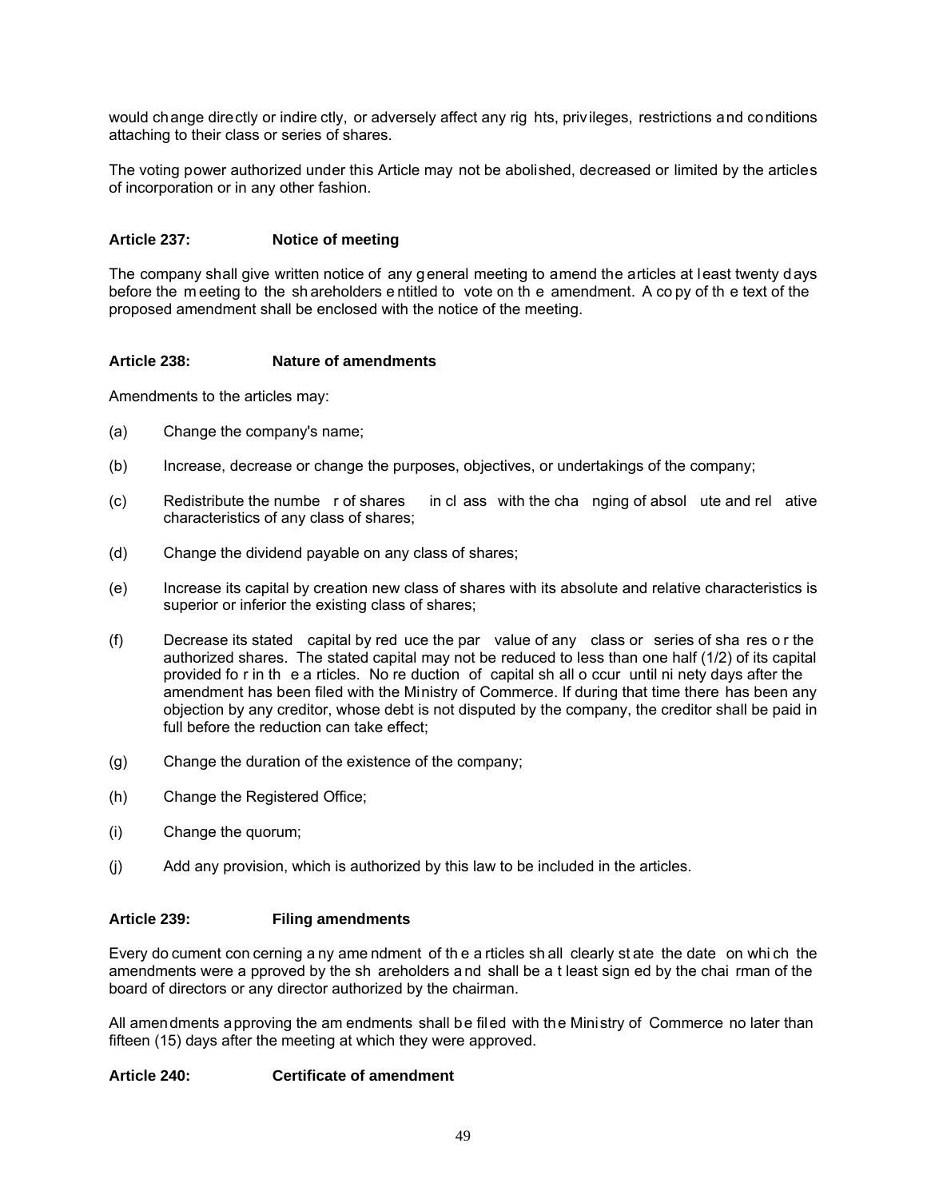would change directly or indirectly, or adversely affect any rights, privileges, restrictions and conditions attaching to their class or series of shares.

The voting power authorized under this Article may not be abolished, decreased or limited by the articles of incorporation or in any other fashion.

#### Article 237: Notice of meeting

The company shall give written notice of any general meeting to amend the articles at least twenty days before the meeting to the shareholders entitled to vote on the amendment. A copy of the text of the proposed amendment shall be enclosed with the notice of the meeting.

#### Article 238: Nature of amendments

Amendments to the articles may:

(a) Change the company's name;

(b) Increase, decrease or change the purposes, objectives, or undertakings of the company;

(c) Redistribute the number of shares in class with the changing of absolute and relative characteristics of any class of shares;

(d) Change the dividend payable on any class of shares;

(e) Increase its capital by creation new class of shares with its absolute and relative characteristics is superior or inferior the existing class of shares;

(f) Decrease its stated capital by reduce the par value of any class or series of shares or the authorized shares. The stated capital may not be reduced to less than one half (1/2) of its capital provided for in the articles. No reduction of capital shall occur until ninety days after the amendment has been filed with the Ministry of Commerce. If during that time there has been any objection by any creditor, whose debt is not disputed by the company, the creditor shall be paid in full before the reduction can take effect;

(g) Change the duration of the existence of the company;

(h) Change the Registered Office;

(i) Change the quorum;

(j) Add any provision, which is authorized by this law to be included in the articles.

#### Article 239: Filing amendments

Every document concerning any amendment of the articles shall clearly state the date on which the amendments were approved by the shareholders and shall be at least signed by the chairman of the board of directors or any director authorized by the chairman.

All amendments approving the amendments shall be filed with the Ministry of Commerce no later than fifteen (15) days after the meeting at which they were approved.

#### Article 240: Certificate of amendment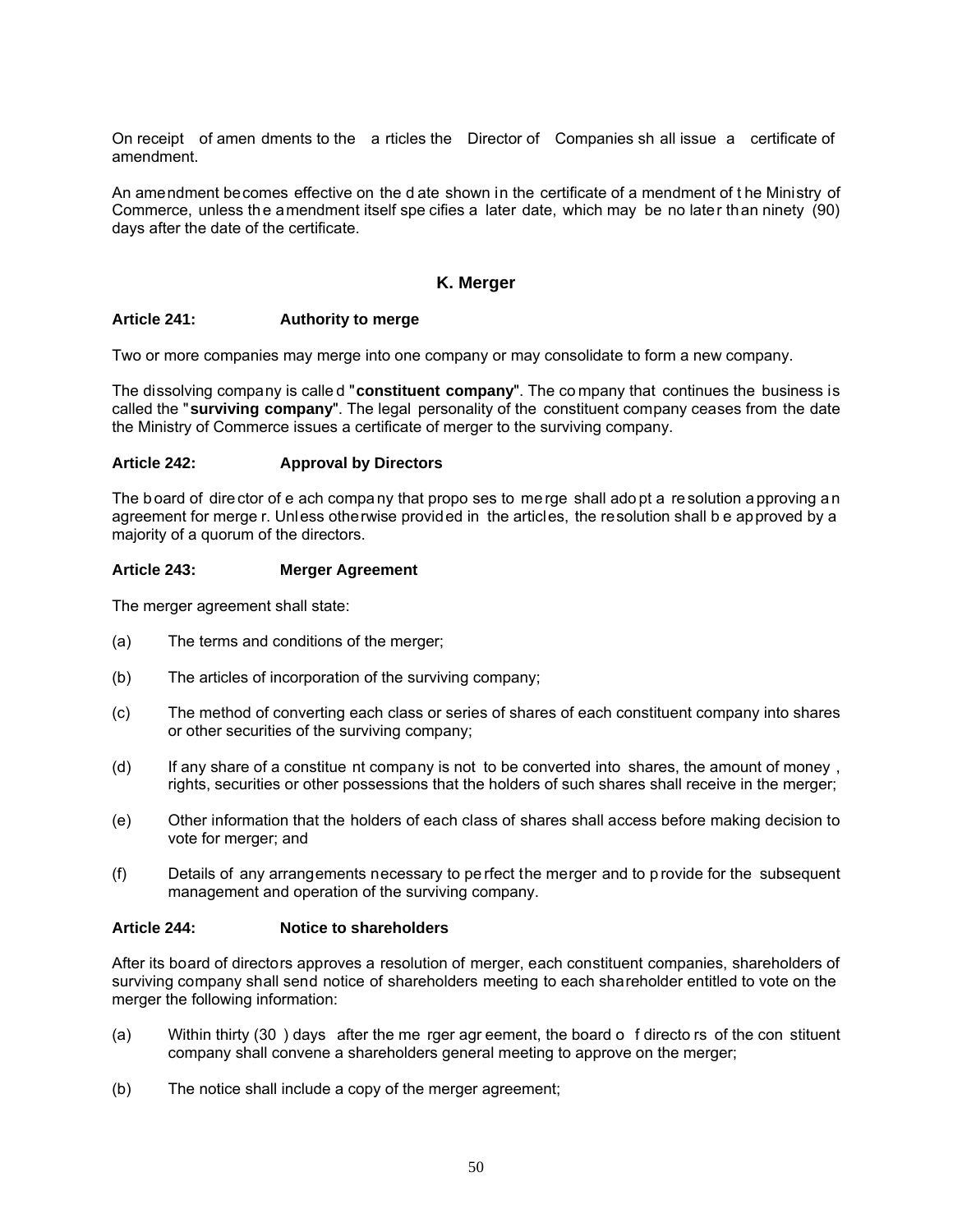On receipt of amendments to the articles the Director of Companies shall issue a certificate of amendment.

An amendment becomes effective on the date shown in the certificate of amendment of the Ministry of Commerce, unless the amendment itself specifies a later date, which may be no later than ninety (90) days after the date of the certificate.

## K. Merger

### Article 241: Authority to merge

Two or more companies may merge into one company or may consolidate to form a new company.

The dissolving company is called "**constituent company**". The company that continues the business is called the "**surviving company**". The legal personality of the constituent company ceases from the date the Ministry of Commerce issues a certificate of merger to the surviving company.

### Article 242: Approval by Directors

The board of director of each company that proposes to merge shall adopt a resolution approving an agreement for merger. Unless otherwise provided in the articles, the resolution shall be approved by a majority of a quorum of the directors.

### Article 243: Merger Agreement

The merger agreement shall state:

(a) The terms and conditions of the merger;

(b) The articles of incorporation of the surviving company;

(c) The method of converting each class or series of shares of each constituent company into shares or other securities of the surviving company;

(d) If any share of a constituent company is not to be converted into shares, the amount of money , rights, securities or other possessions that the holders of such shares shall receive in the merger;

(e) Other information that the holders of each class of shares shall access before making decision to vote for merger; and

(f) Details of any arrangements necessary to perfect the merger and to provide for the subsequent management and operation of the surviving company.

### Article 244: Notice to shareholders

After its board of directors approves a resolution of merger, each constituent companies, shareholders of surviving company shall send notice of shareholders meeting to each shareholder entitled to vote on the merger the following information:

(a) Within thirty (30 ) days after the merger agreement, the board of directors of the constituent company shall convene a shareholders general meeting to approve on the merger;

(b) The notice shall include a copy of the merger agreement;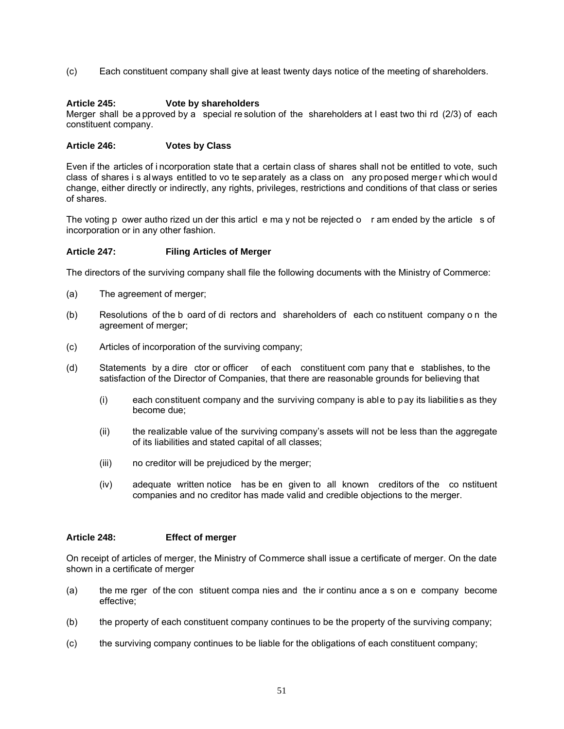(c) Each constituent company shall give at least twenty days notice of the meeting of shareholders.

**Article 245: Vote by shareholders**

Merger shall be approved by a special resolution of the shareholders at least two third (2/3) of each constituent company.

**Article 246: Votes by Class**

Even if the articles of incorporation state that a certain class of shares shall not be entitled to vote, such class of shares is always entitled to vote separately as a class on any proposed merger which would change, either directly or indirectly, any rights, privileges, restrictions and conditions of that class or series of shares.

The voting power authorized under this article may not be rejected or amended by the articles of incorporation or in any other fashion.

**Article 247: Filing Articles of Merger**

The directors of the surviving company shall file the following documents with the Ministry of Commerce:

(a) The agreement of merger;

(b) Resolutions of the board of directors and shareholders of each constituent company on the agreement of merger;

(c) Articles of incorporation of the surviving company;

(d) Statements by a director or officer of each constituent company that establishes, to the satisfaction of the Director of Companies, that there are reasonable grounds for believing that

  (i) each constituent company and the surviving company is able to pay its liabilities as they become due;

  (ii) the realizable value of the surviving company's assets will not be less than the aggregate of its liabilities and stated capital of all classes;

  (iii) no creditor will be prejudiced by the merger;

  (iv) adequate written notice has been given to all known creditors of the constituent companies and no creditor has made valid and credible objections to the merger.

**Article 248: Effect of merger**

On receipt of articles of merger, the Ministry of Commerce shall issue a certificate of merger. On the date shown in a certificate of merger

(a) the merger of the constituent companies and their continuance as one company become effective;

(b) the property of each constituent company continues to be the property of the surviving company;

(c) the surviving company continues to be liable for the obligations of each constituent company;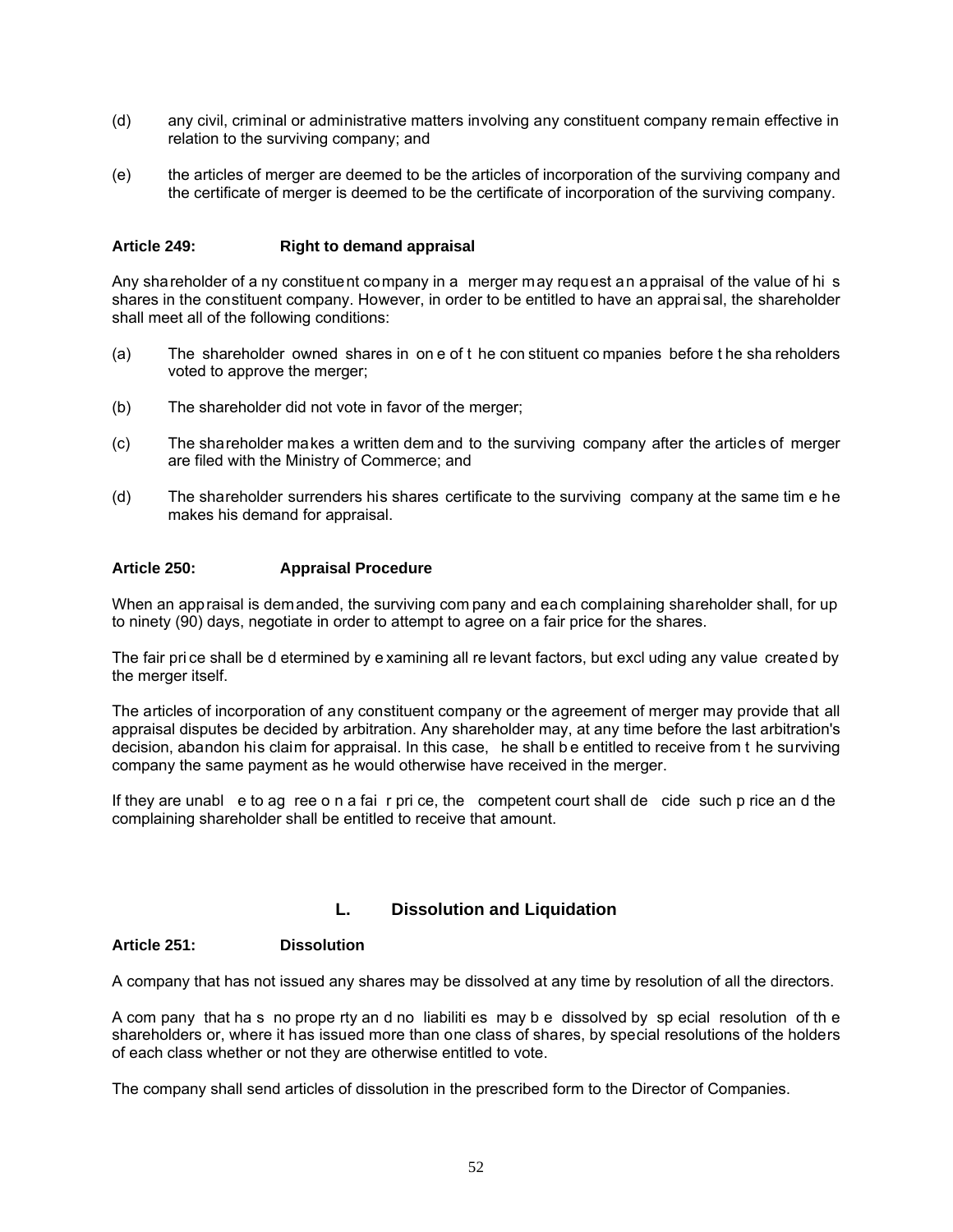(d) any civil, criminal or administrative matters involving any constituent company remain effective in relation to the surviving company; and

(e) the articles of merger are deemed to be the articles of incorporation of the surviving company and the certificate of merger is deemed to be the certificate of incorporation of the surviving company.

**Article 249: Right to demand appraisal**

Any shareholder of any constituent company in a merger may request an appraisal of the value of his shares in the constituent company. However, in order to be entitled to have an appraisal, the shareholder shall meet all of the following conditions:

(a) The shareholder owned shares in one of the constituent companies before the shareholders voted to approve the merger;

(b) The shareholder did not vote in favor of the merger;

(c) The shareholder makes a written demand to the surviving company after the articles of merger are filed with the Ministry of Commerce; and

(d) The shareholder surrenders his shares certificate to the surviving company at the same time he makes his demand for appraisal.

**Article 250: Appraisal Procedure**

When an appraisal is demanded, the surviving company and each complaining shareholder shall, for up to ninety (90) days, negotiate in order to attempt to agree on a fair price for the shares.

The fair price shall be determined by examining all relevant factors, but excluding any value created by the merger itself.

The articles of incorporation of any constituent company or the agreement of merger may provide that all appraisal disputes be decided by arbitration. Any shareholder may, at any time before the last arbitration's decision, abandon his claim for appraisal. In this case, he shall be entitled to receive from the surviving company the same payment as he would otherwise have received in the merger.

If they are unable to agree on a fair price, the competent court shall decide such price and the complaining shareholder shall be entitled to receive that amount.

## L. Dissolution and Liquidation

**Article 251: Dissolution**

A company that has not issued any shares may be dissolved at any time by resolution of all the directors.

A company that has no property and no liabilities may be dissolved by special resolution of the shareholders or, where it has issued more than one class of shares, by special resolutions of the holders of each class whether or not they are otherwise entitled to vote.

The company shall send articles of dissolution in the prescribed form to the Director of Companies.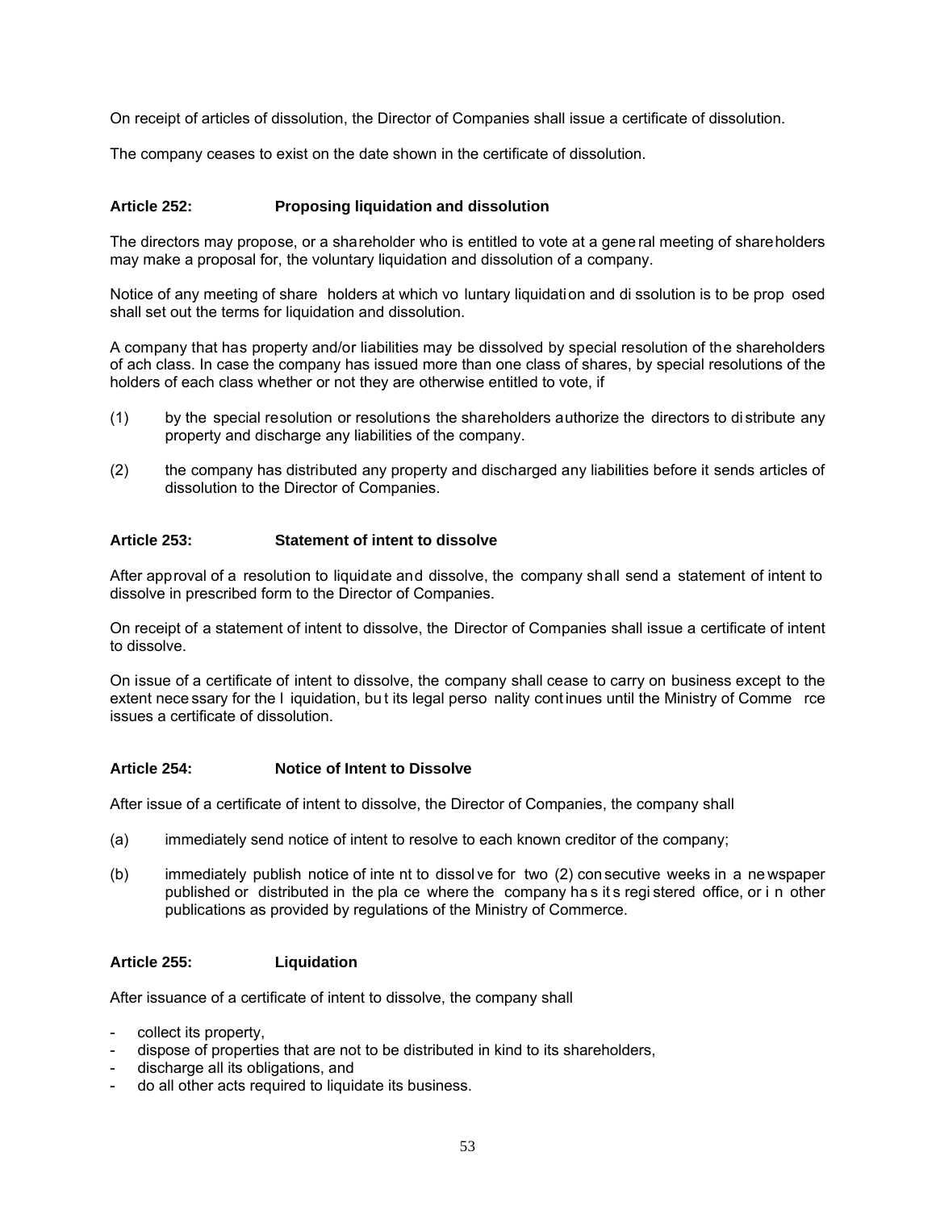On receipt of articles of dissolution, the Director of Companies shall issue a certificate of dissolution.

The company ceases to exist on the date shown in the certificate of dissolution.

### Article 252: Proposing liquidation and dissolution

The directors may propose, or a shareholder who is entitled to vote at a general meeting of shareholders may make a proposal for, the voluntary liquidation and dissolution of a company.

Notice of any meeting of shareholders at which voluntary liquidation and dissolution is to be proposed shall set out the terms for liquidation and dissolution.

A company that has property and/or liabilities may be dissolved by special resolution of the shareholders of ach class. In case the company has issued more than one class of shares, by special resolutions of the holders of each class whether or not they are otherwise entitled to vote, if

(1) by the special resolution or resolutions the shareholders authorize the directors to distribute any property and discharge any liabilities of the company.

(2) the company has distributed any property and discharged any liabilities before it sends articles of dissolution to the Director of Companies.

### Article 253: Statement of intent to dissolve

After approval of a resolution to liquidate and dissolve, the company shall send a statement of intent to dissolve in prescribed form to the Director of Companies.

On receipt of a statement of intent to dissolve, the Director of Companies shall issue a certificate of intent to dissolve.

On issue of a certificate of intent to dissolve, the company shall cease to carry on business except to the extent necessary for the liquidation, but its legal personality continues until the Ministry of Commerce issues a certificate of dissolution.

### Article 254: Notice of Intent to Dissolve

After issue of a certificate of intent to dissolve, the Director of Companies, the company shall

(a) immediately send notice of intent to resolve to each known creditor of the company;

(b) immediately publish notice of intent to dissolve for two (2) consecutive weeks in a newspaper published or distributed in the place where the company has its registered office, or in other publications as provided by regulations of the Ministry of Commerce.

### Article 255: Liquidation

After issuance of a certificate of intent to dissolve, the company shall

- collect its property,
- dispose of properties that are not to be distributed in kind to its shareholders,
- discharge all its obligations, and
- do all other acts required to liquidate its business.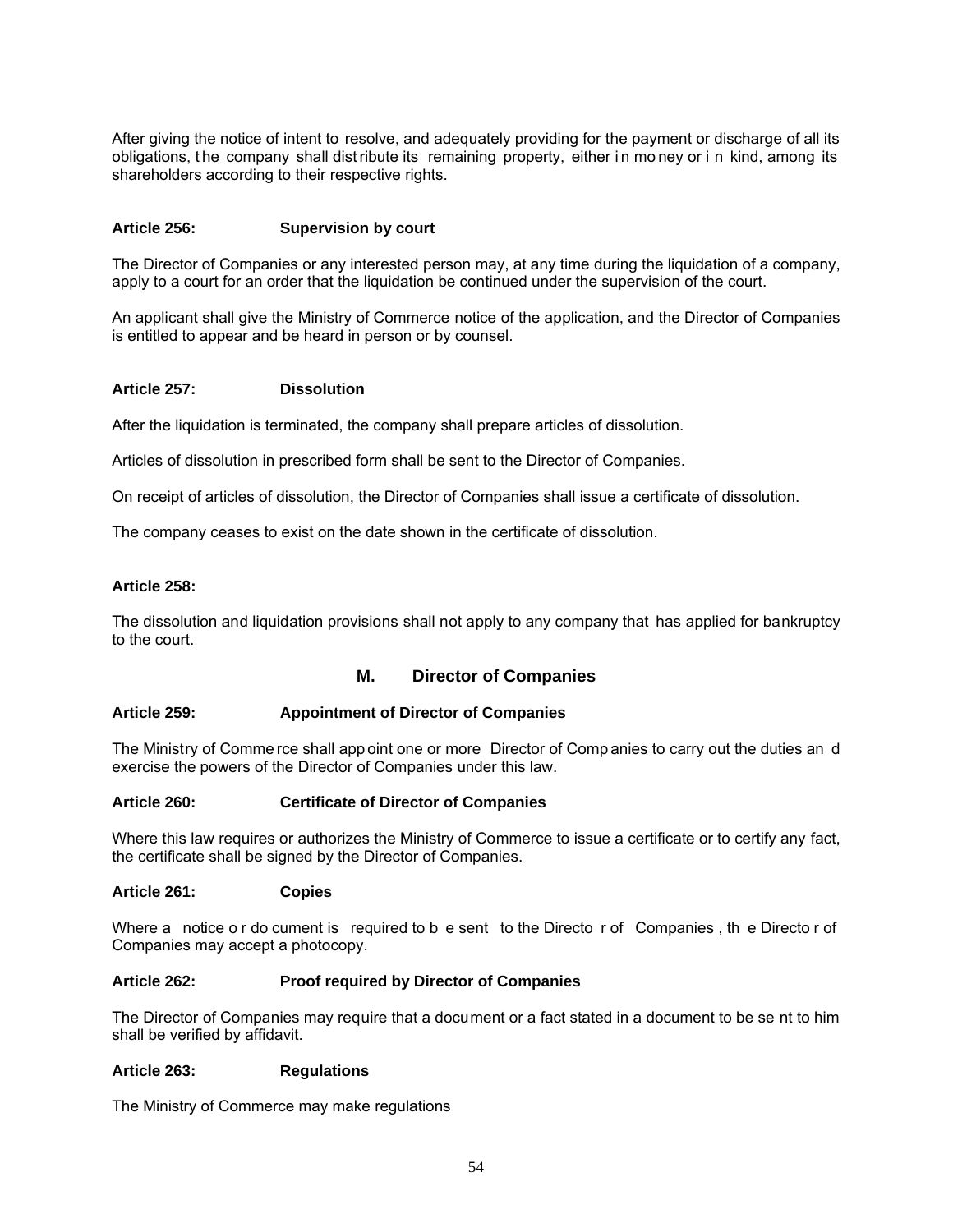After giving the notice of intent to resolve, and adequately providing for the payment or discharge of all its obligations, the company shall distribute its remaining property, either in money or in kind, among its shareholders according to their respective rights.

**Article 256: Supervision by court**

The Director of Companies or any interested person may, at any time during the liquidation of a company, apply to a court for an order that the liquidation be continued under the supervision of the court.

An applicant shall give the Ministry of Commerce notice of the application, and the Director of Companies is entitled to appear and be heard in person or by counsel.

**Article 257: Dissolution**

After the liquidation is terminated, the company shall prepare articles of dissolution.

Articles of dissolution in prescribed form shall be sent to the Director of Companies.

On receipt of articles of dissolution, the Director of Companies shall issue a certificate of dissolution.

The company ceases to exist on the date shown in the certificate of dissolution.

**Article 258:**

The dissolution and liquidation provisions shall not apply to any company that has applied for bankruptcy to the court.

## M. Director of Companies

**Article 259: Appointment of Director of Companies**

The Ministry of Commerce shall appoint one or more Director of Companies to carry out the duties and exercise the powers of the Director of Companies under this law.

**Article 260: Certificate of Director of Companies**

Where this law requires or authorizes the Ministry of Commerce to issue a certificate or to certify any fact, the certificate shall be signed by the Director of Companies.

**Article 261: Copies**

Where a notice or document is required to be sent to the Director of Companies, the Director of Companies may accept a photocopy.

**Article 262: Proof required by Director of Companies**

The Director of Companies may require that a document or a fact stated in a document to be sent to him shall be verified by affidavit.

**Article 263: Regulations**

The Ministry of Commerce may make regulations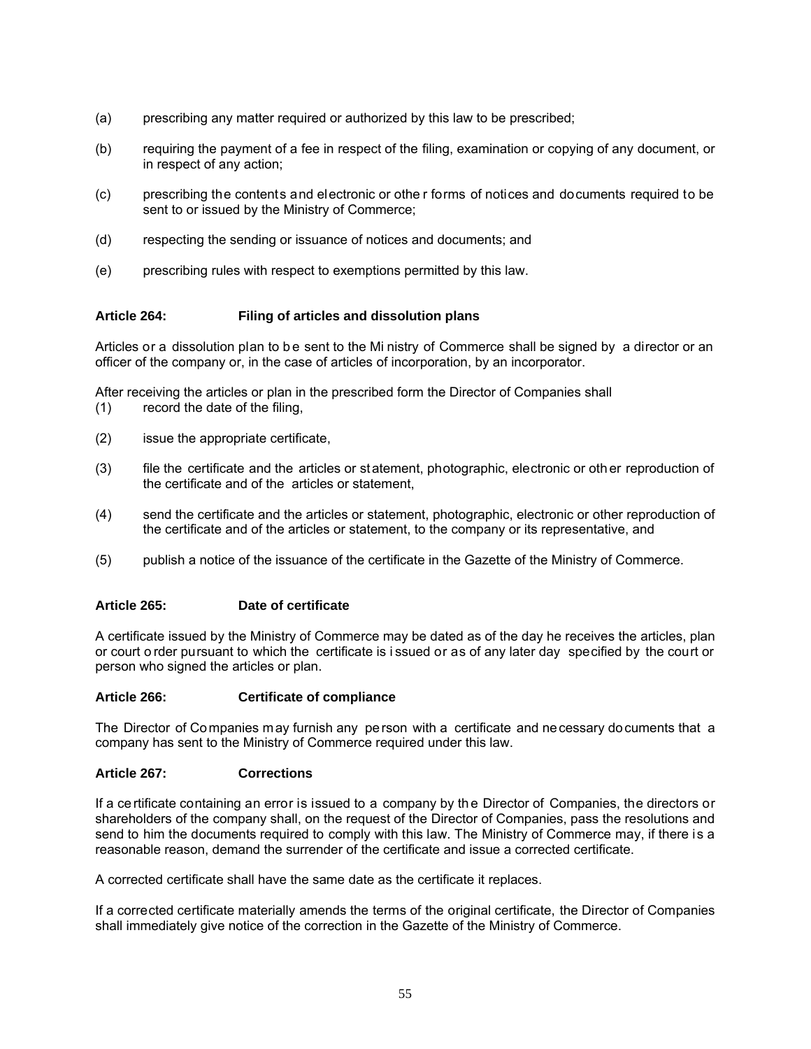(a) prescribing any matter required or authorized by this law to be prescribed;

(b) requiring the payment of a fee in respect of the filing, examination or copying of any document, or in respect of any action;

(c) prescribing the contents and electronic or other forms of notices and documents required to be sent to or issued by the Ministry of Commerce;

(d) respecting the sending or issuance of notices and documents; and

(e) prescribing rules with respect to exemptions permitted by this law.

**Article 264: Filing of articles and dissolution plans**

Articles or a dissolution plan to be sent to the Ministry of Commerce shall be signed by a director or an officer of the company or, in the case of articles of incorporation, by an incorporator.

After receiving the articles or plan in the prescribed form the Director of Companies shall

(1) record the date of the filing,

(2) issue the appropriate certificate,

(3) file the certificate and the articles or statement, photographic, electronic or other reproduction of the certificate and of the articles or statement,

(4) send the certificate and the articles or statement, photographic, electronic or other reproduction of the certificate and of the articles or statement, to the company or its representative, and

(5) publish a notice of the issuance of the certificate in the Gazette of the Ministry of Commerce.

**Article 265: Date of certificate**

A certificate issued by the Ministry of Commerce may be dated as of the day he receives the articles, plan or court order pursuant to which the certificate is issued or as of any later day specified by the court or person who signed the articles or plan.

**Article 266: Certificate of compliance**

The Director of Companies may furnish any person with a certificate and necessary documents that a company has sent to the Ministry of Commerce required under this law.

**Article 267: Corrections**

If a certificate containing an error is issued to a company by the Director of Companies, the directors or shareholders of the company shall, on the request of the Director of Companies, pass the resolutions and send to him the documents required to comply with this law. The Ministry of Commerce may, if there is a reasonable reason, demand the surrender of the certificate and issue a corrected certificate.

A corrected certificate shall have the same date as the certificate it replaces.

If a corrected certificate materially amends the terms of the original certificate, the Director of Companies shall immediately give notice of the correction in the Gazette of the Ministry of Commerce.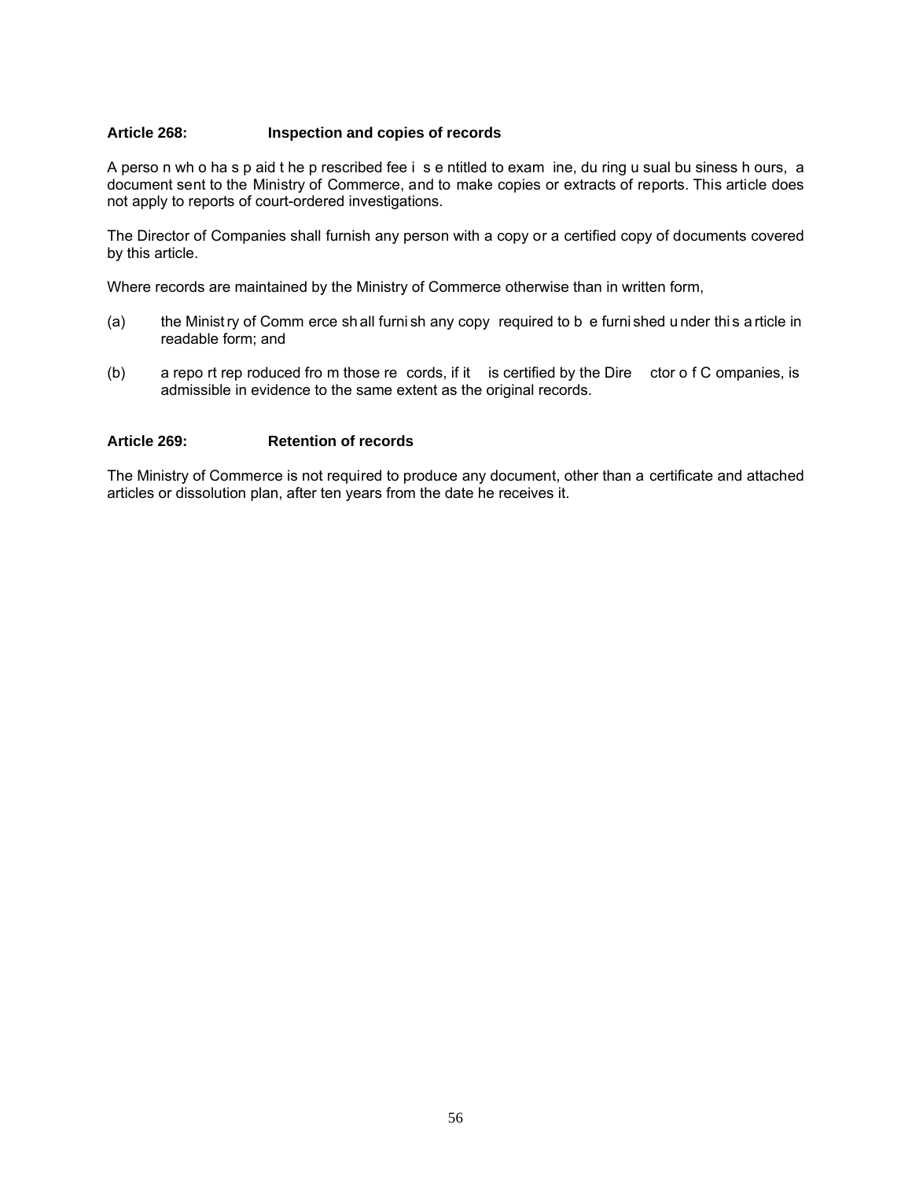### Article 268: Inspection and copies of records

A person who has paid the prescribed fee is entitled to examine, during usual business hours, a document sent to the Ministry of Commerce, and to make copies or extracts of reports. This article does not apply to reports of court-ordered investigations.

The Director of Companies shall furnish any person with a copy or a certified copy of documents covered by this article.

Where records are maintained by the Ministry of Commerce otherwise than in written form,

(a) the Ministry of Commerce shall furnish any copy required to be furnished under this article in readable form; and

(b) a report reproduced from those records, if it is certified by the Director of Companies, is admissible in evidence to the same extent as the original records.

### Article 269: Retention of records

The Ministry of Commerce is not required to produce any document, other than a certificate and attached articles or dissolution plan, after ten years from the date he receives it.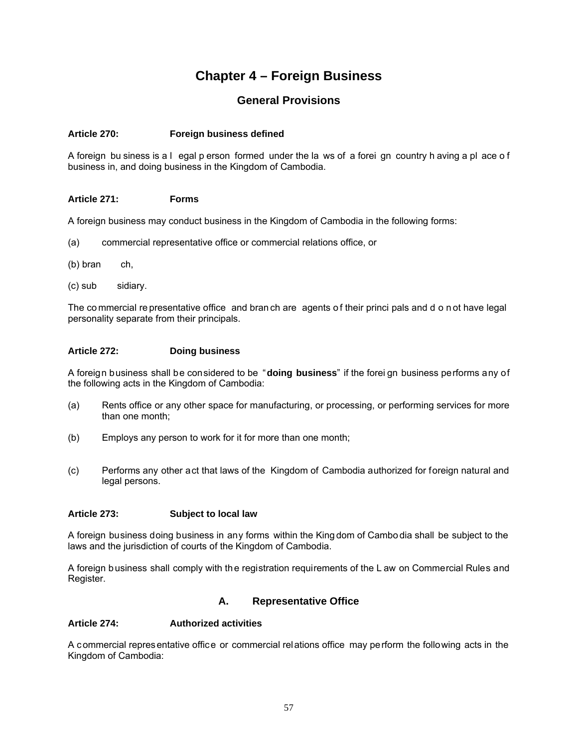# Chapter 4 – Foreign Business

## General Provisions

**Article 270: Foreign business defined**

A foreign business is a legal person formed under the laws of a foreign country having a place of business in, and doing business in the Kingdom of Cambodia.

**Article 271: Forms**

A foreign business may conduct business in the Kingdom of Cambodia in the following forms:

(a) commercial representative office or commercial relations office, or

(b) branch,

(c) subsidiary.

The commercial representative office and branch are agents of their principals and do not have legal personality separate from their principals.

**Article 272: Doing business**

A foreign business shall be considered to be "**doing business**" if the foreign business performs any of the following acts in the Kingdom of Cambodia:

(a) Rents office or any other space for manufacturing, or processing, or performing services for more than one month;

(b) Employs any person to work for it for more than one month;

(c) Performs any other act that laws of the Kingdom of Cambodia authorized for foreign natural and legal persons.

**Article 273: Subject to local law**

A foreign business doing business in any forms within the Kingdom of Cambodia shall be subject to the laws and the jurisdiction of courts of the Kingdom of Cambodia.

A foreign business shall comply with the registration requirements of the Law on Commercial Rules and Register.

### A. Representative Office

**Article 274: Authorized activities**

A commercial representative office or commercial relations office may perform the following acts in the Kingdom of Cambodia: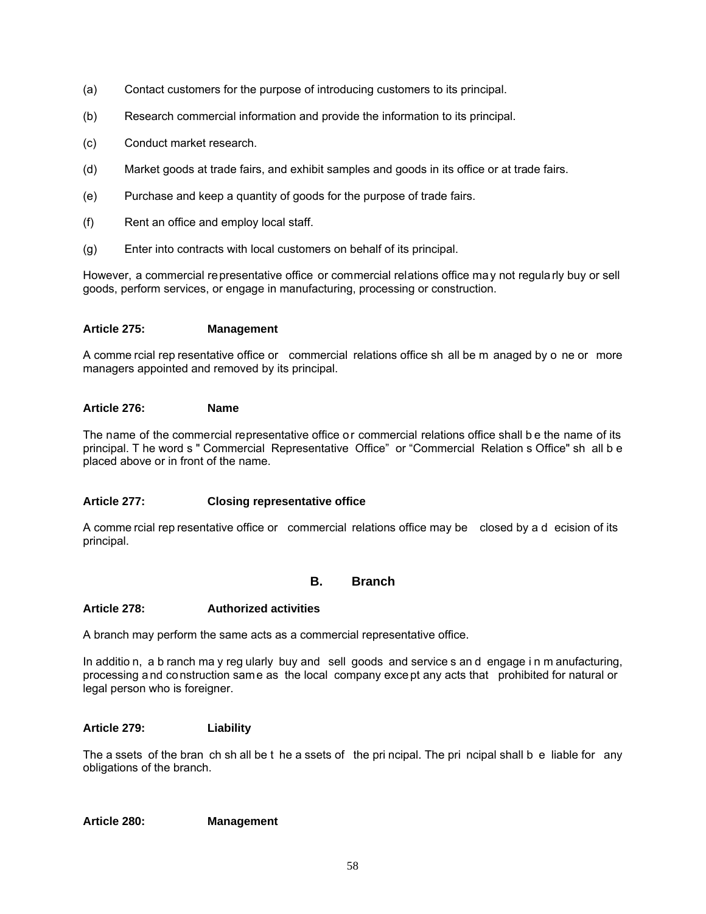(a) Contact customers for the purpose of introducing customers to its principal.

(b) Research commercial information and provide the information to its principal.

(c) Conduct market research.

(d) Market goods at trade fairs, and exhibit samples and goods in its office or at trade fairs.

(e) Purchase and keep a quantity of goods for the purpose of trade fairs.

(f) Rent an office and employ local staff.

(g) Enter into contracts with local customers on behalf of its principal.

However, a commercial representative office or commercial relations office may not regularly buy or sell goods, perform services, or engage in manufacturing, processing or construction.

**Article 275: Management**

A commercial representative office or commercial relations office shall be managed by one or more managers appointed and removed by its principal.

**Article 276: Name**

The name of the commercial representative office or commercial relations office shall be the name of its principal. The words " Commercial Representative Office" or "Commercial Relations Office" shall be placed above or in front of the name.

**Article 277: Closing representative office**

A commercial representative office or commercial relations office may be closed by a decision of its principal.

## B. Branch

**Article 278: Authorized activities**

A branch may perform the same acts as a commercial representative office.

In addition, a branch may regularly buy and sell goods and services and engage in manufacturing, processing and construction same as the local company except any acts that prohibited for natural or legal person who is foreigner.

**Article 279: Liability**

The assets of the branch shall be the assets of the principal. The principal shall be liable for any obligations of the branch.

**Article 280: Management**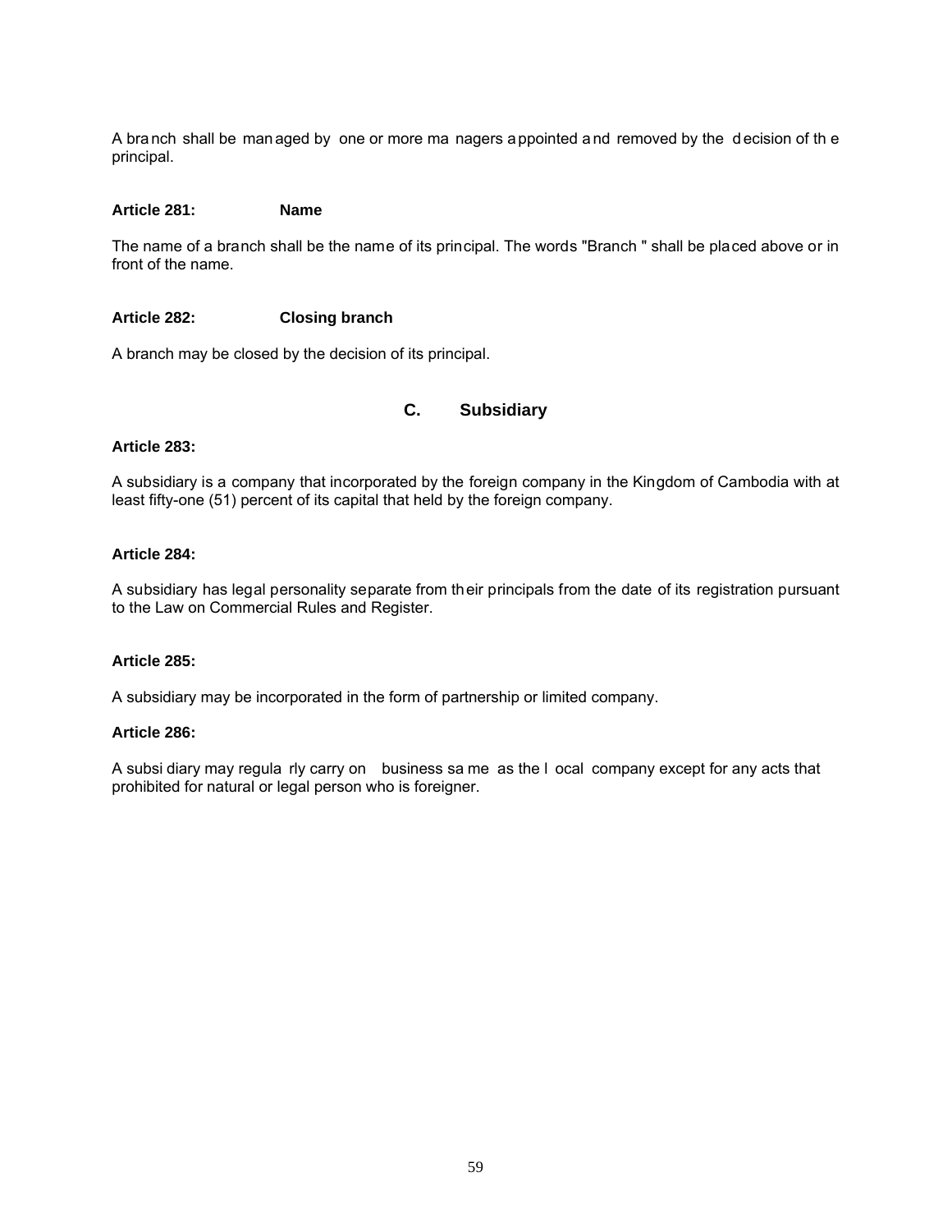A branch shall be managed by one or more managers appointed and removed by the decision of the principal.

**Article 281: Name**

The name of a branch shall be the name of its principal. The words "Branch " shall be placed above or in front of the name.

**Article 282: Closing branch**

A branch may be closed by the decision of its principal.

## C. Subsidiary

**Article 283:**

A subsidiary is a company that incorporated by the foreign company in the Kingdom of Cambodia with at least fifty-one (51) percent of its capital that held by the foreign company.

**Article 284:**

A subsidiary has legal personality separate from their principals from the date of its registration pursuant to the Law on Commercial Rules and Register.

**Article 285:**

A subsidiary may be incorporated in the form of partnership or limited company.

**Article 286:**

A subsidiary may regularly carry on business same as the local company except for any acts that prohibited for natural or legal person who is foreigner.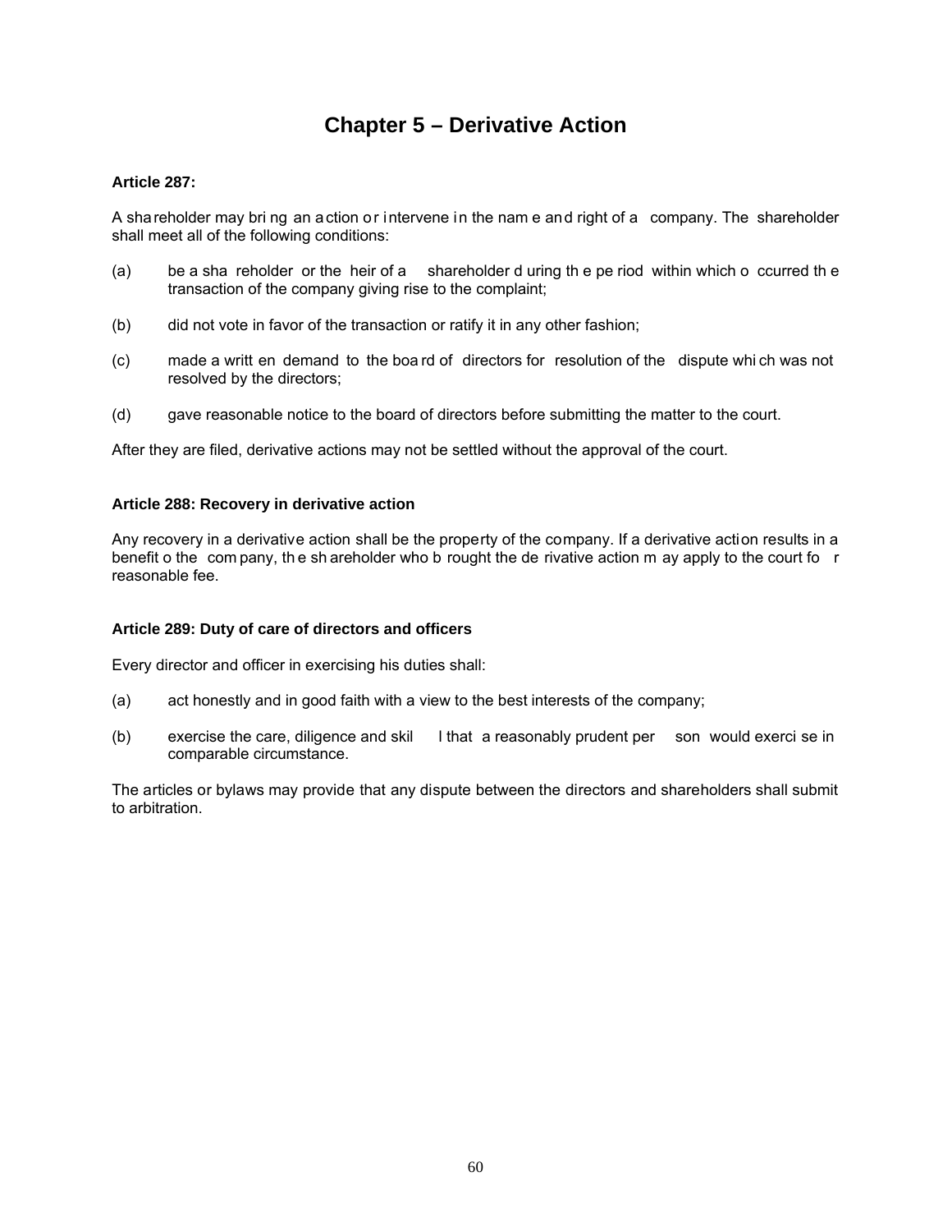# Chapter 5 – Derivative Action

**Article 287:**

A shareholder may bring an action or intervene in the name and right of a company. The shareholder shall meet all of the following conditions:

(a) be a shareholder or the heir of a shareholder during the period within which occurred the transaction of the company giving rise to the complaint;

(b) did not vote in favor of the transaction or ratify it in any other fashion;

(c) made a written demand to the board of directors for resolution of the dispute which was not resolved by the directors;

(d) gave reasonable notice to the board of directors before submitting the matter to the court.

After they are filed, derivative actions may not be settled without the approval of the court.

**Article 288: Recovery in derivative action**

Any recovery in a derivative action shall be the property of the company. If a derivative action results in a benefit o the company, the shareholder who brought the derivative action may apply to the court for reasonable fee.

**Article 289: Duty of care of directors and officers**

Every director and officer in exercising his duties shall:

(a) act honestly and in good faith with a view to the best interests of the company;

(b) exercise the care, diligence and skill that a reasonably prudent person would exercise in comparable circumstance.

The articles or bylaws may provide that any dispute between the directors and shareholders shall submit to arbitration.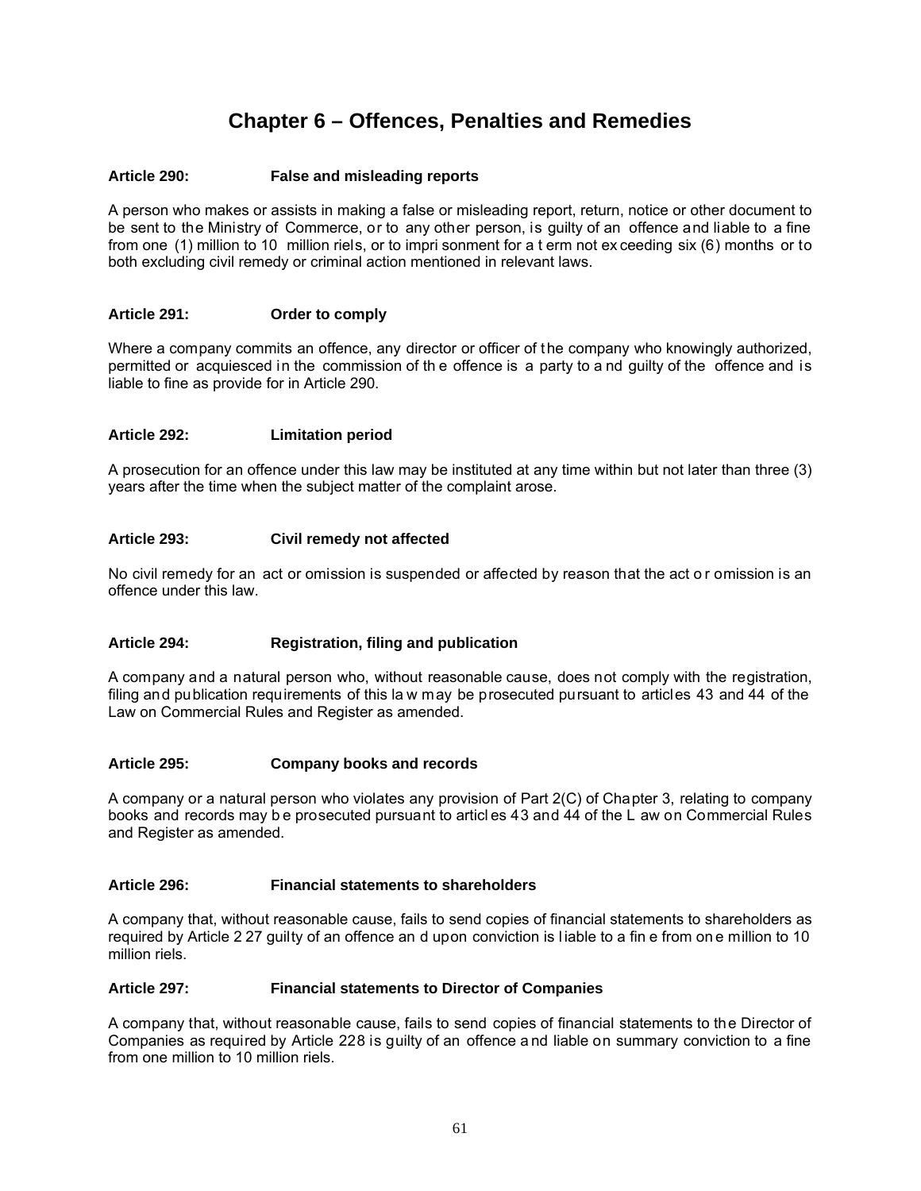# Chapter 6 – Offences, Penalties and Remedies

**Article 290: False and misleading reports**

A person who makes or assists in making a false or misleading report, return, notice or other document to be sent to the Ministry of Commerce, or to any other person, is guilty of an offence and liable to a fine from one (1) million to 10 million riels, or to imprisonment for a term not exceeding six (6) months or to both excluding civil remedy or criminal action mentioned in relevant laws.

**Article 291: Order to comply**

Where a company commits an offence, any director or officer of the company who knowingly authorized, permitted or acquiesced in the commission of the offence is a party to and guilty of the offence and is liable to fine as provide for in Article 290.

**Article 292: Limitation period**

A prosecution for an offence under this law may be instituted at any time within but not later than three (3) years after the time when the subject matter of the complaint arose.

**Article 293: Civil remedy not affected**

No civil remedy for an act or omission is suspended or affected by reason that the act or omission is an offence under this law.

**Article 294: Registration, filing and publication**

A company and a natural person who, without reasonable cause, does not comply with the registration, filing and publication requirements of this law may be prosecuted pursuant to articles 43 and 44 of the Law on Commercial Rules and Register as amended.

**Article 295: Company books and records**

A company or a natural person who violates any provision of Part 2(C) of Chapter 3, relating to company books and records may be prosecuted pursuant to articles 43 and 44 of the Law on Commercial Rules and Register as amended.

**Article 296: Financial statements to shareholders**

A company that, without reasonable cause, fails to send copies of financial statements to shareholders as required by Article 227 guilty of an offence and upon conviction is liable to a fine from one million to 10 million riels.

**Article 297: Financial statements to Director of Companies**

A company that, without reasonable cause, fails to send copies of financial statements to the Director of Companies as required by Article 228 is guilty of an offence and liable on summary conviction to a fine from one million to 10 million riels.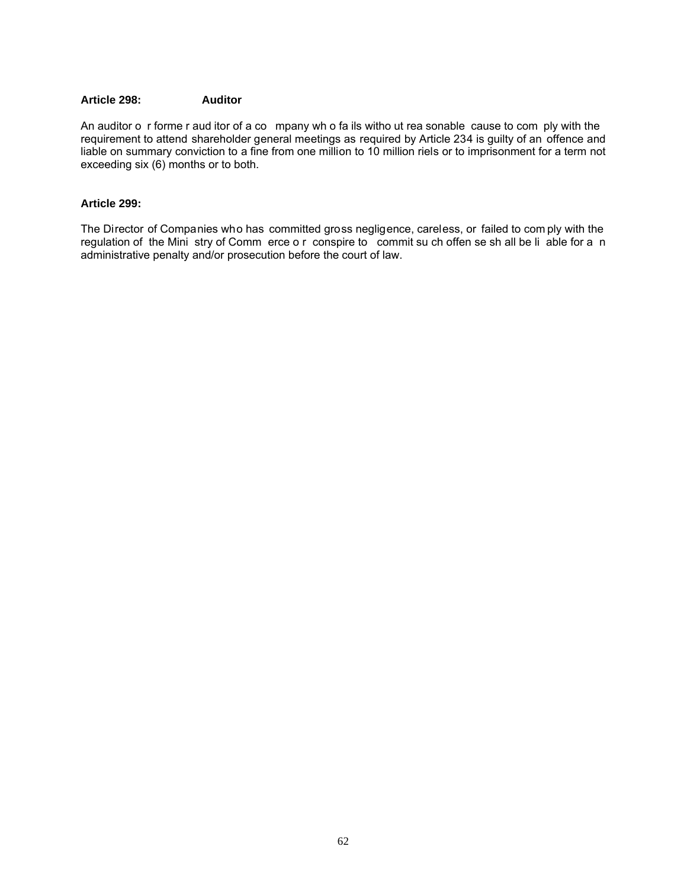**Article 298: Auditor**

An auditor or former auditor of a company who fails without reasonable cause to comply with the requirement to attend shareholder general meetings as required by Article 234 is guilty of an offence and liable on summary conviction to a fine from one million to 10 million riels or to imprisonment for a term not exceeding six (6) months or to both.

**Article 299:**

The Director of Companies who has committed gross negligence, careless, or failed to comply with the regulation of the Ministry of Commerce or conspire to commit such offense shall be liable for an administrative penalty and/or prosecution before the court of law.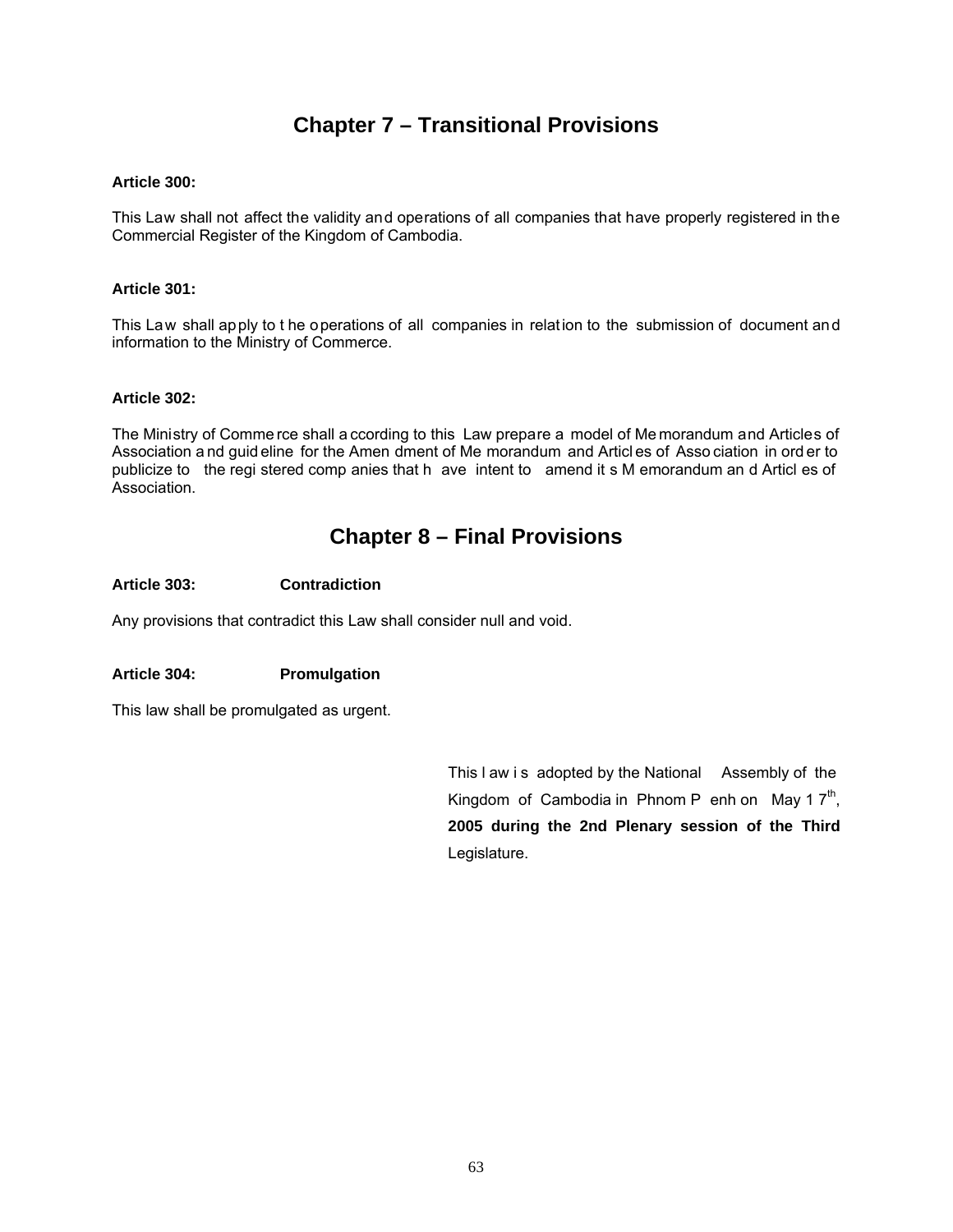## Chapter 7 – Transitional Provisions

**Article 300:**

This Law shall not affect the validity and operations of all companies that have properly registered in the Commercial Register of the Kingdom of Cambodia.

**Article 301:**

This Law shall apply to the operations of all companies in relation to the submission of document and information to the Ministry of Commerce.

**Article 302:**

The Ministry of Commerce shall according to this Law prepare a model of Memorandum and Articles of Association and guideline for the Amendment of Memorandum and Articles of Association in order to publicize to the registered companies that have intent to amend its Memorandum and Articles of Association.

## Chapter 8 – Final Provisions

**Article 303: Contradiction**

Any provisions that contradict this Law shall consider null and void.

**Article 304: Promulgation**

This law shall be promulgated as urgent.

This law is adopted by the National Assembly of the Kingdom of Cambodia in Phnom Penh on May 17th, **2005 during the 2nd Plenary session of the Third** Legislature.